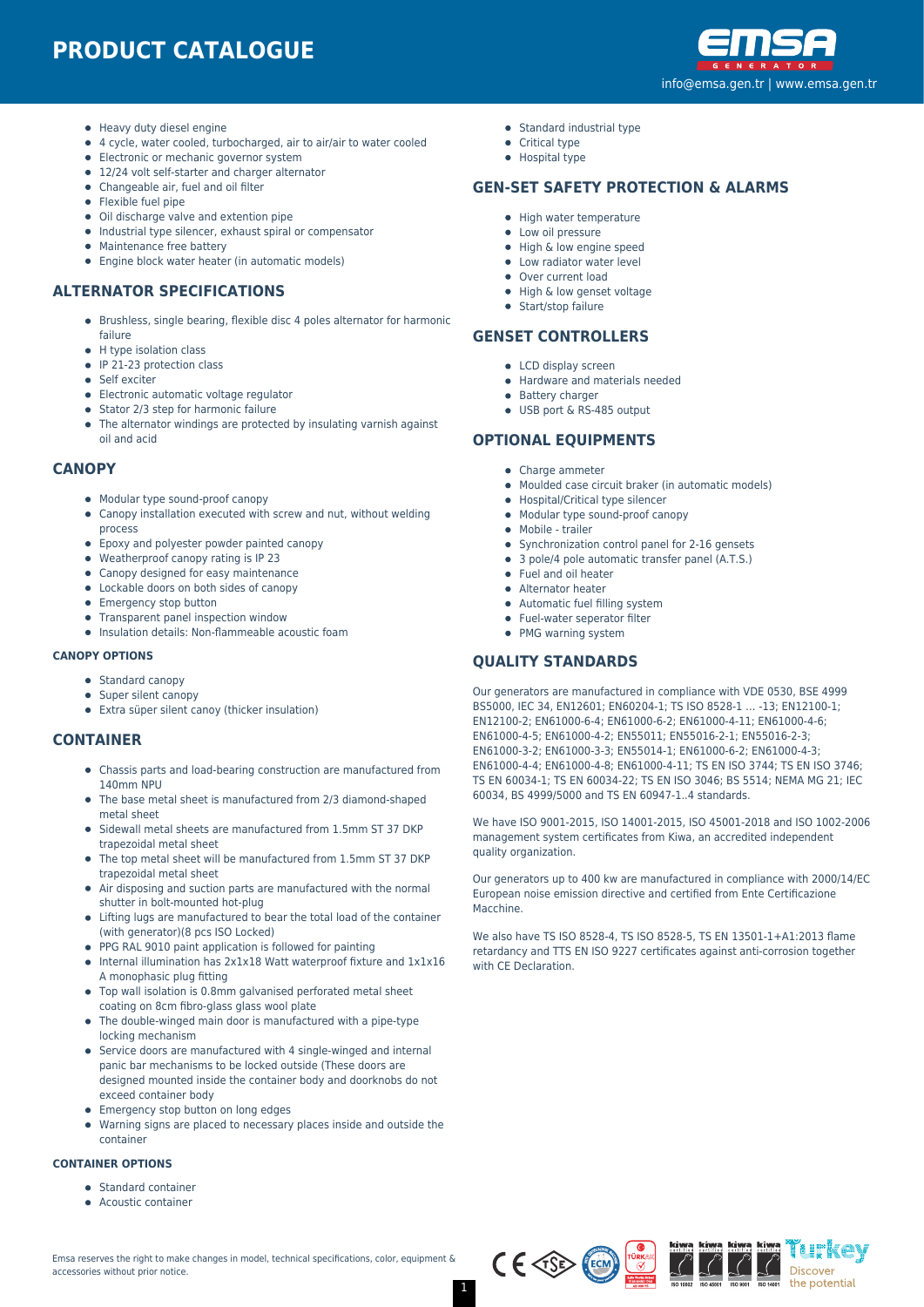# PRODUCT CATALOGUE

info@emsa.gen.tr | www.emsa.gen.tr

- Heavy duty diesel engine
- 4 cycle, water cooled, turbocharged, air to air/air to water cooled
- Electronic or mechanic governor system
- 12/24 volt self-starter and charger alternator
- Changeable air, fuel and oil filter
- Flexible fuel pipe
- Oil discharge valve and extention pipe
- Industrial type silencer, exhaust spiral or compensator
- Maintenance free battery
- Engine block water heater (in automatic models)

## ALTERNATOR SPECIFICATIONS

- Brushless, single bearing, flexible disc 4 poles alternator for harmonic failure
- H type isolation class
- IP 21-23 protection class
- Self exciter
- Electronic automatic voltage regulator
- Stator 2/3 step for harmonic failure
- The alternator windings are protected by insulating varnish against oil and acid

## CANOPY

- Modular type sound-proof canopy
- Canopy installation executed with screw and nut, without welding process
- Epoxy and polyester powder painted canopy
- Weatherproof canopy rating is IP 23
- Canopy designed for easy maintenance
- Lockable doors on both sides of canopy
- Emergency stop button
- Transparent panel inspection window
- Insulation details: Non-flammeable acoustic foam

### CANOPY OPTIONS

- Standard canopy
- Super silent canopy
- Extra süper silent canoy (thicker insulation)

## CONTAINER

- Chassis parts and load-bearing construction are manufactured from 140mm NPU
- The base metal sheet is manufactured from 2/3 diamond-shaped metal sheet
- Sidewall metal sheets are manufactured from 1.5mm ST 37 DKP trapezoidal metal sheet
- The top metal sheet will be manufactured from 1.5mm ST 37 DKP trapezoidal metal sheet
- Air disposing and suction parts are manufactured with the normal shutter in bolt-mounted hot-plug
- Lifting lugs are manufactured to bear the total load of the container (with generator)(8 pcs ISO Locked)
- PPG RAL 9010 paint application is followed for painting
- Internal illumination has 2x1x18 Watt waterproof fixture and 1x1x16 A monophasic plug fitting
- Top wall isolation is 0.8mm galvanised perforated metal sheet coating on 8cm fibro-glass glass wool plate
- The double-winged main door is manufactured with a pipe-type locking mechanism
- Service doors are manufactured with 4 single-winged and internal panic bar mechanisms to be locked outside (These doors are designed mounted inside the container body and doorknobs do not exceed container body
- Emergency stop button on long edges
- Warning signs are placed to necessary places inside and outside the container

### CONTAINER OPTIONS

- Standard container
- Acoustic container

- Standard industrial type
- Critical type
- Hospital type

## GEN-SET SAFETY PROTECTION & ALARMS

- High water temperature
- Low oil pressure
- High & low engine speed
- Low radiator water level
- Over current load
- High & low genset voltage
- Start/stop failure

## GENSET CONTROLLERS

- LCD display screen
- Hardware and materials needed
- Battery charger
- USB port & RS-485 output

## OPTIONAL EQUIPMENTS

- Charge ammeter
- Moulded case circuit braker (in automatic models)
- Hospital/Critical type silencer
- Modular type sound-proof canopy
- Mobile - trailer
- Synchronization control panel for 2-16 gensets
- 3 pole/4 pole automatic transfer panel (A.T.S.)
- Fuel and oil heater
- Alternator heater
- Automatic fuel filling system
- Fuel-water seperator filter
- PMG warning system

## QUALITY STANDARDS

Our generators are manufactured in compliance with VDE 0530, BSE 4999 BS5000, IEC 34, EN12601; EN60204-1; TS ISO 8528-1 ... -13; EN12100-1; EN12100-2; EN61000-6-4; EN61000-6-2; EN61000-4-11; EN61000-4-6; EN61000-4-5; EN61000-4-2; EN55011; EN55016-2-1; EN55016-2-3; EN61000-3-2; EN61000-3-3; EN55014-1; EN61000-6-2; EN61000-4-3; EN61000-4-4; EN61000-4-8; EN61000-4-11; TS EN ISO 3744; TS EN ISO 3746; TS EN 60034-1; TS EN 60034-22; TS EN ISO 3046; BS 5514; NEMA MG 21; IEC 60034, BS 4999/5000 and TS EN 60947-1..4 standards.

We have ISO 9001-2015, ISO 14001-2015, ISO 45001-2018 and ISO 1002-2006 management system certificates from Kiwa, an accredited independent quality organization.

Our generators up to 400 kw are manufactured in compliance with 2000/14/EC European noise emission directive and certified from Ente Certificazione Macchine.

We also have TS ISO 8528-4, TS ISO 8528-5, TS EN 13501-1+A1:2013 flame retardancy and TTS EN ISO 9227 certificates against anti-corrosion together with CE Declaration.

Emsa reserves the right to make changes in model, technical specifications, color, equipment & accessories without prior notice.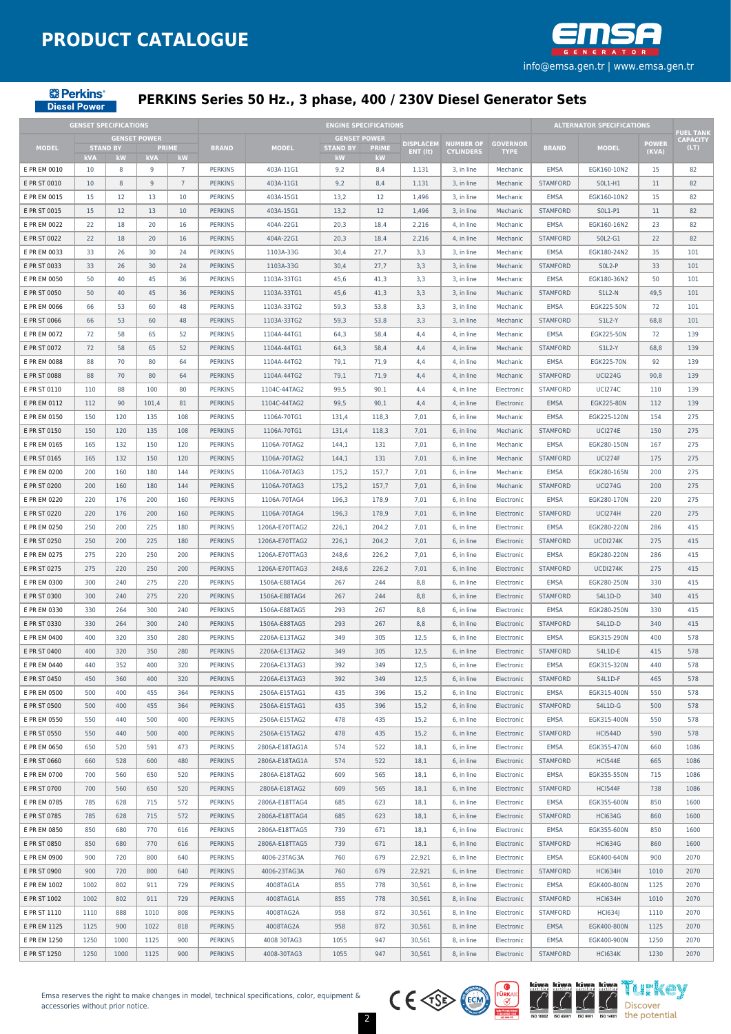# PRODUCT CATALOGUE

info@emsa.gen.tr | www.emsa.gen.tr

Perkins Diesel Power

## PERKINS Series 50 Hz., 3 phase, 400 / 230V Diesel Generator Sets

| GENSET SPECIFICATIONS | | | | | ENGINE SPECIFICATIONS | | | | | | | | ALTERNATOR SPECIFICATIONS | | | FUEL TANK CAPACITY (LT) |
|---|---|---|---|---|---|---|---|---|---|---|---|---|---|---|---|---|
| MODEL | GENSET POWER | | | | BRAND | MODEL | GENSET POWER | | DISPLACEMENT (lt) | NUMBER OF CYLINDERS | GOVERNOR TYPE | BRAND | MODEL | POWER (KVA) | |
| | STAND BY | | PRIME | | | | STAND BY | PRIME | | | | | | | |
| | kVA | kW | kVA | kW | | | kW | kW | | | | | | | |
| E PR EM 0010 | 10 | 8 | 9 | 7 | PERKINS | 403A-11G1 | 9,2 | 8,4 | 1,131 | 3, in line | Mechanic | EMSA | EGK160-10N2 | 15 | 82 |
| E PR ST 0010 | 10 | 8 | 9 | 7 | PERKINS | 403A-11G1 | 9,2 | 8,4 | 1,131 | 3, in line | Mechanic | STAMFORD | S0L1-H1 | 11 | 82 |
| E PR EM 0015 | 15 | 12 | 13 | 10 | PERKINS | 403A-15G1 | 13,2 | 12 | 1,496 | 3, in line | Mechanic | EMSA | EGK160-10N2 | 15 | 82 |
| E PR ST 0015 | 15 | 12 | 13 | 10 | PERKINS | 403A-15G1 | 13,2 | 12 | 1,496 | 3, in line | Mechanic | STAMFORD | S0L1-P1 | 11 | 82 |
| E PR EM 0022 | 22 | 18 | 20 | 16 | PERKINS | 404A-22G1 | 20,3 | 18,4 | 2,216 | 4, in line | Mechanic | EMSA | EGK160-16N2 | 23 | 82 |
| E PR ST 0022 | 22 | 18 | 20 | 16 | PERKINS | 404A-22G1 | 20,3 | 18,4 | 2,216 | 4, in line | Mechanic | STAMFORD | S0L2-G1 | 22 | 82 |
| E PR EM 0033 | 33 | 26 | 30 | 24 | PERKINS | 1103A-33G | 30,4 | 27,7 | 3,3 | 3, in line | Mechanic | EMSA | EGK180-24N2 | 35 | 101 |
| E PR ST 0033 | 33 | 26 | 30 | 24 | PERKINS | 1103A-33G | 30,4 | 27,7 | 3,3 | 3, in line | Mechanic | STAMFORD | S0L2-P | 33 | 101 |
| E PR EM 0050 | 50 | 40 | 45 | 36 | PERKINS | 1103A-33TG1 | 45,6 | 41,3 | 3,3 | 3, in line | Mechanic | EMSA | EGK180-36N2 | 50 | 101 |
| E PR ST 0050 | 50 | 40 | 45 | 36 | PERKINS | 1103A-33TG1 | 45,6 | 41,3 | 3,3 | 3, in line | Mechanic | STAMFORD | S1L2-N | 49,5 | 101 |
| E PR EM 0066 | 66 | 53 | 60 | 48 | PERKINS | 1103A-33TG2 | 59,3 | 53,8 | 3,3 | 3, in line | Mechanic | EMSA | EGK225-50N | 72 | 101 |
| E PR ST 0066 | 66 | 53 | 60 | 48 | PERKINS | 1103A-33TG2 | 59,3 | 53,8 | 3,3 | 3, in line | Mechanic | STAMFORD | S1L2-Y | 68,8 | 101 |
| E PR EM 0072 | 72 | 58 | 65 | 52 | PERKINS | 1104A-44TG1 | 64,3 | 58,4 | 4,4 | 4, in line | Mechanic | EMSA | EGK225-50N | 72 | 139 |
| E PR ST 0072 | 72 | 58 | 65 | 52 | PERKINS | 1104A-44TG1 | 64,3 | 58,4 | 4,4 | 4, in line | Mechanic | STAMFORD | S1L2-Y | 68,8 | 139 |
| E PR EM 0088 | 88 | 70 | 80 | 64 | PERKINS | 1104A-44TG2 | 79,1 | 71,9 | 4,4 | 4, in line | Mechanic | EMSA | EGK225-70N | 92 | 139 |
| E PR ST 0088 | 88 | 70 | 80 | 64 | PERKINS | 1104A-44TG2 | 79,1 | 71,9 | 4,4 | 4, in line | Mechanic | STAMFORD | UCI224G | 90,8 | 139 |
| E PR ST 0110 | 110 | 88 | 100 | 80 | PERKINS | 1104C-44TAG2 | 99,5 | 90,1 | 4,4 | 4, in line | Electronic | STAMFORD | UCI274C | 110 | 139 |
| E PR EM 0112 | 112 | 90 | 101,4 | 81 | PERKINS | 1104C-44TAG2 | 99,5 | 90,1 | 4,4 | 4, in line | Electronic | EMSA | EGK225-80N | 112 | 139 |
| E PR EM 0150 | 150 | 120 | 135 | 108 | PERKINS | 1106A-70TG1 | 131,4 | 118,3 | 7,01 | 6, in line | Mechanic | EMSA | EGK225-120N | 154 | 275 |
| E PR ST 0150 | 150 | 120 | 135 | 108 | PERKINS | 1106A-70TG1 | 131,4 | 118,3 | 7,01 | 6, in line | Mechanic | STAMFORD | UCI274E | 150 | 275 |
| E PR EM 0165 | 165 | 132 | 150 | 120 | PERKINS | 1106A-70TAG2 | 144,1 | 131 | 7,01 | 6, in line | Mechanic | EMSA | EGK280-150N | 167 | 275 |
| E PR ST 0165 | 165 | 132 | 150 | 120 | PERKINS | 1106A-70TAG2 | 144,1 | 131 | 7,01 | 6, in line | Mechanic | STAMFORD | UCI274F | 175 | 275 |
| E PR EM 0200 | 200 | 160 | 180 | 144 | PERKINS | 1106A-70TAG3 | 175,2 | 157,7 | 7,01 | 6, in line | Mechanic | EMSA | EGK280-165N | 200 | 275 |
| E PR ST 0200 | 200 | 160 | 180 | 144 | PERKINS | 1106A-70TAG3 | 175,2 | 157,7 | 7,01 | 6, in line | Mechanic | STAMFORD | UCI274G | 200 | 275 |
| E PR EM 0220 | 220 | 176 | 200 | 160 | PERKINS | 1106A-70TAG4 | 196,3 | 178,9 | 7,01 | 6, in line | Electronic | EMSA | EGK280-170N | 220 | 275 |
| E PR ST 0220 | 220 | 176 | 200 | 160 | PERKINS | 1106A-70TAG4 | 196,3 | 178,9 | 7,01 | 6, in line | Electronic | STAMFORD | UCI274H | 220 | 275 |
| E PR EM 0250 | 250 | 200 | 225 | 180 | PERKINS | 1206A-E70TTAG2 | 226,1 | 204,2 | 7,01 | 6, in line | Electronic | EMSA | EGK280-220N | 286 | 415 |
| E PR ST 0250 | 250 | 200 | 225 | 180 | PERKINS | 1206A-E70TTAG2 | 226,1 | 204,2 | 7,01 | 6, in line | Electronic | STAMFORD | UCDI274K | 275 | 415 |
| E PR EM 0275 | 275 | 220 | 250 | 200 | PERKINS | 1206A-E70TTAG3 | 248,6 | 226,2 | 7,01 | 6, in line | Electronic | EMSA | EGK280-220N | 286 | 415 |
| E PR ST 0275 | 275 | 220 | 250 | 200 | PERKINS | 1206A-E70TTAG3 | 248,6 | 226,2 | 7,01 | 6, in line | Electronic | STAMFORD | UCDI274K | 275 | 415 |
| E PR EM 0300 | 300 | 240 | 275 | 220 | PERKINS | 1506A-E88TAG4 | 267 | 244 | 8,8 | 6, in line | Electronic | EMSA | EGK280-250N | 330 | 415 |
| E PR ST 0300 | 300 | 240 | 275 | 220 | PERKINS | 1506A-E88TAG4 | 267 | 244 | 8,8 | 6, in line | Electronic | STAMFORD | S4L1D-D | 340 | 415 |
| E PR EM 0330 | 330 | 264 | 300 | 240 | PERKINS | 1506A-E88TAG5 | 293 | 267 | 8,8 | 6, in line | Electronic | EMSA | EGK280-250N | 330 | 415 |
| E PR ST 0330 | 330 | 264 | 300 | 240 | PERKINS | 1506A-E88TAG5 | 293 | 267 | 8,8 | 6, in line | Electronic | STAMFORD | S4L1D-D | 340 | 415 |
| E PR EM 0400 | 400 | 320 | 350 | 280 | PERKINS | 2206A-E13TAG2 | 349 | 305 | 12,5 | 6, in line | Electronic | EMSA | EGK315-290N | 400 | 578 |
| E PR ST 0400 | 400 | 320 | 350 | 280 | PERKINS | 2206A-E13TAG2 | 349 | 305 | 12,5 | 6, in line | Electronic | STAMFORD | S4L1D-E | 415 | 578 |
| E PR EM 0440 | 440 | 352 | 400 | 320 | PERKINS | 2206A-E13TAG3 | 392 | 349 | 12,5 | 6, in line | Electronic | EMSA | EGK315-320N | 440 | 578 |
| E PR ST 0450 | 450 | 360 | 400 | 320 | PERKINS | 2206A-E13TAG3 | 392 | 349 | 12,5 | 6, in line | Electronic | STAMFORD | S4L1D-F | 465 | 578 |
| E PR EM 0500 | 500 | 400 | 455 | 364 | PERKINS | 2506A-E15TAG1 | 435 | 396 | 15,2 | 6, in line | Electronic | EMSA | EGK315-400N | 550 | 578 |
| E PR ST 0500 | 500 | 400 | 455 | 364 | PERKINS | 2506A-E15TAG1 | 435 | 396 | 15,2 | 6, in line | Electronic | STAMFORD | S4L1D-G | 500 | 578 |
| E PR EM 0550 | 550 | 440 | 500 | 400 | PERKINS | 2506A-E15TAG2 | 478 | 435 | 15,2 | 6, in line | Electronic | EMSA | EGK315-400N | 550 | 578 |
| E PR ST 0550 | 550 | 440 | 500 | 400 | PERKINS | 2506A-E15TAG2 | 478 | 435 | 15,2 | 6, in line | Electronic | STAMFORD | HCI544D | 590 | 578 |
| E PR EM 0650 | 650 | 520 | 591 | 473 | PERKINS | 2806A-E18TAG1A | 574 | 522 | 18,1 | 6, in line | Electronic | EMSA | EGK355-470N | 660 | 1086 |
| E PR ST 0660 | 660 | 528 | 600 | 480 | PERKINS | 2806A-E18TAG1A | 574 | 522 | 18,1 | 6, in line | Electronic | STAMFORD | HCI544E | 665 | 1086 |
| E PR EM 0700 | 700 | 560 | 650 | 520 | PERKINS | 2806A-E18TAG2 | 609 | 565 | 18,1 | 6, in line | Electronic | EMSA | EGK355-550N | 715 | 1086 |
| E PR ST 0700 | 700 | 560 | 650 | 520 | PERKINS | 2806A-E18TAG2 | 609 | 565 | 18,1 | 6, in line | Electronic | STAMFORD | HCI544F | 738 | 1086 |
| E PR EM 0785 | 785 | 628 | 715 | 572 | PERKINS | 2806A-E18TTAG4 | 685 | 623 | 18,1 | 6, in line | Electronic | EMSA | EGK355-600N | 850 | 1600 |
| E PR ST 0785 | 785 | 628 | 715 | 572 | PERKINS | 2806A-E18TTAG4 | 685 | 623 | 18,1 | 6, in line | Electronic | STAMFORD | HCI634G | 860 | 1600 |
| E PR EM 0850 | 850 | 680 | 770 | 616 | PERKINS | 2806A-E18TTAG5 | 739 | 671 | 18,1 | 6, in line | Electronic | EMSA | EGK355-600N | 850 | 1600 |
| E PR ST 0850 | 850 | 680 | 770 | 616 | PERKINS | 2806A-E18TTAG5 | 739 | 671 | 18,1 | 6, in line | Electronic | STAMFORD | HCI634G | 860 | 1600 |
| E PR EM 0900 | 900 | 720 | 800 | 640 | PERKINS | 4006-23TAG3A | 760 | 679 | 22,921 | 6, in line | Electronic | EMSA | EGK400-640N | 900 | 2070 |
| E PR ST 0900 | 900 | 720 | 800 | 640 | PERKINS | 4006-23TAG3A | 760 | 679 | 22,921 | 6, in line | Electronic | STAMFORD | HCI634H | 1010 | 2070 |
| E PR EM 1002 | 1002 | 802 | 911 | 729 | PERKINS | 4008TAG1A | 855 | 778 | 30,561 | 8, in line | Electronic | EMSA | EGK400-800N | 1125 | 2070 |
| E PR ST 1002 | 1002 | 802 | 911 | 729 | PERKINS | 4008TAG1A | 855 | 778 | 30,561 | 8, in line | Electronic | STAMFORD | HCI634H | 1010 | 2070 |
| E PR ST 1110 | 1110 | 888 | 1010 | 808 | PERKINS | 4008TAG2A | 958 | 872 | 30,561 | 8, in line | Electronic | STAMFORD | HCI634J | 1110 | 2070 |
| E PR EM 1125 | 1125 | 900 | 1022 | 818 | PERKINS | 4008TAG2A | 958 | 872 | 30,561 | 8, in line | Electronic | EMSA | EGK400-800N | 1125 | 2070 |
| E PR EM 1250 | 1250 | 1000 | 1125 | 900 | PERKINS | 4008 30TAG3 | 1055 | 947 | 30,561 | 8, in line | Electronic | EMSA | EGK400-900N | 1250 | 2070 |
| E PR ST 1250 | 1250 | 1000 | 1125 | 900 | PERKINS | 4008-30TAG3 | 1055 | 947 | 30,561 | 8, in line | Electronic | STAMFORD | HCI634K | 1230 | 2070 |

Emsa reserves the right to make changes in model, technical specifications, color, equipment & accessories without prior notice.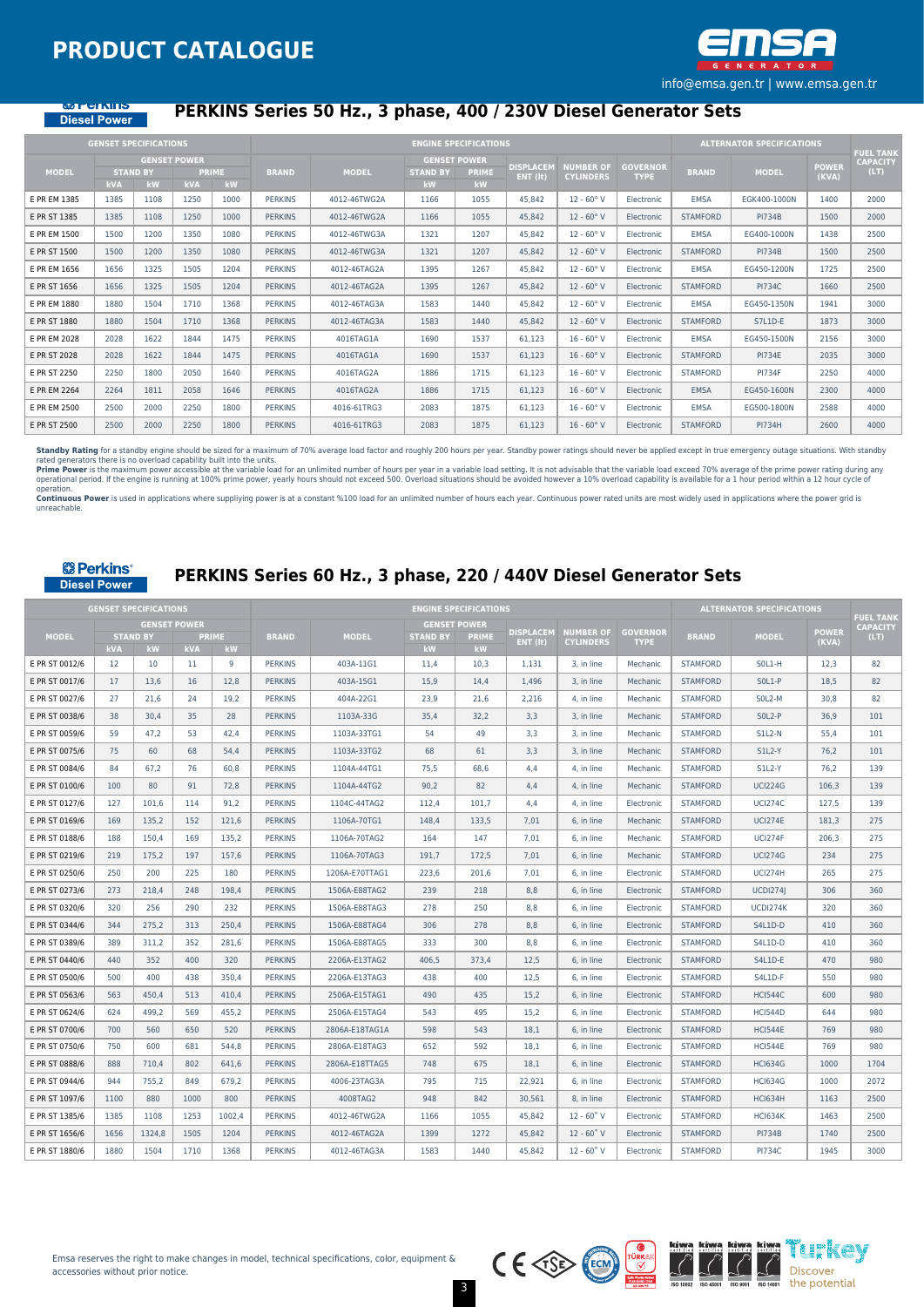# PRODUCT CATALOGUE

info@emsa.gen.tr | www.emsa.gen.tr

Perkins Diesel Power

## PERKINS Series 50 Hz., 3 phase, 400 / 230V Diesel Generator Sets

| GENSET SPECIFICATIONS | | | | | ENGINE SPECIFICATIONS | | | | | | | ALTERNATOR SPECIFICATIONS | | | FUEL TANK CAPACITY (LT) |
|---|---|---|---|---|---|---|---|---|---|---|---|---|---|---|---|
| MODEL | GENSET POWER | | | | BRAND | MODEL | GENSET POWER | | DISPLACEMENT (lt) | NUMBER OF CYLINDERS | GOVERNOR TYPE | BRAND | MODEL | POWER (KVA) | |
| | STAND BY | | PRIME | | | | STAND BY | PRIME | | | | | | | |
| | kVA | kW | kVA | kW | | | kW | kW | | | | | | | |
| E PR EM 1385 | 1385 | 1108 | 1250 | 1000 | PERKINS | 4012-46TWG2A | 1166 | 1055 | 45,842 | 12 - 60° V | Electronic | EMSA | EGK400-1000N | 1400 | 2000 |
| E PR ST 1385 | 1385 | 1108 | 1250 | 1000 | PERKINS | 4012-46TWG2A | 1166 | 1055 | 45,842 | 12 - 60° V | Electronic | STAMFORD | PI734B | 1500 | 2000 |
| E PR EM 1500 | 1500 | 1200 | 1350 | 1080 | PERKINS | 4012-46TWG3A | 1321 | 1207 | 45,842 | 12 - 60° V | Electronic | EMSA | EG400-1000N | 1438 | 2500 |
| E PR ST 1500 | 1500 | 1200 | 1350 | 1080 | PERKINS | 4012-46TWG3A | 1321 | 1207 | 45,842 | 12 - 60° V | Electronic | STAMFORD | PI734B | 1500 | 2500 |
| E PR EM 1656 | 1656 | 1325 | 1505 | 1204 | PERKINS | 4012-46TAG2A | 1395 | 1267 | 45,842 | 12 - 60° V | Electronic | EMSA | EG450-1200N | 1725 | 2500 |
| E PR ST 1656 | 1656 | 1325 | 1505 | 1204 | PERKINS | 4012-46TAG2A | 1395 | 1267 | 45,842 | 12 - 60° V | Electronic | STAMFORD | PI734C | 1660 | 2500 |
| E PR EM 1880 | 1880 | 1504 | 1710 | 1368 | PERKINS | 4012-46TAG3A | 1583 | 1440 | 45,842 | 12 - 60° V | Electronic | EMSA | EG450-1350N | 1941 | 3000 |
| E PR ST 1880 | 1880 | 1504 | 1710 | 1368 | PERKINS | 4012-46TAG3A | 1583 | 1440 | 45,842 | 12 - 60° V | Electronic | STAMFORD | S7L1D-E | 1873 | 3000 |
| E PR EM 2028 | 2028 | 1622 | 1844 | 1475 | PERKINS | 4016TAG1A | 1690 | 1537 | 61,123 | 16 - 60° V | Electronic | EMSA | EG450-1500N | 2156 | 3000 |
| E PR ST 2028 | 2028 | 1622 | 1844 | 1475 | PERKINS | 4016TAG1A | 1690 | 1537 | 61,123 | 16 - 60° V | Electronic | STAMFORD | PI734E | 2035 | 3000 |
| E PR ST 2250 | 2250 | 1800 | 2050 | 1640 | PERKINS | 4016TAG2A | 1886 | 1715 | 61,123 | 16 - 60° V | Electronic | STAMFORD | PI734F | 2250 | 4000 |
| E PR EM 2264 | 2264 | 1811 | 2058 | 1646 | PERKINS | 4016TAG2A | 1886 | 1715 | 61,123 | 16 - 60° V | Electronic | EMSA | EG450-1600N | 2300 | 4000 |
| E PR EM 2500 | 2500 | 2000 | 2250 | 1800 | PERKINS | 4016-61TRG3 | 2083 | 1875 | 61,123 | 16 - 60° V | Electronic | EMSA | EG500-1800N | 2588 | 4000 |
| E PR ST 2500 | 2500 | 2000 | 2250 | 1800 | PERKINS | 4016-61TRG3 | 2083 | 1875 | 61,123 | 16 - 60° V | Electronic | STAMFORD | PI734H | 2600 | 4000 |

**Standby Rating** for a standby engine should be sized for a maximum of 70% average load factor and roughly 200 hours per year. Standby power ratings should never be applied except in true emergency outage situations. With standby rated generators there is no overload capability built into the units.
**Prime Power** is the maximum power accessible at the variable load for an unlimited number of hours per year in a variable load setting. It is not advisable that the variable load exceed 70% average of the prime power rating during any operational period. If the engine is running at 100% prime power, yearly hours should not exceed 500. Overload situations should be avoided however a 10% overload capability is available for a 1 hour period within a 12 hour cycle of operation.
**Continuous Power** is used in applications where suppliying power is at a constant %100 load for an unlimited number of hours each year. Continuous power rated units are most widely used in applications where the power grid is unreachable.

Perkins Diesel Power

## PERKINS Series 60 Hz., 3 phase, 220 / 440V Diesel Generator Sets

| GENSET SPECIFICATIONS | | | | | ENGINE SPECIFICATIONS | | | | | | | ALTERNATOR SPECIFICATIONS | | | FUEL TANK CAPACITY (LT) |
|---|---|---|---|---|---|---|---|---|---|---|---|---|---|---|---|
| MODEL | GENSET POWER | | | | BRAND | MODEL | GENSET POWER | | DISPLACEMENT (lt) | NUMBER OF CYLINDERS | GOVERNOR TYPE | BRAND | MODEL | POWER (KVA) | |
| | STAND BY | | PRIME | | | | STAND BY | PRIME | | | | | | | |
| | kVA | kW | kVA | kW | | | kW | kW | | | | | | | |
| E PR ST 0012/6 | 12 | 10 | 11 | 9 | PERKINS | 403A-11G1 | 11,4 | 10,3 | 1,131 | 3, in line | Mechanic | STAMFORD | S0L1-H | 12,3 | 82 |
| E PR ST 0017/6 | 17 | 13,6 | 16 | 12,8 | PERKINS | 403A-15G1 | 15,9 | 14,4 | 1,496 | 3, in line | Mechanic | STAMFORD | S0L1-P | 18,5 | 82 |
| E PR ST 0027/6 | 27 | 21,6 | 24 | 19,2 | PERKINS | 404A-22G1 | 23,9 | 21,6 | 2,216 | 4, in line | Mechanic | STAMFORD | S0L2-M | 30,8 | 82 |
| E PR ST 0038/6 | 38 | 30,4 | 35 | 28 | PERKINS | 1103A-33G | 35,4 | 32,2 | 3,3 | 3, in line | Mechanic | STAMFORD | S0L2-P | 36,9 | 101 |
| E PR ST 0059/6 | 59 | 47,2 | 53 | 42,4 | PERKINS | 1103A-33TG1 | 54 | 49 | 3,3 | 3, in line | Mechanic | STAMFORD | S1L2-N | 55,4 | 101 |
| E PR ST 0075/6 | 75 | 60 | 68 | 54,4 | PERKINS | 1103A-33TG2 | 68 | 61 | 3,3 | 3, in line | Mechanic | STAMFORD | S1L2-Y | 76,2 | 101 |
| E PR ST 0084/6 | 84 | 67,2 | 76 | 60,8 | PERKINS | 1104A-44TG1 | 75,5 | 68,6 | 4,4 | 4, in line | Mechanic | STAMFORD | S1L2-Y | 76,2 | 139 |
| E PR ST 0100/6 | 100 | 80 | 91 | 72,8 | PERKINS | 1104A-44TG2 | 90,2 | 82 | 4,4 | 4, in line | Mechanic | STAMFORD | UCI224G | 106,3 | 139 |
| E PR ST 0127/6 | 127 | 101,6 | 114 | 91,2 | PERKINS | 1104C-44TAG2 | 112,4 | 101,7 | 4,4 | 4, in line | Electronic | STAMFORD | UCI274C | 127,5 | 139 |
| E PR ST 0169/6 | 169 | 135,2 | 152 | 121,6 | PERKINS | 1106A-70TG1 | 148,4 | 133,5 | 7,01 | 6, in line | Mechanic | STAMFORD | UCI274E | 181,3 | 275 |
| E PR ST 0188/6 | 188 | 150,4 | 169 | 135,2 | PERKINS | 1106A-70TAG2 | 164 | 147 | 7,01 | 6, in line | Mechanic | STAMFORD | UCI274F | 206,3 | 275 |
| E PR ST 0219/6 | 219 | 175,2 | 197 | 157,6 | PERKINS | 1106A-70TAG3 | 191,7 | 172,5 | 7,01 | 6, in line | Mechanic | STAMFORD | UCI274G | 234 | 275 |
| E PR ST 0250/6 | 250 | 200 | 225 | 180 | PERKINS | 1206A-E70TTAG1 | 223,6 | 201,6 | 7,01 | 6, in line | Electronic | STAMFORD | UCI274H | 265 | 275 |
| E PR ST 0273/6 | 273 | 218,4 | 248 | 198,4 | PERKINS | 1506A-E88TAG2 | 239 | 218 | 8,8 | 6, in line | Electronic | STAMFORD | UCDI274J | 306 | 360 |
| E PR ST 0320/6 | 320 | 256 | 290 | 232 | PERKINS | 1506A-E88TAG3 | 278 | 250 | 8,8 | 6, in line | Electronic | STAMFORD | UCDI274K | 320 | 360 |
| E PR ST 0344/6 | 344 | 275,2 | 313 | 250,4 | PERKINS | 1506A-E88TAG4 | 306 | 278 | 8,8 | 6, in line | Electronic | STAMFORD | S4L1D-D | 410 | 360 |
| E PR ST 0389/6 | 389 | 311,2 | 352 | 281,6 | PERKINS | 1506A-E88TAG5 | 333 | 300 | 8,8 | 6, in line | Electronic | STAMFORD | S4L1D-D | 410 | 360 |
| E PR ST 0440/6 | 440 | 352 | 400 | 320 | PERKINS | 2206A-E13TAG2 | 406,5 | 373,4 | 12,5 | 6, in line | Electronic | STAMFORD | S4L1D-E | 470 | 980 |
| E PR ST 0500/6 | 500 | 400 | 438 | 350,4 | PERKINS | 2206A-E13TAG3 | 438 | 400 | 12,5 | 6, in line | Electronic | STAMFORD | S4L1D-F | 550 | 980 |
| E PR ST 0563/6 | 563 | 450,4 | 513 | 410,4 | PERKINS | 2506A-E15TAG1 | 490 | 435 | 15,2 | 6, in line | Electronic | STAMFORD | HCI544C | 600 | 980 |
| E PR ST 0624/6 | 624 | 499,2 | 569 | 455,2 | PERKINS | 2506A-E15TAG4 | 543 | 495 | 15,2 | 6, in line | Electronic | STAMFORD | HCI544D | 644 | 980 |
| E PR ST 0700/6 | 700 | 560 | 650 | 520 | PERKINS | 2806A-E18TAG1A | 598 | 543 | 18,1 | 6, in line | Electronic | STAMFORD | HCI544E | 769 | 980 |
| E PR ST 0750/6 | 750 | 600 | 681 | 544,8 | PERKINS | 2806A-E18TAG3 | 652 | 592 | 18,1 | 6, in line | Electronic | STAMFORD | HCI544E | 769 | 980 |
| E PR ST 0888/6 | 888 | 710,4 | 802 | 641,6 | PERKINS | 2806A-E18TTAG5 | 748 | 675 | 18,1 | 6, in line | Electronic | STAMFORD | HCI634G | 1000 | 1704 |
| E PR ST 0944/6 | 944 | 755,2 | 849 | 679,2 | PERKINS | 4006-23TAG3A | 795 | 715 | 22,921 | 6, in line | Electronic | STAMFORD | HCI634G | 1000 | 2072 |
| E PR ST 1097/6 | 1100 | 880 | 1000 | 800 | PERKINS | 4008TAG2 | 948 | 842 | 30,561 | 8, in line | Electronic | STAMFORD | HCI634H | 1163 | 2500 |
| E PR ST 1385/6 | 1385 | 1108 | 1253 | 1002,4 | PERKINS | 4012-46TWG2A | 1166 | 1055 | 45,842 | 12 - 60° V | Electronic | STAMFORD | HCI634K | 1463 | 2500 |
| E PR ST 1656/6 | 1656 | 1324,8 | 1505 | 1204 | PERKINS | 4012-46TAG2A | 1399 | 1272 | 45,842 | 12 - 60° V | Electronic | STAMFORD | PI734B | 1740 | 2500 |
| E PR ST 1880/6 | 1880 | 1504 | 1710 | 1368 | PERKINS | 4012-46TAG3A | 1583 | 1440 | 45,842 | 12 - 60° V | Electronic | STAMFORD | PI734C | 1945 | 3000 |

Emsa reserves the right to make changes in model, technical specifications, color, equipment & accessories without prior notice.

Turkey Discover the potential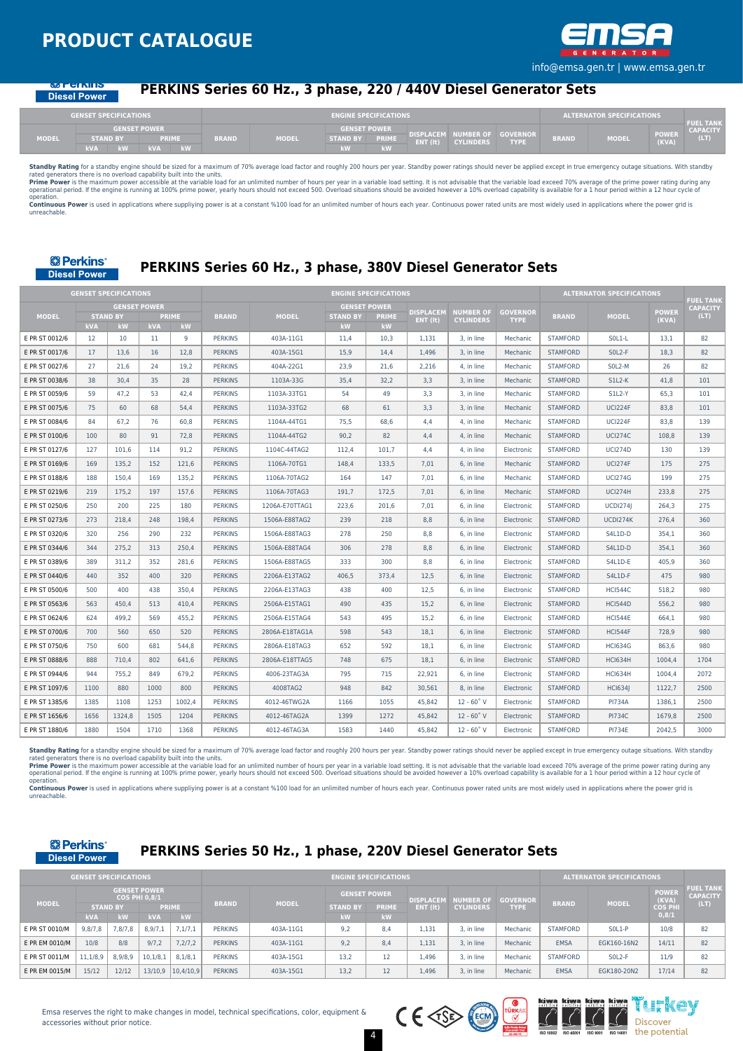Perkins Diesel Power

## PERKINS Series 60 Hz., 3 phase, 220 / 440V Diesel Generator Sets

| GENSET SPECIFICATIONS | | | | | ENGINE SPECIFICATIONS | | | | | | | ALTERNATOR SPECIFICATIONS | | | FUEL TANK CAPACITY (LT) |
|---|---|---|---|---|---|---|---|---|---|---|---|---|---|---|---|
| MODEL | GENSET POWER | | | | BRAND | MODEL | GENSET POWER | | DISPLACEMENT (lt) | NUMBER OF CYLINDERS | GOVERNOR TYPE | BRAND | MODEL | POWER (KVA) | |
| | STAND BY | | PRIME | | | | STAND BY | PRIME | | | | | | | |
| | kVA | kW | kVA | kW | | | kW | kW | | | | | | | |

**Standby Rating** for a standby engine should be sized for a maximum of 70% average load factor and roughly 200 hours per year. Standby power ratings should never be applied except in true emergency outage situations. With standby rated generators there is no overload capability built into the units.
**Prime Power** is the maximum power accessible at the variable load for an unlimited number of hours per year in a variable load setting. It is not advisable that the variable load exceed 70% average of the prime power rating during any operational period. If the engine is running at 100% prime power, yearly hours should not exceed 500. Overload situations should be avoided however a 10% overload capability is available for a 1 hour period within a 12 hour cycle of operation.
**Continuous Power** is used in applications where suppliying power is at a constant %100 load for an unlimited number of hours each year. Continuous power rated units are most widely used in applications where the power grid is unreachable.

Perkins Diesel Power

## PERKINS Series 60 Hz., 3 phase, 380V Diesel Generator Sets

| GENSET SPECIFICATIONS | | | | | ENGINE SPECIFICATIONS | | | | | | | ALTERNATOR SPECIFICATIONS | | | FUEL TANK CAPACITY (LT) |
|---|---|---|---|---|---|---|---|---|---|---|---|---|---|---|---|
| MODEL | GENSET POWER | | | | BRAND | MODEL | GENSET POWER | | DISPLACEMENT (lt) | NUMBER OF CYLINDERS | GOVERNOR TYPE | BRAND | MODEL | POWER (KVA) | |
| | STAND BY | | PRIME | | | | STAND BY | PRIME | | | | | | | |
| | kVA | kW | kVA | kW | | | kW | kW | | | | | | | |
| E PR ST 0012/6 | 12 | 10 | 11 | 9 | PERKINS | 403A-11G1 | 11,4 | 10,3 | 1,131 | 3, in line | Mechanic | STAMFORD | S0L1-L | 13,1 | 82 |
| E PR ST 0017/6 | 17 | 13,6 | 16 | 12,8 | PERKINS | 403A-15G1 | 15,9 | 14,4 | 1,496 | 3, in line | Mechanic | STAMFORD | S0L2-F | 18,3 | 82 |
| E PR ST 0027/6 | 27 | 21,6 | 24 | 19,2 | PERKINS | 404A-22G1 | 23,9 | 21,6 | 2,216 | 4, in line | Mechanic | STAMFORD | S0L2-M | 26 | 82 |
| E PR ST 0038/6 | 38 | 30,4 | 35 | 28 | PERKINS | 1103A-33G | 35,4 | 32,2 | 3,3 | 3, in line | Mechanic | STAMFORD | S1L2-K | 41,8 | 101 |
| E PR ST 0059/6 | 59 | 47,2 | 53 | 42,4 | PERKINS | 1103A-33TG1 | 54 | 49 | 3,3 | 3, in line | Mechanic | STAMFORD | S1L2-Y | 65,3 | 101 |
| E PR ST 0075/6 | 75 | 60 | 68 | 54,4 | PERKINS | 1103A-33TG2 | 68 | 61 | 3,3 | 3, in line | Mechanic | STAMFORD | UCI224F | 83,8 | 101 |
| E PR ST 0084/6 | 84 | 67,2 | 76 | 60,8 | PERKINS | 1104A-44TG1 | 75,5 | 68,6 | 4,4 | 4, in line | Mechanic | STAMFORD | UCI224F | 83,8 | 139 |
| E PR ST 0100/6 | 100 | 80 | 91 | 72,8 | PERKINS | 1104A-44TG2 | 90,2 | 82 | 4,4 | 4, in line | Mechanic | STAMFORD | UCI274C | 108,8 | 139 |
| E PR ST 0127/6 | 127 | 101,6 | 114 | 91,2 | PERKINS | 1104C-44TAG2 | 112,4 | 101,7 | 4,4 | 4, in line | Electronic | STAMFORD | UCI274D | 130 | 139 |
| E PR ST 0169/6 | 169 | 135,2 | 152 | 121,6 | PERKINS | 1106A-70TG1 | 148,4 | 133,5 | 7,01 | 6, in line | Mechanic | STAMFORD | UCI274F | 175 | 275 |
| E PR ST 0188/6 | 188 | 150,4 | 169 | 135,2 | PERKINS | 1106A-70TAG2 | 164 | 147 | 7,01 | 6, in line | Mechanic | STAMFORD | UCI274G | 199 | 275 |
| E PR ST 0219/6 | 219 | 175,2 | 197 | 157,6 | PERKINS | 1106A-70TAG3 | 191,7 | 172,5 | 7,01 | 6, in line | Mechanic | STAMFORD | UCI274H | 233,8 | 275 |
| E PR ST 0250/6 | 250 | 200 | 225 | 180 | PERKINS | 1206A-E70TTAG1 | 223,6 | 201,6 | 7,01 | 6, in line | Electronic | STAMFORD | UCDI274J | 264,3 | 275 |
| E PR ST 0273/6 | 273 | 218,4 | 248 | 198,4 | PERKINS | 1506A-E88TAG2 | 239 | 218 | 8,8 | 6, in line | Electronic | STAMFORD | UCDI274K | 276,4 | 360 |
| E PR ST 0320/6 | 320 | 256 | 290 | 232 | PERKINS | 1506A-E88TAG3 | 278 | 250 | 8,8 | 6, in line | Electronic | STAMFORD | S4L1D-D | 354,1 | 360 |
| E PR ST 0344/6 | 344 | 275,2 | 313 | 250,4 | PERKINS | 1506A-E88TAG4 | 306 | 278 | 8,8 | 6, in line | Electronic | STAMFORD | S4L1D-D | 354,1 | 360 |
| E PR ST 0389/6 | 389 | 311,2 | 352 | 281,6 | PERKINS | 1506A-E88TAG5 | 333 | 300 | 8,8 | 6, in line | Electronic | STAMFORD | S4L1D-E | 405,9 | 360 |
| E PR ST 0440/6 | 440 | 352 | 400 | 320 | PERKINS | 2206A-E13TAG2 | 406,5 | 373,4 | 12,5 | 6, in line | Electronic | STAMFORD | S4L1D-F | 475 | 980 |
| E PR ST 0500/6 | 500 | 400 | 438 | 350,4 | PERKINS | 2206A-E13TAG3 | 438 | 400 | 12,5 | 6, in line | Electronic | STAMFORD | HCI544C | 518,2 | 980 |
| E PR ST 0563/6 | 563 | 450,4 | 513 | 410,4 | PERKINS | 2506A-E15TAG1 | 490 | 435 | 15,2 | 6, in line | Electronic | STAMFORD | HCI544D | 556,2 | 980 |
| E PR ST 0624/6 | 624 | 499,2 | 569 | 455,2 | PERKINS | 2506A-E15TAG4 | 543 | 495 | 15,2 | 6, in line | Electronic | STAMFORD | HCI544E | 664,1 | 980 |
| E PR ST 0700/6 | 700 | 560 | 650 | 520 | PERKINS | 2806A-E18TAG1A | 598 | 543 | 18,1 | 6, in line | Electronic | STAMFORD | HCI544F | 728,9 | 980 |
| E PR ST 0750/6 | 750 | 600 | 681 | 544,8 | PERKINS | 2806A-E18TAG3 | 652 | 592 | 18,1 | 6, in line | Electronic | STAMFORD | HCI634G | 863,6 | 980 |
| E PR ST 0888/6 | 888 | 710,4 | 802 | 641,6 | PERKINS | 2806A-E18TTAG5 | 748 | 675 | 18,1 | 6, in line | Electronic | STAMFORD | HCI634H | 1004,4 | 1704 |
| E PR ST 0944/6 | 944 | 755,2 | 849 | 679,2 | PERKINS | 4006-23TAG3A | 795 | 715 | 22,921 | 6, in line | Electronic | STAMFORD | HCI634H | 1004,4 | 2072 |
| E PR ST 1097/6 | 1100 | 880 | 1000 | 800 | PERKINS | 4008TAG2 | 948 | 842 | 30,561 | 8, in line | Electronic | STAMFORD | HCI634J | 1122,7 | 2500 |
| E PR ST 1385/6 | 1385 | 1108 | 1253 | 1002,4 | PERKINS | 4012-46TWG2A | 1166 | 1055 | 45,842 | 12 - 60° V | Electronic | STAMFORD | PI734A | 1386,1 | 2500 |
| E PR ST 1656/6 | 1656 | 1324,8 | 1505 | 1204 | PERKINS | 4012-46TAG2A | 1399 | 1272 | 45,842 | 12 - 60° V | Electronic | STAMFORD | PI734C | 1679,8 | 2500 |
| E PR ST 1880/6 | 1880 | 1504 | 1710 | 1368 | PERKINS | 4012-46TAG3A | 1583 | 1440 | 45,842 | 12 - 60° V | Electronic | STAMFORD | PI734E | 2042,5 | 3000 |

**Standby Rating** for a standby engine should be sized for a maximum of 70% average load factor and roughly 200 hours per year. Standby power ratings should never be applied except in true emergency outage situations. With standby rated generators there is no overload capability built into the units.
**Prime Power** is the maximum power accessible at the variable load for an unlimited number of hours per year in a variable load setting. It is not advisable that the variable load exceed 70% average of the prime power rating during any operational period. If the engine is running at 100% prime power, yearly hours should not exceed 500. Overload situations should be avoided however a 10% overload capability is available for a 1 hour period within a 12 hour cycle of operation.
**Continuous Power** is used in applications where suppliying power is at a constant %100 load for an unlimited number of hours each year. Continuous power rated units are most widely used in applications where the power grid is unreachable.

Perkins Diesel Power

## PERKINS Series 50 Hz., 1 phase, 220V Diesel Generator Sets

| GENSET SPECIFICATIONS | | | | | ENGINE SPECIFICATIONS | | | | | | | ALTERNATOR SPECIFICATIONS | | | FUEL TANK CAPACITY (LT) |
|---|---|---|---|---|---|---|---|---|---|---|---|---|---|---|---|
| MODEL | GENSET POWER COS PHI 0,8/1 | | | | BRAND | MODEL | GENSET POWER | | DISPLACEMENT (lt) | NUMBER OF CYLINDERS | GOVERNOR TYPE | BRAND | MODEL | POWER (KVA) COS PHI 0,8/1 | |
| | STAND BY | | PRIME | | | | STAND BY | PRIME | | | | | | | |
| | kVA | kW | kVA | kW | | | kW | kW | | | | | | | |
| E PR ST 0010/M | 9,8/7,8 | 7,8/7,8 | 8,9/7,1 | 7,1/7,1 | PERKINS | 403A-11G1 | 9,2 | 8,4 | 1,131 | 3, in line | Mechanic | STAMFORD | S0L1-P | 10/8 | 82 |
| E PR EM 0010/M | 10/8 | 8/8 | 9/7,2 | 7,2/7,2 | PERKINS | 403A-11G1 | 9,2 | 8,4 | 1,131 | 3, in line | Mechanic | EMSA | EGK160-16N2 | 14/11 | 82 |
| E PR ST 0011/M | 11,1/8,9 | 8,9/8,9 | 10,1/8,1 | 8,1/8,1 | PERKINS | 403A-15G1 | 13,2 | 12 | 1,496 | 3, in line | Mechanic | STAMFORD | S0L2-F | 11/9 | 82 |
| E PR EM 0015/M | 15/12 | 12/12 | 13/10,9 | 10,4/10,9 | PERKINS | 403A-15G1 | 13,2 | 12 | 1,496 | 3, in line | Mechanic | EMSA | EGK180-20N2 | 17/14 | 82 |

Emsa reserves the right to make changes in model, technical specifications, color, equipment & accessories without prior notice.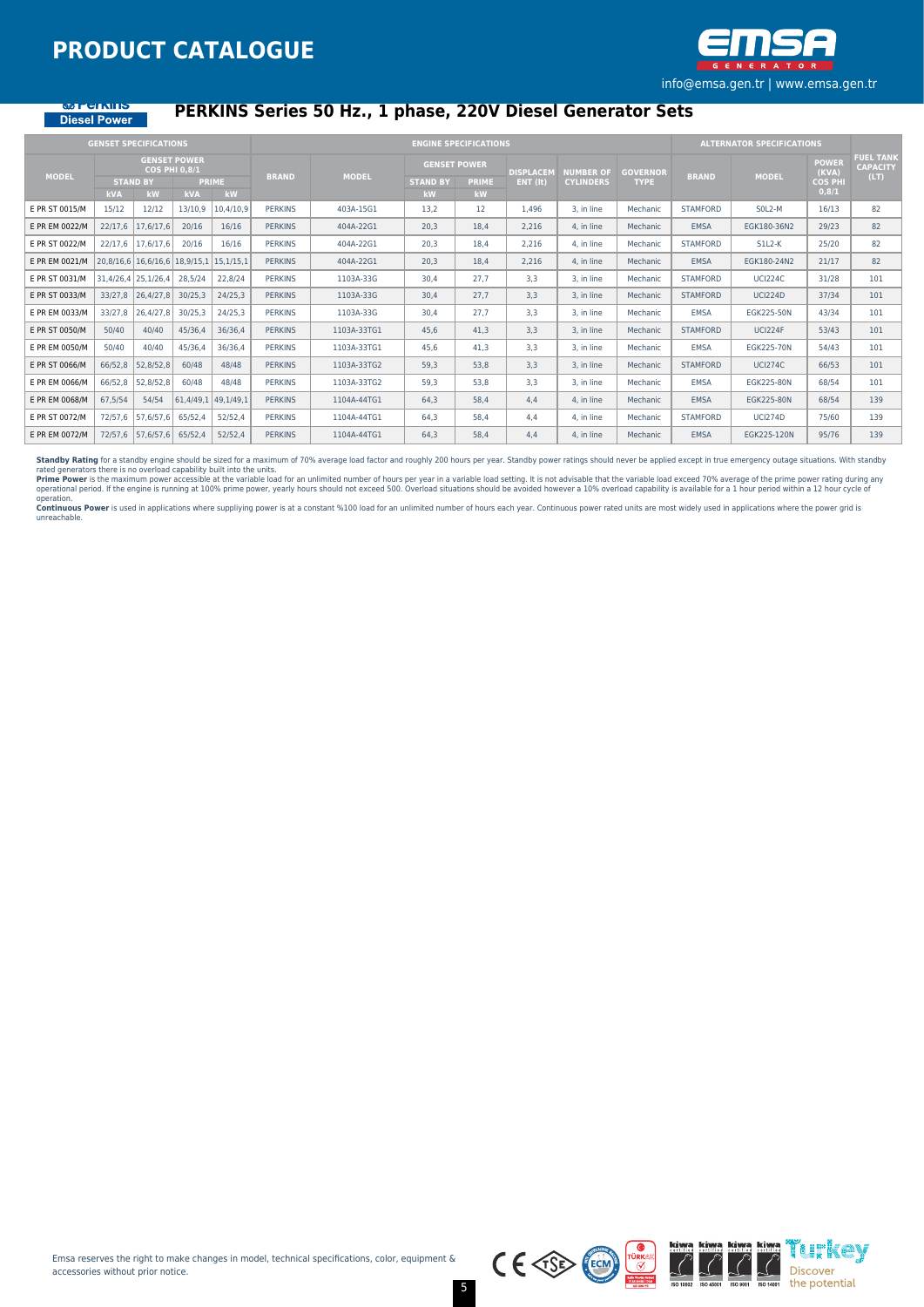# PERKINS Series 50 Hz., 1 phase, 220V Diesel Generator Sets

Perkins Diesel Power

| GENSET SPECIFICATIONS | | | | | ENGINE SPECIFICATIONS | | | | | | | | ALTERNATOR SPECIFICATIONS | | | FUEL TANK CAPACITY (LT) |
|---|---|---|---|---|---|---|---|---|---|---|---|---|---|---|---|---|
| MODEL | GENSET POWER COS PHI 0,8/1 | | | | BRAND | MODEL | GENSET POWER | | DISPLACEMENT (lt) | NUMBER OF CYLINDERS | GOVERNOR TYPE | BRAND | MODEL | POWER (KVA) COS PHI 0,8/1 | |
| | STAND BY | | PRIME | | | | STAND BY | PRIME | | | | | | | |
| | kVA | kW | kVA | kW | | | kW | kW | | | | | | | |
| E PR ST 0015/M | 15/12 | 12/12 | 13/10,9 | 10,4/10,9 | PERKINS | 403A-15G1 | 13,2 | 12 | 1,496 | 3, in line | Mechanic | STAMFORD | S0L2-M | 16/13 | 82 |
| E PR EM 0022/M | 22/17,6 | 17,6/17,6 | 20/16 | 16/16 | PERKINS | 404A-22G1 | 20,3 | 18,4 | 2,216 | 4, in line | Mechanic | EMSA | EGK180-36N2 | 29/23 | 82 |
| E PR ST 0022/M | 22/17,6 | 17,6/17,6 | 20/16 | 16/16 | PERKINS | 404A-22G1 | 20,3 | 18,4 | 2,216 | 4, in line | Mechanic | STAMFORD | S1L2-K | 25/20 | 82 |
| E PR EM 0021/M | 20,8/16,6 | 16,6/16,6 | 18,9/15,1 | 15,1/15,1 | PERKINS | 404A-22G1 | 20,3 | 18,4 | 2,216 | 4, in line | Mechanic | EMSA | EGK180-24N2 | 21/17 | 82 |
| E PR ST 0031/M | 31,4/26,4 | 25,1/26,4 | 28,5/24 | 22,8/24 | PERKINS | 1103A-33G | 30,4 | 27,7 | 3,3 | 3, in line | Mechanic | STAMFORD | UCI224C | 31/28 | 101 |
| E PR ST 0033/M | 33/27,8 | 26,4/27,8 | 30/25,3 | 24/25,3 | PERKINS | 1103A-33G | 30,4 | 27,7 | 3,3 | 3, in line | Mechanic | STAMFORD | UCI224D | 37/34 | 101 |
| E PR EM 0033/M | 33/27,8 | 26,4/27,8 | 30/25,3 | 24/25,3 | PERKINS | 1103A-33G | 30,4 | 27,7 | 3,3 | 3, in line | Mechanic | EMSA | EGK225-50N | 43/34 | 101 |
| E PR ST 0050/M | 50/40 | 40/40 | 45/36,4 | 36/36,4 | PERKINS | 1103A-33TG1 | 45,6 | 41,3 | 3,3 | 3, in line | Mechanic | STAMFORD | UCI224F | 53/43 | 101 |
| E PR EM 0050/M | 50/40 | 40/40 | 45/36,4 | 36/36,4 | PERKINS | 1103A-33TG1 | 45,6 | 41,3 | 3,3 | 3, in line | Mechanic | EMSA | EGK225-70N | 54/43 | 101 |
| E PR ST 0066/M | 66/52,8 | 52,8/52,8 | 60/48 | 48/48 | PERKINS | 1103A-33TG2 | 59,3 | 53,8 | 3,3 | 3, in line | Mechanic | STAMFORD | UCI274C | 66/53 | 101 |
| E PR EM 0066/M | 66/52,8 | 52,8/52,8 | 60/48 | 48/48 | PERKINS | 1103A-33TG2 | 59,3 | 53,8 | 3,3 | 3, in line | Mechanic | EMSA | EGK225-80N | 68/54 | 101 |
| E PR EM 0068/M | 67,5/54 | 54/54 | 61,4/49,1 | 49,1/49,1 | PERKINS | 1104A-44TG1 | 64,3 | 58,4 | 4,4 | 4, in line | Mechanic | EMSA | EGK225-80N | 68/54 | 139 |
| E PR ST 0072/M | 72/57,6 | 57,6/57,6 | 65/52,4 | 52/52,4 | PERKINS | 1104A-44TG1 | 64,3 | 58,4 | 4,4 | 4, in line | Mechanic | STAMFORD | UCI274D | 75/60 | 139 |
| E PR EM 0072/M | 72/57,6 | 57,6/57,6 | 65/52,4 | 52/52,4 | PERKINS | 1104A-44TG1 | 64,3 | 58,4 | 4,4 | 4, in line | Mechanic | EMSA | EGK225-120N | 95/76 | 139 |

**Standby Rating** for a standby engine should be sized for a maximum of 70% average load factor and roughly 200 hours per year. Standby power ratings should never be applied except in true emergency outage situations. With standby rated generators there is no overload capability built into the units.

**Prime Power** is the maximum power accessible at the variable load for an unlimited number of hours per year in a variable load setting. It is not advisable that the variable load exceed 70% average of the prime power rating during any operational period. If the engine is running at 100% prime power, yearly hours should not exceed 500. Overload situations should be avoided however a 10% overload capability is available for a 1 hour period within a 12 hour cycle of operation.

**Continuous Power** is used in applications where suppliying power is at a constant %100 load for an unlimited number of hours each year. Continuous power rated units are most widely used in applications where the power grid is unreachable.

Emsa reserves the right to make changes in model, technical specifications, color, equipment & accessories without prior notice.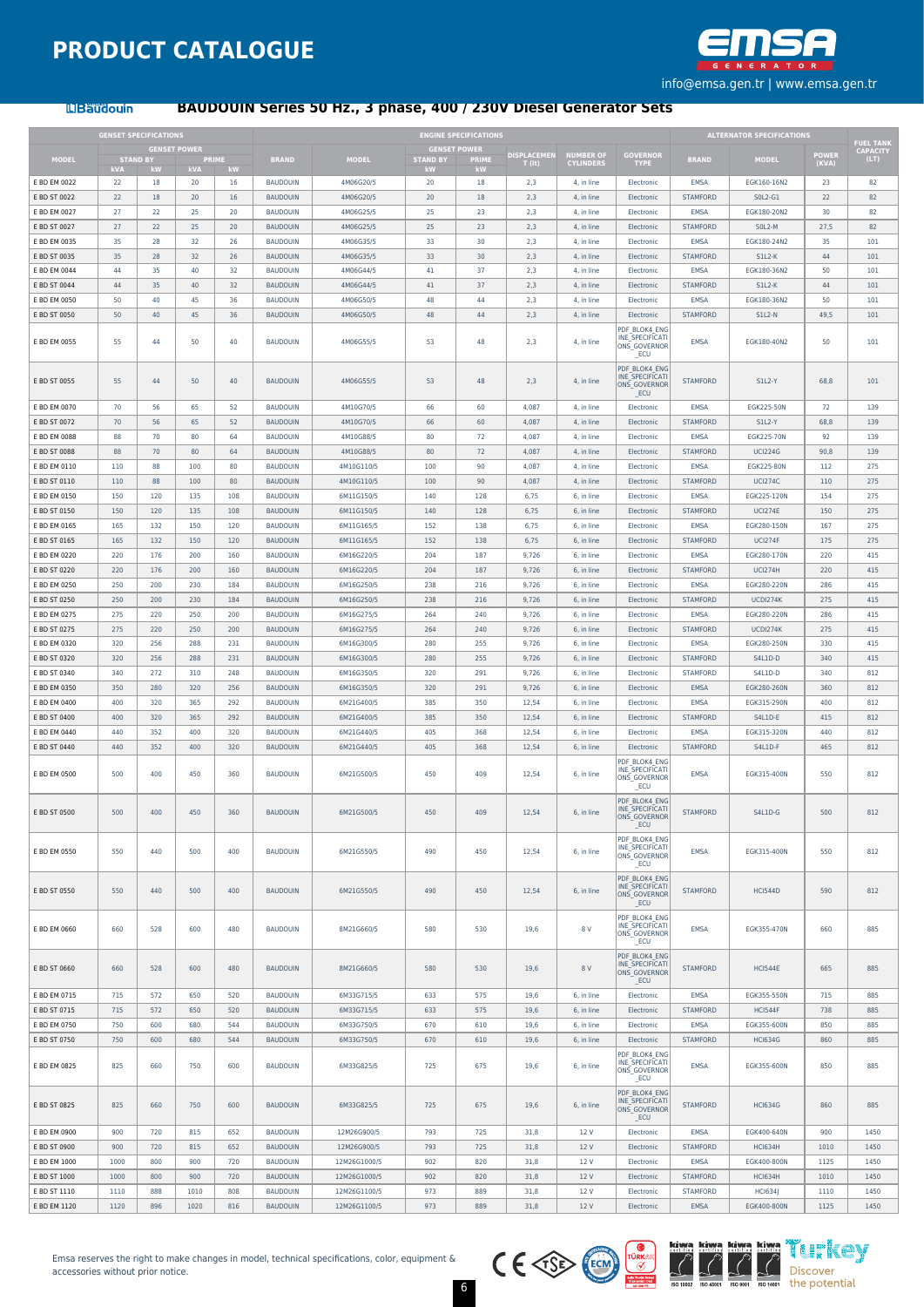# PRODUCT CATALOGUE

info@emsa.gen.tr | www.emsa.gen.tr

## BAUDOUIN Series 50 Hz., 3 phase, 400 / 230V Diesel Generator Sets

| GENSET SPECIFICATIONS | | | | | ENGINE SPECIFICATIONS | | | | | | | ALTERNATOR SPECIFICATIONS | | | FUEL TANK CAPACITY (LT) |
|---|---|---|---|---|---|---|---|---|---|---|---|---|---|---|---|
| MODEL | GENSET POWER | | | | BRAND | MODEL | GENSET POWER | | DISPLACEMENT (lt) | NUMBER OF CYLINDERS | GOVERNOR TYPE | BRAND | MODEL | POWER (KVA) | |
| | STAND BY | | PRIME | | | | STAND BY | PRIME | | | | | | | |
| | kVA | kW | kVA | kW | | | kW | kW | | | | | | | |
| E BD EM 0022 | 22 | 18 | 20 | 16 | BAUDOUIN | 4M06G20/5 | 20 | 18 | 2,3 | 4, in line | Electronic | EMSA | EGK160-16N2 | 23 | 82 |
| E BD ST 0022 | 22 | 18 | 20 | 16 | BAUDOUIN | 4M06G20/5 | 20 | 18 | 2,3 | 4, in line | Electronic | STAMFORD | S0L2-G1 | 22 | 82 |
| E BD EM 0027 | 27 | 22 | 25 | 20 | BAUDOUIN | 4M06G25/5 | 25 | 23 | 2,3 | 4, in line | Electronic | EMSA | EGK180-20N2 | 30 | 82 |
| E BD ST 0027 | 27 | 22 | 25 | 20 | BAUDOUIN | 4M06G25/5 | 25 | 23 | 2,3 | 4, in line | Electronic | STAMFORD | S0L2-M | 27,5 | 82 |
| E BD EM 0035 | 35 | 28 | 32 | 26 | BAUDOUIN | 4M06G35/5 | 33 | 30 | 2,3 | 4, in line | Electronic | EMSA | EGK180-24N2 | 35 | 101 |
| E BD ST 0035 | 35 | 28 | 32 | 26 | BAUDOUIN | 4M06G35/5 | 33 | 30 | 2,3 | 4, in line | Electronic | STAMFORD | S1L2-K | 44 | 101 |
| E BD EM 0044 | 44 | 35 | 40 | 32 | BAUDOUIN | 4M06G44/5 | 41 | 37 | 2,3 | 4, in line | Electronic | EMSA | EGK180-36N2 | 50 | 101 |
| E BD ST 0044 | 44 | 35 | 40 | 32 | BAUDOUIN | 4M06G44/5 | 41 | 37 | 2,3 | 4, in line | Electronic | STAMFORD | S1L2-K | 44 | 101 |
| E BD EM 0050 | 50 | 40 | 45 | 36 | BAUDOUIN | 4M06G50/5 | 48 | 44 | 2,3 | 4, in line | Electronic | EMSA | EGK180-36N2 | 50 | 101 |
| E BD ST 0050 | 50 | 40 | 45 | 36 | BAUDOUIN | 4M06G50/5 | 48 | 44 | 2,3 | 4, in line | Electronic | STAMFORD | S1L2-N | 49,5 | 101 |
| E BD EM 0055 | 55 | 44 | 50 | 40 | BAUDOUIN | 4M06G55/5 | 53 | 48 | 2,3 | 4, in line | PDF_BLOK4_ENGINE_SPECIFICATIONS_GOVERNOR_ECU | EMSA | EGK180-40N2 | 50 | 101 |
| E BD ST 0055 | 55 | 44 | 50 | 40 | BAUDOUIN | 4M06G55/5 | 53 | 48 | 2,3 | 4, in line | PDF_BLOK4_ENGINE_SPECIFICATIONS_GOVERNOR_ECU | STAMFORD | S1L2-Y | 68,8 | 101 |
| E BD EM 0070 | 70 | 56 | 65 | 52 | BAUDOUIN | 4M10G70/5 | 66 | 60 | 4,087 | 4, in line | Electronic | EMSA | EGK225-50N | 72 | 139 |
| E BD ST 0072 | 70 | 56 | 65 | 52 | BAUDOUIN | 4M10G70/5 | 66 | 60 | 4,087 | 4, in line | Electronic | STAMFORD | S1L2-Y | 68,8 | 139 |
| E BD EM 0088 | 88 | 70 | 80 | 64 | BAUDOUIN | 4M10G88/5 | 80 | 72 | 4,087 | 4, in line | Electronic | EMSA | EGK225-70N | 92 | 139 |
| E BD ST 0088 | 88 | 70 | 80 | 64 | BAUDOUIN | 4M10G88/5 | 80 | 72 | 4,087 | 4, in line | Electronic | STAMFORD | UCI224G | 90,8 | 139 |
| E BD EM 0110 | 110 | 88 | 100 | 80 | BAUDOUIN | 4M10G110/5 | 100 | 90 | 4,087 | 4, in line | Electronic | EMSA | EGK225-80N | 112 | 275 |
| E BD ST 0110 | 110 | 88 | 100 | 80 | BAUDOUIN | 4M10G110/5 | 100 | 90 | 4,087 | 4, in line | Electronic | STAMFORD | UCI274C | 110 | 275 |
| E BD EM 0150 | 150 | 120 | 135 | 108 | BAUDOUIN | 6M11G150/5 | 140 | 128 | 6,75 | 6, in line | Electronic | EMSA | EGK225-120N | 154 | 275 |
| E BD ST 0150 | 150 | 120 | 135 | 108 | BAUDOUIN | 6M11G150/5 | 140 | 128 | 6,75 | 6, in line | Electronic | STAMFORD | UCI274E | 150 | 275 |
| E BD EM 0165 | 165 | 132 | 150 | 120 | BAUDOUIN | 6M11G165/5 | 152 | 138 | 6,75 | 6, in line | Electronic | EMSA | EGK280-150N | 167 | 275 |
| E BD ST 0165 | 165 | 132 | 150 | 120 | BAUDOUIN | 6M11G165/5 | 152 | 138 | 6,75 | 6, in line | Electronic | STAMFORD | UCI274F | 175 | 275 |
| E BD EM 0220 | 220 | 176 | 200 | 160 | BAUDOUIN | 6M16G220/5 | 204 | 187 | 9,726 | 6, in line | Electronic | EMSA | EGK280-170N | 220 | 415 |
| E BD ST 0220 | 220 | 176 | 200 | 160 | BAUDOUIN | 6M16G220/5 | 204 | 187 | 9,726 | 6, in line | Electronic | STAMFORD | UCI274H | 220 | 415 |
| E BD EM 0250 | 250 | 200 | 230 | 184 | BAUDOUIN | 6M16G250/5 | 238 | 216 | 9,726 | 6, in line | Electronic | EMSA | EGK280-220N | 286 | 415 |
| E BD ST 0250 | 250 | 200 | 230 | 184 | BAUDOUIN | 6M16G250/5 | 238 | 216 | 9,726 | 6, in line | Electronic | STAMFORD | UCDI274K | 275 | 415 |
| E BD EM 0275 | 275 | 220 | 250 | 200 | BAUDOUIN | 6M16G275/5 | 264 | 240 | 9,726 | 6, in line | Electronic | EMSA | EGK280-220N | 286 | 415 |
| E BD ST 0275 | 275 | 220 | 250 | 200 | BAUDOUIN | 6M16G275/5 | 264 | 240 | 9,726 | 6, in line | Electronic | STAMFORD | UCDI274K | 275 | 415 |
| E BD EM 0320 | 320 | 256 | 288 | 231 | BAUDOUIN | 6M16G300/5 | 280 | 255 | 9,726 | 6, in line | Electronic | EMSA | EGK280-250N | 330 | 415 |
| E BD ST 0320 | 320 | 256 | 288 | 231 | BAUDOUIN | 6M16G300/5 | 280 | 255 | 9,726 | 6, in line | Electronic | STAMFORD | S4L1D-D | 340 | 415 |
| E BD ST 0340 | 340 | 272 | 310 | 248 | BAUDOUIN | 6M16G350/5 | 320 | 291 | 9,726 | 6, in line | Electronic | STAMFORD | S4L1D-D | 340 | 812 |
| E BD EM 0350 | 350 | 280 | 320 | 256 | BAUDOUIN | 6M16G350/5 | 320 | 291 | 9,726 | 6, in line | Electronic | EMSA | EGK280-260N | 360 | 812 |
| E BD EM 0400 | 400 | 320 | 365 | 292 | BAUDOUIN | 6M21G400/5 | 385 | 350 | 12,54 | 6, in line | Electronic | EMSA | EGK315-290N | 400 | 812 |
| E BD ST 0400 | 400 | 320 | 365 | 292 | BAUDOUIN | 6M21G400/5 | 385 | 350 | 12,54 | 6, in line | Electronic | STAMFORD | S4L1D-E | 415 | 812 |
| E BD EM 0440 | 440 | 352 | 400 | 320 | BAUDOUIN | 6M21G440/5 | 405 | 368 | 12,54 | 6, in line | Electronic | EMSA | EGK315-320N | 440 | 812 |
| E BD ST 0440 | 440 | 352 | 400 | 320 | BAUDOUIN | 6M21G440/5 | 405 | 368 | 12,54 | 6, in line | Electronic | STAMFORD | S4L1D-F | 465 | 812 |
| E BD EM 0500 | 500 | 400 | 450 | 360 | BAUDOUIN | 6M21G500/5 | 450 | 409 | 12,54 | 6, in line | PDF_BLOK4_ENGINE_SPECIFICATIONS_GOVERNOR_ECU | EMSA | EGK315-400N | 550 | 812 |
| E BD ST 0500 | 500 | 400 | 450 | 360 | BAUDOUIN | 6M21G500/5 | 450 | 409 | 12,54 | 6, in line | PDF_BLOK4_ENGINE_SPECIFICATIONS_GOVERNOR_ECU | STAMFORD | S4L1D-G | 500 | 812 |
| E BD EM 0550 | 550 | 440 | 500 | 400 | BAUDOUIN | 6M21G550/5 | 490 | 450 | 12,54 | 6, in line | PDF_BLOK4_ENGINE_SPECIFICATIONS_GOVERNOR_ECU | EMSA | EGK315-400N | 550 | 812 |
| E BD ST 0550 | 550 | 440 | 500 | 400 | BAUDOUIN | 6M21G550/5 | 490 | 450 | 12,54 | 6, in line | PDF_BLOK4_ENGINE_SPECIFICATIONS_GOVERNOR_ECU | STAMFORD | HCI544D | 590 | 812 |
| E BD EM 0660 | 660 | 528 | 600 | 480 | BAUDOUIN | 8M21G660/5 | 580 | 530 | 19,6 | 8 V | PDF_BLOK4_ENGINE_SPECIFICATIONS_GOVERNOR_ECU | EMSA | EGK355-470N | 660 | 885 |
| E BD ST 0660 | 660 | 528 | 600 | 480 | BAUDOUIN | 8M21G660/5 | 580 | 530 | 19,6 | 8 V | PDF_BLOK4_ENGINE_SPECIFICATIONS_GOVERNOR_ECU | STAMFORD | HCI544E | 665 | 885 |
| E BD EM 0715 | 715 | 572 | 650 | 520 | BAUDOUIN | 6M33G715/5 | 633 | 575 | 19,6 | 6, in line | Electronic | EMSA | EGK355-550N | 715 | 885 |
| E BD ST 0715 | 715 | 572 | 650 | 520 | BAUDOUIN | 6M33G715/5 | 633 | 575 | 19,6 | 6, in line | Electronic | STAMFORD | HCI544F | 738 | 885 |
| E BD EM 0750 | 750 | 600 | 680 | 544 | BAUDOUIN | 6M33G750/5 | 670 | 610 | 19,6 | 6, in line | Electronic | EMSA | EGK355-600N | 850 | 885 |
| E BD ST 0750 | 750 | 600 | 680 | 544 | BAUDOUIN | 6M33G750/5 | 670 | 610 | 19,6 | 6, in line | Electronic | STAMFORD | HCI634G | 860 | 885 |
| E BD EM 0825 | 825 | 660 | 750 | 600 | BAUDOUIN | 6M33G825/5 | 725 | 675 | 19,6 | 6, in line | PDF_BLOK4_ENGINE_SPECIFICATIONS_GOVERNOR_ECU | EMSA | EGK355-600N | 850 | 885 |
| E BD ST 0825 | 825 | 660 | 750 | 600 | BAUDOUIN | 6M33G825/5 | 725 | 675 | 19,6 | 6, in line | PDF_BLOK4_ENGINE_SPECIFICATIONS_GOVERNOR_ECU | STAMFORD | HCI634G | 860 | 885 |
| E BD EM 0900 | 900 | 720 | 815 | 652 | BAUDOUIN | 12M26G900/5 | 793 | 725 | 31,8 | 12 V | Electronic | EMSA | EGK400-640N | 900 | 1450 |
| E BD ST 0900 | 900 | 720 | 815 | 652 | BAUDOUIN | 12M26G900/5 | 793 | 725 | 31,8 | 12 V | Electronic | STAMFORD | HCI634H | 1010 | 1450 |
| E BD EM 1000 | 1000 | 800 | 900 | 720 | BAUDOUIN | 12M26G1000/5 | 902 | 820 | 31,8 | 12 V | Electronic | EMSA | EGK400-800N | 1125 | 1450 |
| E BD ST 1000 | 1000 | 800 | 900 | 720 | BAUDOUIN | 12M26G1000/5 | 902 | 820 | 31,8 | 12 V | Electronic | STAMFORD | HCI634H | 1010 | 1450 |
| E BD ST 1110 | 1110 | 888 | 1010 | 808 | BAUDOUIN | 12M26G1100/5 | 973 | 889 | 31,8 | 12 V | Electronic | STAMFORD | HCI634J | 1110 | 1450 |
| E BD EM 1120 | 1120 | 896 | 1020 | 816 | BAUDOUIN | 12M26G1100/5 | 973 | 889 | 31,8 | 12 V | Electronic | EMSA | EGK400-800N | 1125 | 1450 |

Emsa reserves the right to make changes in model, technical specifications, color, equipment & accessories without prior notice.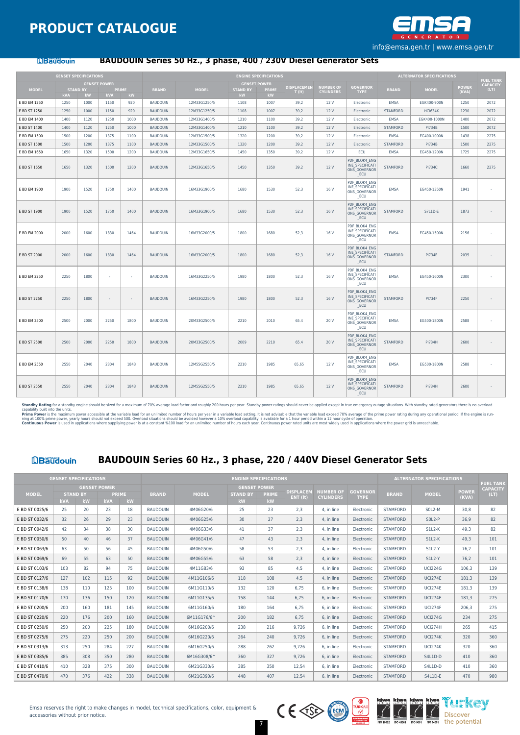## BAUDOUIN Series 50 Hz., 3 phase, 400 / 230V Diesel Generator Sets

| GENSET SPECIFICATIONS | | | | | ENGINE SPECIFICATIONS | | | | | | | ALTERNATOR SPECIFICATIONS | | | FUEL TANK CAPACITY (LT) |
|---|---|---|---|---|---|---|---|---|---|---|---|---|---|---|---|
| MODEL | GENSET POWER | | | | BRAND | MODEL | GENSET POWER | | DISPLACEMENT (lt) | NUMBER OF CYLINDERS | GOVERNOR TYPE | BRAND | MODEL | POWER (KVA) | |
| | STAND BY | | PRIME | | | | STAND BY | PRIME | | | | | | | |
| | kVA | kW | kVA | kW | | | kW | kW | | | | | | | |
| E BD EM 1250 | 1250 | 1000 | 1150 | 920 | BAUDOUIN | 12M33G1250/5 | 1108 | 1007 | 39,2 | 12 V | Electronic | EMSA | EGK400-900N | 1250 | 2072 |
| E BD ST 1250 | 1250 | 1000 | 1150 | 920 | BAUDOUIN | 12M33G1250/5 | 1108 | 1007 | 39,2 | 12 V | Electronic | STAMFORD | HCI634K | 1230 | 2072 |
| E BD EM 1400 | 1400 | 1120 | 1250 | 1000 | BAUDOUIN | 12M33G1400/5 | 1210 | 1100 | 39,2 | 12 V | Electronic | EMSA | EGK400-1000N | 1400 | 2072 |
| E BD ST 1400 | 1400 | 1120 | 1250 | 1000 | BAUDOUIN | 12M33G1400/5 | 1210 | 1100 | 39,2 | 12 V | Electronic | STAMFORD | PI734B | 1500 | 2072 |
| E BD EM 1500 | 1500 | 1200 | 1375 | 1100 | BAUDOUIN | 12M33G1500/5 | 1320 | 1200 | 39,2 | 12 V | Electronic | EMSA | EG400-1000N | 1438 | 2275 |
| E BD ST 1500 | 1500 | 1200 | 1375 | 1100 | BAUDOUIN | 12M33G1500/5 | 1320 | 1200 | 39,2 | 12 V | Electronic | STAMFORD | PI734B | 1500 | 2275 |
| E BD EM 1650 | 1650 | 1320 | 1500 | 1200 | BAUDOUIN | 12M33G1650/5 | 1450 | 1350 | 39,2 | 12 V | ECU | EMSA | EG450-1200N | 1725 | 2275 |
| E BD ST 1650 | 1650 | 1320 | 1500 | 1200 | BAUDOUIN | 12M33G1650/5 | 1450 | 1350 | 39,2 | 12 V | PDF_BLOK4_ENGINE_SPECIFICATIONS_GOVERNOR_ECU | STAMFORD | PI734C | 1660 | 2275 |
| E BD EM 1900 | 1900 | 1520 | 1750 | 1400 | BAUDOUIN | 16M33G1900/5 | 1680 | 1530 | 52,3 | 16 V | PDF_BLOK4_ENGINE_SPECIFICATIONS_GOVERNOR_ECU | EMSA | EG450-1350N | 1941 | - |
| E BD ST 1900 | 1900 | 1520 | 1750 | 1400 | BAUDOUIN | 16M33G1900/5 | 1680 | 1530 | 52,3 | 16 V | PDF_BLOK4_ENGINE_SPECIFICATIONS_GOVERNOR_ECU | STAMFORD | S7L1D-E | 1873 | - |
| E BD EM 2000 | 2000 | 1600 | 1830 | 1464 | BAUDOUIN | 16M33G2000/5 | 1800 | 1680 | 52,3 | 16 V | PDF_BLOK4_ENGINE_SPECIFICATIONS_GOVERNOR_ECU | EMSA | EG450-1500N | 2156 | - |
| E BD ST 2000 | 2000 | 1600 | 1830 | 1464 | BAUDOUIN | 16M33G2000/5 | 1800 | 1680 | 52,3 | 16 V | PDF_BLOK4_ENGINE_SPECIFICATIONS_GOVERNOR_ECU | STAMFORD | PI734E | 2035 | - |
| E BD EM 2250 | 2250 | 1800 | - | - | BAUDOUIN | 16M33G2250/5 | 1980 | 1800 | 52.3 | 16 V | PDF_BLOK4_ENGINE_SPECIFICATIONS_GOVERNOR_ECU | EMSA | EG450-1600N | 2300 | - |
| E BD ST 2250 | 2250 | 1800 | - | - | BAUDOUIN | 16M33G2250/5 | 1980 | 1800 | 52.3 | 16 V | PDF_BLOK4_ENGINE_SPECIFICATIONS_GOVERNOR_ECU | STAMFORD | PI734F | 2250 | - |
| E BD EM 2500 | 2500 | 2000 | 2250 | 1800 | BAUDOUIN | 20M33G2500/5 | 2210 | 2010 | 65.4 | 20 V | PDF_BLOK4_ENGINE_SPECIFICATIONS_GOVERNOR_ECU | EMSA | EG500-1800N | 2588 | - |
| E BD ST 2500 | 2500 | 2000 | 2250 | 1800 | BAUDOUIN | 20M33G2500/5 | 2009 | 2210 | 65.4 | 20 V | PDF_BLOK4_ENGINE_SPECIFICATIONS_GOVERNOR_ECU | STAMFORD | PI734H | 2600 | - |
| E BD EM 2550 | 2550 | 2040 | 2304 | 1843 | BAUDOUIN | 12M55G2550/5 | 2210 | 1985 | 65,65 | 12 V | PDF_BLOK4_ENGINE_SPECIFICATIONS_GOVERNOR_ECU | EMSA | EG500-1800N | 2588 | - |
| E BD ST 2550 | 2550 | 2040 | 2304 | 1843 | BAUDOUIN | 12M55G2550/5 | 2210 | 1985 | 65,65 | 12 V | PDF_BLOK4_ENGINE_SPECIFICATIONS_GOVERNOR_ECU | STAMFORD | PI734H | 2600 | - |

**Standby Rating** for a standby engine should be sized for a maximum of 70% average load factor and roughly 200 hours per year. Standby power ratings should never be applied except in true emergency outage situations. With standby rated generators there is no overload capability built into the units.
**Prime Power** is the maximum power accessible at the variable load for an unlimited number of hours per year in a variable load setting. It is not advisable that the variable load exceed 70% average of the prime power rating during any operational period. If the engine is running at 100% prime power, yearly hours should not exceed 500. Overload situations should be avoided however a 10% overload capability is available for a 1 hour period within a 12 hour cycle of operation.
**Continuous Power** is used in applications where supplying power is at a constant %100 load for an unlimited number of hours each year. Continuous power rated units are most widely used in applications where the power grid is unreachable.

## BAUDOUIN Series 60 Hz., 3 phase, 220 / 440V Diesel Generator Sets

| GENSET SPECIFICATIONS | | | | | ENGINE SPECIFICATIONS | | | | | | | ALTERNATOR SPECIFICATIONS | | | FUEL TANK CAPACITY (LT) |
|---|---|---|---|---|---|---|---|---|---|---|---|---|---|---|---|
| MODEL | GENSET POWER | | | | BRAND | MODEL | GENSET POWER | | DISPLACEMENT (lt) | NUMBER OF CYLINDERS | GOVERNOR TYPE | BRAND | MODEL | POWER (KVA) | |
| | STAND BY | | PRIME | | | | STAND BY | PRIME | | | | | | | |
| | kVA | kW | kVA | kW | | | kW | kW | | | | | | | |
| E BD ST 0025/6 | 25 | 20 | 23 | 18 | BAUDOUIN | 4M06G20/6 | 25 | 23 | 2,3 | 4, in line | Electronic | STAMFORD | S0L2-M | 30,8 | 82 |
| E BD ST 0032/6 | 32 | 26 | 29 | 23 | BAUDOUIN | 4M06G25/6 | 30 | 27 | 2,3 | 4, in line | Electronic | STAMFORD | S0L2-P | 36,9 | 82 |
| E BD ST 0042/6 | 42 | 34 | 38 | 30 | BAUDOUIN | 4M06G33/6 | 41 | 37 | 2,3 | 4, in line | Electronic | STAMFORD | S1L2-K | 49,3 | 82 |
| E BD ST 0050/6 | 50 | 40 | 46 | 37 | BAUDOUIN | 4M06G41/6 | 47 | 43 | 2,3 | 4, in line | Electronic | STAMFORD | S1L2-K | 49,3 | 101 |
| E BD ST 0063/6 | 63 | 50 | 56 | 45 | BAUDOUIN | 4M06G50/6 | 58 | 53 | 2,3 | 4, in line | Electronic | STAMFORD | S1L2-Y | 76,2 | 101 |
| E BD ST 0069/6 | 69 | 55 | 63 | 50 | BAUDOUIN | 4M06G55/6 | 63 | 58 | 2,3 | 4, in line | Electronic | STAMFORD | S1L2-Y | 76,2 | 101 |
| E BD ST 0103/6 | 103 | 82 | 94 | 75 | BAUDOUIN | 4M11G83/6 | 93 | 85 | 4,5 | 4, in line | Electronic | STAMFORD | UCI224G | 106,3 | 139 |
| E BD ST 0127/6 | 127 | 102 | 115 | 92 | BAUDOUIN | 4M11G106/6 | 118 | 108 | 4,5 | 4, in line | Electronic | STAMFORD | UCI274E | 181,3 | 139 |
| E BD ST 0138/6 | 138 | 110 | 125 | 100 | BAUDOUIN | 6M11G110/6 | 132 | 120 | 6,75 | 6, in line | Electronic | STAMFORD | UCI274E | 181,3 | 139 |
| E BD ST 0170/6 | 170 | 136 | 150 | 120 | BAUDOUIN | 6M11G135/6 | 158 | 144 | 6,75 | 6, in line | Electronic | STAMFORD | UCI274E | 181,3 | 275 |
| E BD ST 0200/6 | 200 | 160 | 181 | 145 | BAUDOUIN | 6M11G160/6 | 180 | 164 | 6,75 | 6, in line | Electronic | STAMFORD | UCI274F | 206,3 | 275 |
| E BD ST 0220/6 | 220 | 176 | 200 | 160 | BAUDOUIN | 6M11G176/6^ | 200 | 182 | 6,75 | 6, in line | Electronic | STAMFORD | UCI274G | 234 | 275 |
| E BD ST 0250/6 | 250 | 200 | 225 | 180 | BAUDOUIN | 6M16G200/6 | 238 | 216 | 9,726 | 6, in line | Electronic | STAMFORD | UCI274H | 265 | 415 |
| E BD ST 0275/6 | 275 | 220 | 250 | 200 | BAUDOUIN | 6M16G220/6 | 264 | 240 | 9,726 | 6, in line | Electronic | STAMFORD | UCI274K | 320 | 360 |
| E BD ST 0313/6 | 313 | 250 | 284 | 227 | BAUDOUIN | 6M16G250/6 | 288 | 262 | 9,726 | 6, in line | Electronic | STAMFORD | UCI274K | 320 | 360 |
| E BD ST 0385/6 | 385 | 308 | 350 | 280 | BAUDOUIN | 6M16G308/6^ | 360 | 327 | 9,726 | 6, in line | Electronic | STAMFORD | S4L1D-D | 410 | 360 |
| E BD ST 0410/6 | 410 | 328 | 375 | 300 | BAUDOUIN | 6M21G330/6 | 385 | 350 | 12,54 | 6, in line | Electronic | STAMFORD | S4L1D-D | 410 | 360 |
| E BD ST 0470/6 | 470 | 376 | 422 | 338 | BAUDOUIN | 6M21G390/6 | 448 | 407 | 12,54 | 6, in line | Electronic | STAMFORD | S4L1D-E | 470 | 980 |

Emsa reserves the right to make changes in model, technical specifications, color, equipment & accessories without prior notice.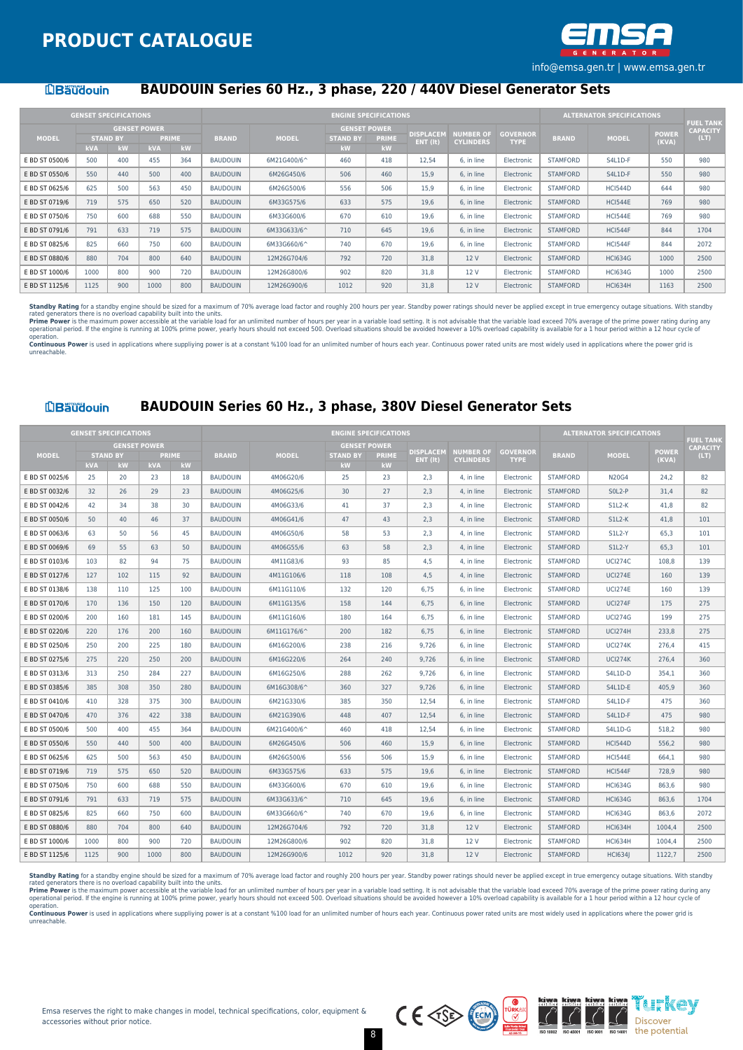# PRODUCT CATALOGUE

info@emsa.gen.tr | www.emsa.gen.tr

## BAUDOUIN Series 60 Hz., 3 phase, 220 / 440V Diesel Generator Sets

| GENSET SPECIFICATIONS | | | | | ENGINE SPECIFICATIONS | | | | | | | ALTERNATOR SPECIFICATIONS | | | FUEL TANK CAPACITY (LT) |
|---|---|---|---|---|---|---|---|---|---|---|---|---|---|---|---|
| MODEL | GENSET POWER | | | | BRAND | MODEL | GENSET POWER | | DISPLACEMENT (lt) | NUMBER OF CYLINDERS | GOVERNOR TYPE | BRAND | MODEL | POWER (KVA) | |
| | STAND BY | | PRIME | | | | STAND BY | PRIME | | | | | | | |
| | kVA | kW | kVA | kW | | | kW | kW | | | | | | | |
| E BD ST 0500/6 | 500 | 400 | 455 | 364 | BAUDOUIN | 6M21G400/6^ | 460 | 418 | 12,54 | 6, in line | Electronic | STAMFORD | S4L1D-F | 550 | 980 |
| E BD ST 0550/6 | 550 | 440 | 500 | 400 | BAUDOUIN | 6M26G450/6 | 506 | 460 | 15,9 | 6, in line | Electronic | STAMFORD | S4L1D-F | 550 | 980 |
| E BD ST 0625/6 | 625 | 500 | 563 | 450 | BAUDOUIN | 6M26G500/6 | 556 | 506 | 15,9 | 6, in line | Electronic | STAMFORD | HCI544D | 644 | 980 |
| E BD ST 0719/6 | 719 | 575 | 650 | 520 | BAUDOUIN | 6M33G575/6 | 633 | 575 | 19,6 | 6, in line | Electronic | STAMFORD | HCI544E | 769 | 980 |
| E BD ST 0750/6 | 750 | 600 | 688 | 550 | BAUDOUIN | 6M33G600/6 | 670 | 610 | 19,6 | 6, in line | Electronic | STAMFORD | HCI544E | 769 | 980 |
| E BD ST 0791/6 | 791 | 633 | 719 | 575 | BAUDOUIN | 6M33G633/6^ | 710 | 645 | 19,6 | 6, in line | Electronic | STAMFORD | HCI544F | 844 | 1704 |
| E BD ST 0825/6 | 825 | 660 | 750 | 600 | BAUDOUIN | 6M33G660/6^ | 740 | 670 | 19,6 | 6, in line | Electronic | STAMFORD | HCI544F | 844 | 2072 |
| E BD ST 0880/6 | 880 | 704 | 800 | 640 | BAUDOUIN | 12M26G704/6 | 792 | 720 | 31,8 | 12 V | Electronic | STAMFORD | HCI634G | 1000 | 2500 |
| E BD ST 1000/6 | 1000 | 800 | 900 | 720 | BAUDOUIN | 12M26G800/6 | 902 | 820 | 31,8 | 12 V | Electronic | STAMFORD | HCI634G | 1000 | 2500 |
| E BD ST 1125/6 | 1125 | 900 | 1000 | 800 | BAUDOUIN | 12M26G900/6 | 1012 | 920 | 31,8 | 12 V | Electronic | STAMFORD | HCI634H | 1163 | 2500 |

**Standby Rating** for a standby engine should be sized for a maximum of 70% average load factor and roughly 200 hours per year. Standby power ratings should never be applied except in true emergency outage situations. With standby rated generators there is no overload capability built into the units.
**Prime Power** is the maximum power accessible at the variable load for an unlimited number of hours per year in a variable load setting. It is not advisable that the variable load exceed 70% average of the prime power rating during any operational period. If the engine is running at 100% prime power, yearly hours should not exceed 500. Overload situations should be avoided however a 10% overload capability is available for a 1 hour period within a 12 hour cycle of operation.
**Continuous Power** is used in applications where suppliying power is at a constant %100 load for an unlimited number of hours each year. Continuous power rated units are most widely used in applications where the power grid is unreachable.

## BAUDOUIN Series 60 Hz., 3 phase, 380V Diesel Generator Sets

| GENSET SPECIFICATIONS | | | | | ENGINE SPECIFICATIONS | | | | | | | ALTERNATOR SPECIFICATIONS | | | FUEL TANK CAPACITY (LT) |
|---|---|---|---|---|---|---|---|---|---|---|---|---|---|---|---|
| MODEL | GENSET POWER | | | | BRAND | MODEL | GENSET POWER | | DISPLACEMENT (lt) | NUMBER OF CYLINDERS | GOVERNOR TYPE | BRAND | MODEL | POWER (KVA) | |
| | STAND BY | | PRIME | | | | STAND BY | PRIME | | | | | | | |
| | kVA | kW | kVA | kW | | | kW | kW | | | | | | | |
| E BD ST 0025/6 | 25 | 20 | 23 | 18 | BAUDOUIN | 4M06G20/6 | 25 | 23 | 2,3 | 4, in line | Electronic | STAMFORD | N20G4 | 24,2 | 82 |
| E BD ST 0032/6 | 32 | 26 | 29 | 23 | BAUDOUIN | 4M06G25/6 | 30 | 27 | 2,3 | 4, in line | Electronic | STAMFORD | S0L2-P | 31,4 | 82 |
| E BD ST 0042/6 | 42 | 34 | 38 | 30 | BAUDOUIN | 4M06G33/6 | 41 | 37 | 2,3 | 4, in line | Electronic | STAMFORD | S1L2-K | 41,8 | 82 |
| E BD ST 0050/6 | 50 | 40 | 46 | 37 | BAUDOUIN | 4M06G41/6 | 47 | 43 | 2,3 | 4, in line | Electronic | STAMFORD | S1L2-K | 41,8 | 101 |
| E BD ST 0063/6 | 63 | 50 | 56 | 45 | BAUDOUIN | 4M06G50/6 | 58 | 53 | 2,3 | 4, in line | Electronic | STAMFORD | S1L2-Y | 65,3 | 101 |
| E BD ST 0069/6 | 69 | 55 | 63 | 50 | BAUDOUIN | 4M06G55/6 | 63 | 58 | 2,3 | 4, in line | Electronic | STAMFORD | S1L2-Y | 65,3 | 101 |
| E BD ST 0103/6 | 103 | 82 | 94 | 75 | BAUDOUIN | 4M11G83/6 | 93 | 85 | 4,5 | 4, in line | Electronic | STAMFORD | UCI274C | 108,8 | 139 |
| E BD ST 0127/6 | 127 | 102 | 115 | 92 | BAUDOUIN | 4M11G106/6 | 118 | 108 | 4,5 | 4, in line | Electronic | STAMFORD | UCI274E | 160 | 139 |
| E BD ST 0138/6 | 138 | 110 | 125 | 100 | BAUDOUIN | 6M11G110/6 | 132 | 120 | 6,75 | 6, in line | Electronic | STAMFORD | UCI274E | 160 | 139 |
| E BD ST 0170/6 | 170 | 136 | 150 | 120 | BAUDOUIN | 6M11G135/6 | 158 | 144 | 6,75 | 6, in line | Electronic | STAMFORD | UCI274F | 175 | 275 |
| E BD ST 0200/6 | 200 | 160 | 181 | 145 | BAUDOUIN | 6M11G160/6 | 180 | 164 | 6,75 | 6, in line | Electronic | STAMFORD | UCI274G | 199 | 275 |
| E BD ST 0220/6 | 220 | 176 | 200 | 160 | BAUDOUIN | 6M11G176/6^ | 200 | 182 | 6,75 | 6, in line | Electronic | STAMFORD | UCI274H | 233,8 | 275 |
| E BD ST 0250/6 | 250 | 200 | 225 | 180 | BAUDOUIN | 6M16G200/6 | 238 | 216 | 9,726 | 6, in line | Electronic | STAMFORD | UCI274K | 276,4 | 415 |
| E BD ST 0275/6 | 275 | 220 | 250 | 200 | BAUDOUIN | 6M16G220/6 | 264 | 240 | 9,726 | 6, in line | Electronic | STAMFORD | UCI274K | 276,4 | 360 |
| E BD ST 0313/6 | 313 | 250 | 284 | 227 | BAUDOUIN | 6M16G250/6 | 288 | 262 | 9,726 | 6, in line | Electronic | STAMFORD | S4L1D-D | 354,1 | 360 |
| E BD ST 0385/6 | 385 | 308 | 350 | 280 | BAUDOUIN | 6M16G308/6^ | 360 | 327 | 9,726 | 6, in line | Electronic | STAMFORD | S4L1D-E | 405,9 | 360 |
| E BD ST 0410/6 | 410 | 328 | 375 | 300 | BAUDOUIN | 6M21G330/6 | 385 | 350 | 12,54 | 6, in line | Electronic | STAMFORD | S4L1D-F | 475 | 360 |
| E BD ST 0470/6 | 470 | 376 | 422 | 338 | BAUDOUIN | 6M21G390/6 | 448 | 407 | 12,54 | 6, in line | Electronic | STAMFORD | S4L1D-F | 475 | 980 |
| E BD ST 0500/6 | 500 | 400 | 455 | 364 | BAUDOUIN | 6M21G400/6^ | 460 | 418 | 12,54 | 6, in line | Electronic | STAMFORD | S4L1D-G | 518,2 | 980 |
| E BD ST 0550/6 | 550 | 440 | 500 | 400 | BAUDOUIN | 6M26G450/6 | 506 | 460 | 15,9 | 6, in line | Electronic | STAMFORD | HCI544D | 556,2 | 980 |
| E BD ST 0625/6 | 625 | 500 | 563 | 450 | BAUDOUIN | 6M26G500/6 | 556 | 506 | 15,9 | 6, in line | Electronic | STAMFORD | HCI544E | 664,1 | 980 |
| E BD ST 0719/6 | 719 | 575 | 650 | 520 | BAUDOUIN | 6M33G575/6 | 633 | 575 | 19,6 | 6, in line | Electronic | STAMFORD | HCI544F | 728,9 | 980 |
| E BD ST 0750/6 | 750 | 600 | 688 | 550 | BAUDOUIN | 6M33G600/6 | 670 | 610 | 19,6 | 6, in line | Electronic | STAMFORD | HCI634G | 863,6 | 980 |
| E BD ST 0791/6 | 791 | 633 | 719 | 575 | BAUDOUIN | 6M33G633/6^ | 710 | 645 | 19,6 | 6, in line | Electronic | STAMFORD | HCI634G | 863,6 | 1704 |
| E BD ST 0825/6 | 825 | 660 | 750 | 600 | BAUDOUIN | 6M33G660/6^ | 740 | 670 | 19,6 | 6, in line | Electronic | STAMFORD | HCI634G | 863,6 | 2072 |
| E BD ST 0880/6 | 880 | 704 | 800 | 640 | BAUDOUIN | 12M26G704/6 | 792 | 720 | 31,8 | 12 V | Electronic | STAMFORD | HCI634H | 1004,4 | 2500 |
| E BD ST 1000/6 | 1000 | 800 | 900 | 720 | BAUDOUIN | 12M26G800/6 | 902 | 820 | 31,8 | 12 V | Electronic | STAMFORD | HCI634H | 1004,4 | 2500 |
| E BD ST 1125/6 | 1125 | 900 | 1000 | 800 | BAUDOUIN | 12M26G900/6 | 1012 | 920 | 31,8 | 12 V | Electronic | STAMFORD | HCI634J | 1122,7 | 2500 |

**Standby Rating** for a standby engine should be sized for a maximum of 70% average load factor and roughly 200 hours per year. Standby power ratings should never be applied except in true emergency outage situations. With standby rated generators there is no overload capability built into the units.
**Prime Power** is the maximum power accessible at the variable load for an unlimited number of hours per year in a variable load setting. It is not advisable that the variable load exceed 70% average of the prime power rating during any operational period. If the engine is running at 100% prime power, yearly hours should not exceed 500. Overload situations should be avoided however a 10% overload capability is available for a 1 hour period within a 12 hour cycle of operation.
**Continuous Power** is used in applications where suppliying power is at a constant %100 load for an unlimited number of hours each year. Continuous power rated units are most widely used in applications where the power grid is unreachable.

Emsa reserves the right to make changes in model, technical specifications, color, equipment & accessories without prior notice.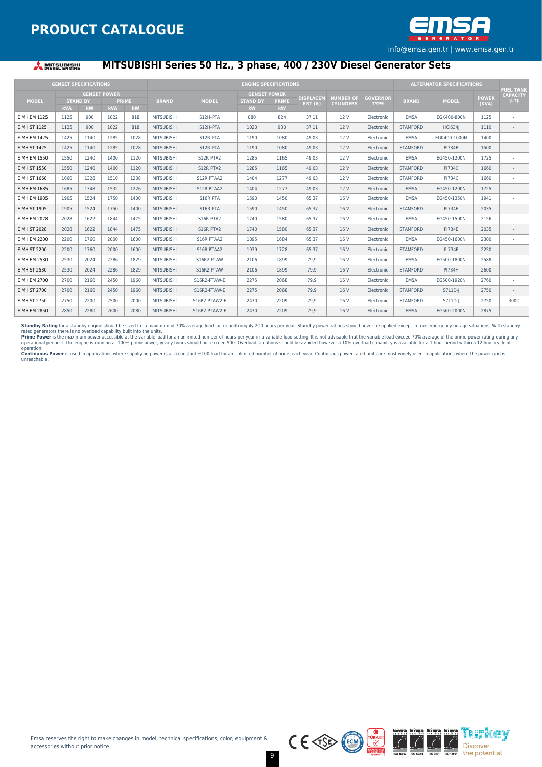# PRODUCT CATALOGUE

info@emsa.gen.tr | www.emsa.gen.tr

## MITSUBISHI Series 50 Hz., 3 phase, 400 / 230V Diesel Generator Sets

| GENSET SPECIFICATIONS | | | | | ENGINE SPECIFICATIONS | | | | | | | | ALTERNATOR SPECIFICATIONS | | | FUEL TANK CAPACITY (LT) |
|---|---|---|---|---|---|---|---|---|---|---|---|---|---|---|---|---|
| MODEL | GENSET POWER | | | | BRAND | MODEL | GENSET POWER | | DISPLACEMENT (lt) | NUMBER OF CYLINDERS | GOVERNOR TYPE | BRAND | MODEL | POWER (KVA) | |
| | STAND BY | | PRIME | | | | STAND BY | PRIME | | | | | | | |
| | kVA | kW | kVA | kW | | | kW | kW | | | | | | | |
| E MH EM 1125 | 1125 | 900 | 1022 | 818 | MITSUBISHI | S12H-PTA | 880 | 824 | 37,11 | 12 V | Electronic | EMSA | EGK400-800N | 1125 | - |
| E MH ST 1125 | 1125 | 900 | 1022 | 818 | MITSUBISHI | S12H-PTA | 1020 | 930 | 37,11 | 12 V | Electronic | STAMFORD | HCI634J | 1110 | - |
| E MH EM 1425 | 1425 | 1140 | 1285 | 1028 | MITSUBISHI | S12R-PTA | 1190 | 1080 | 49,03 | 12 V | Electronic | EMSA | EGK400-1000N | 1400 | - |
| E MH ST 1425 | 1425 | 1140 | 1285 | 1028 | MITSUBISHI | S12R-PTA | 1190 | 1080 | 49,03 | 12 V | Electronic | STAMFORD | PI734B | 1500 | - |
| E MH EM 1550 | 1550 | 1240 | 1400 | 1120 | MITSUBISHI | S12R PTA2 | 1285 | 1165 | 49,03 | 12 V | Electronic | EMSA | EG450-1200N | 1725 | - |
| E MH ST 1550 | 1550 | 1240 | 1400 | 1120 | MITSUBISHI | S12R PTA2 | 1285 | 1165 | 49,03 | 12 V | Electronic | STAMFORD | PI734C | 1660 | - |
| E MH ST 1660 | 1660 | 1328 | 1510 | 1208 | MITSUBISHI | S12R PTAA2 | 1404 | 1277 | 49,03 | 12 V | Electronic | STAMFORD | PI734C | 1660 | - |
| E MH EM 1685 | 1685 | 1348 | 1532 | 1226 | MITSUBISHI | S12R PTAA2 | 1404 | 1277 | 49,03 | 12 V | Electronic | EMSA | EG450-1200N | 1725 | - |
| E MH EM 1905 | 1905 | 1524 | 1750 | 1400 | MITSUBISHI | S16R PTA | 1590 | 1450 | 65,37 | 16 V | Electronic | EMSA | EG450-1350N | 1941 | - |
| E MH ST 1905 | 1905 | 1524 | 1750 | 1400 | MITSUBISHI | S16R PTA | 1590 | 1450 | 65,37 | 16 V | Electronic | STAMFORD | PI734E | 2035 | - |
| E MH EM 2028 | 2028 | 1622 | 1844 | 1475 | MITSUBISHI | S16R PTA2 | 1740 | 1580 | 65,37 | 16 V | Electronic | EMSA | EG450-1500N | 2156 | - |
| E MH ST 2028 | 2028 | 1622 | 1844 | 1475 | MITSUBISHI | S16R PTA2 | 1740 | 1580 | 65,37 | 16 V | Electronic | STAMFORD | PI734E | 2035 | - |
| E MH EM 2200 | 2200 | 1760 | 2000 | 1600 | MITSUBISHI | S16R PTAA2 | 1895 | 1684 | 65,37 | 16 V | Electronic | EMSA | EG450-1600N | 2300 | - |
| E MH ST 2200 | 2200 | 1760 | 2000 | 1600 | MITSUBISHI | S16R PTAA2 | 1939 | 1728 | 65,37 | 16 V | Electronic | STAMFORD | PI734F | 2250 | - |
| E MH EM 2530 | 2530 | 2024 | 2286 | 1829 | MITSUBISHI | S16R2 PTAW | 2106 | 1899 | 79,9 | 16 V | Electronic | EMSA | EG500-1800N | 2588 | - |
| E MH ST 2530 | 2530 | 2024 | 2286 | 1829 | MITSUBISHI | S16R2 PTAW | 2106 | 1899 | 79,9 | 16 V | Electronic | STAMFORD | PI734H | 2600 | - |
| E MH EM 2700 | 2700 | 2160 | 2450 | 1960 | MITSUBISHI | S16R2-PTAW-E | 2275 | 2068 | 79,9 | 16 V | Electronic | EMSA | EG500-1920N | 2760 | - |
| E MH ST 2700 | 2700 | 2160 | 2450 | 1960 | MITSUBISHI | S16R2-PTAW-E | 2275 | 2068 | 79,9 | 16 V | Electronic | STAMFORD | S7L1D-J | 2750 | - |
| E MH ST 2750 | 2750 | 2200 | 2500 | 2000 | MITSUBISHI | S16R2 PTAW2-E | 2430 | 2209 | 79,9 | 16 V | Electronic | STAMFORD | S7L1D-J | 2750 | 3000 |
| E MH EM 2850 | 2850 | 2280 | 2600 | 2080 | MITSUBISHI | S16R2 PTAW2-E | 2430 | 2209 | 79,9 | 16 V | Electronic | EMSA | EG560-2000N | 2875 | - |

**Standby Rating** for a standby engine should be sized for a maximum of 70% average load factor and roughly 200 hours per year. Standby power ratings should never be applied except in true emergency outage situations. With standby rated generators there is no overload capability built into the units.
**Prime Power** is the maximum power accessible at the variable load for an unlimited number of hours per year in a variable load setting. It is not advisable that the variable load exceed 70% average of the prime power rating during any operational period. If the engine is running at 100% prime power, yearly hours should not exceed 500. Overload situations should be avoided however a 10% overload capability is available for a 1 hour period within a 12 hour cycle of operation.
**Continuous Power** is used in applications where suppliying power is at a constant %100 load for an unlimited number of hours each year. Continuous power rated units are most widely used in applications where the power grid is unreachable.

Emsa reserves the right to make changes in model, technical specifications, color, equipment & accessories without prior notice.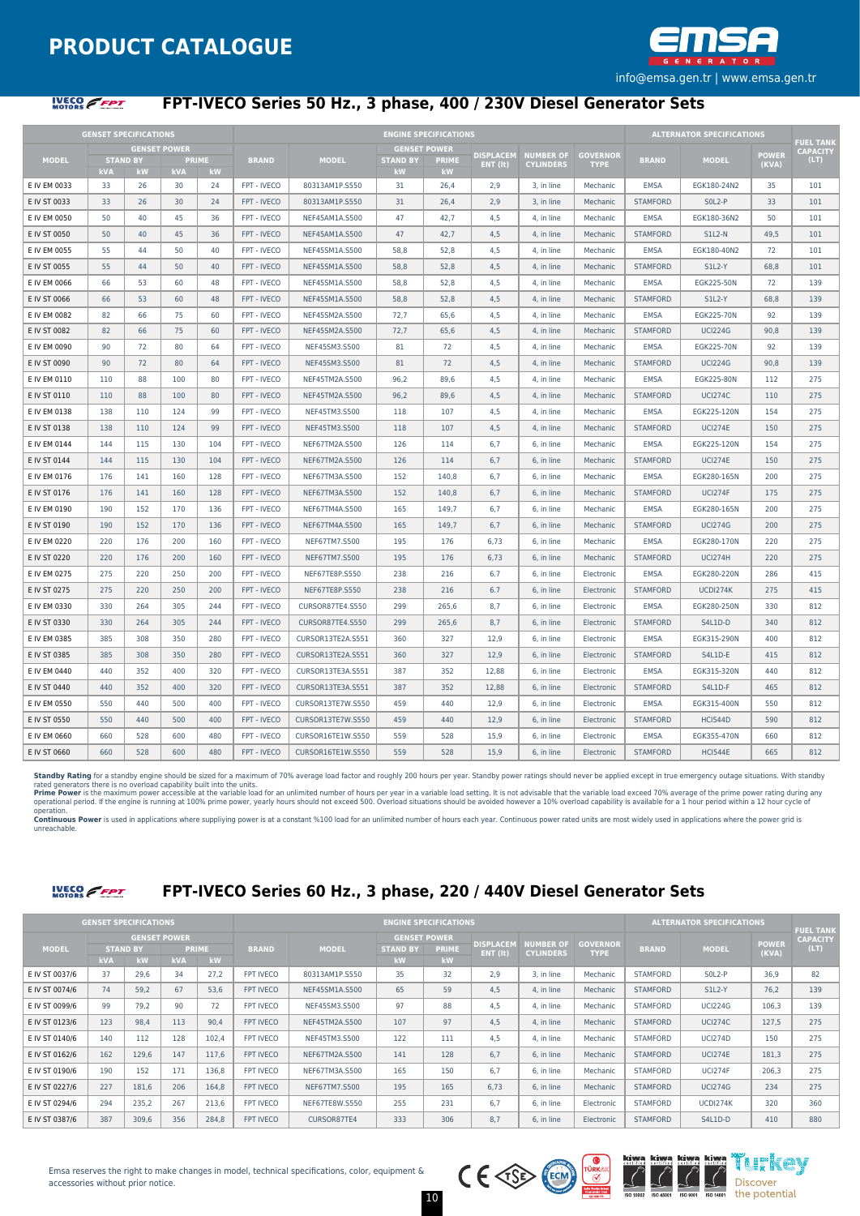# PRODUCT CATALOGUE

info@emsa.gen.tr | www.emsa.gen.tr

## FPT-IVECO Series 50 Hz., 3 phase, 400 / 230V Diesel Generator Sets

| GENSET SPECIFICATIONS | | | | | ENGINE SPECIFICATIONS | | | | | | | ALTERNATOR SPECIFICATIONS | | | FUEL TANK CAPACITY (LT) |
|---|---|---|---|---|---|---|---|---|---|---|---|---|---|---|---|
| MODEL | GENSET POWER | | | | BRAND | MODEL | GENSET POWER | | DISPLACEMENT (lt) | NUMBER OF CYLINDERS | GOVERNOR TYPE | BRAND | MODEL | POWER (KVA) | |
| | STAND BY | | PRIME | | | | STAND BY | PRIME | | | | | | | |
| | kVA | kW | kVA | kW | | | kW | kW | | | | | | | |
| E IV EM 0033 | 33 | 26 | 30 | 24 | FPT - IVECO | 80313AM1P.S550 | 31 | 26,4 | 2,9 | 3, in line | Mechanic | EMSA | EGK180-24N2 | 35 | 101 |
| E IV ST 0033 | 33 | 26 | 30 | 24 | FPT - IVECO | 80313AM1P.S550 | 31 | 26,4 | 2,9 | 3, in line | Mechanic | STAMFORD | S0L2-P | 33 | 101 |
| E IV EM 0050 | 50 | 40 | 45 | 36 | FPT - IVECO | NEF45AM1A.S500 | 47 | 42,7 | 4,5 | 4, in line | Mechanic | EMSA | EGK180-36N2 | 50 | 101 |
| E IV ST 0050 | 50 | 40 | 45 | 36 | FPT - IVECO | NEF45AM1A.S500 | 47 | 42,7 | 4,5 | 4, in line | Mechanic | STAMFORD | S1L2-N | 49,5 | 101 |
| E IV EM 0055 | 55 | 44 | 50 | 40 | FPT - IVECO | NEF45SM1A.S500 | 58,8 | 52,8 | 4,5 | 4, in line | Mechanic | EMSA | EGK180-40N2 | 72 | 101 |
| E IV ST 0055 | 55 | 44 | 50 | 40 | FPT - IVECO | NEF45SM1A.S500 | 58,8 | 52,8 | 4,5 | 4, in line | Mechanic | STAMFORD | S1L2-Y | 68,8 | 101 |
| E IV EM 0066 | 66 | 53 | 60 | 48 | FPT - IVECO | NEF45SM1A.S500 | 58,8 | 52,8 | 4,5 | 4, in line | Mechanic | EMSA | EGK225-50N | 72 | 139 |
| E IV ST 0066 | 66 | 53 | 60 | 48 | FPT - IVECO | NEF45SM1A.S500 | 58,8 | 52,8 | 4,5 | 4, in line | Mechanic | STAMFORD | S1L2-Y | 68,8 | 139 |
| E IV EM 0082 | 82 | 66 | 75 | 60 | FPT - IVECO | NEF45SM2A.S500 | 72,7 | 65,6 | 4,5 | 4, in line | Mechanic | EMSA | EGK225-70N | 92 | 139 |
| E IV ST 0082 | 82 | 66 | 75 | 60 | FPT - IVECO | NEF45SM2A.S500 | 72,7 | 65,6 | 4,5 | 4, in line | Mechanic | STAMFORD | UCI224G | 90,8 | 139 |
| E IV EM 0090 | 90 | 72 | 80 | 64 | FPT - IVECO | NEF45SM3.S500 | 81 | 72 | 4,5 | 4, in line | Mechanic | EMSA | EGK225-70N | 92 | 139 |
| E IV ST 0090 | 90 | 72 | 80 | 64 | FPT - IVECO | NEF45SM3.S500 | 81 | 72 | 4,5 | 4, in line | Mechanic | STAMFORD | UCI224G | 90,8 | 139 |
| E IV EM 0110 | 110 | 88 | 100 | 80 | FPT - IVECO | NEF45TM2A.S500 | 96,2 | 89,6 | 4,5 | 4, in line | Mechanic | EMSA | EGK225-80N | 112 | 275 |
| E IV ST 0110 | 110 | 88 | 100 | 80 | FPT - IVECO | NEF45TM2A.S500 | 96,2 | 89,6 | 4,5 | 4, in line | Mechanic | STAMFORD | UCI274C | 110 | 275 |
| E IV EM 0138 | 138 | 110 | 124 | 99 | FPT - IVECO | NEF45TM3.S500 | 118 | 107 | 4,5 | 4, in line | Mechanic | EMSA | EGK225-120N | 154 | 275 |
| E IV ST 0138 | 138 | 110 | 124 | 99 | FPT - IVECO | NEF45TM3.S500 | 118 | 107 | 4,5 | 4, in line | Mechanic | STAMFORD | UCI274E | 150 | 275 |
| E IV EM 0144 | 144 | 115 | 130 | 104 | FPT - IVECO | NEF67TM2A.S500 | 126 | 114 | 6,7 | 6, in line | Mechanic | EMSA | EGK225-120N | 154 | 275 |
| E IV ST 0144 | 144 | 115 | 130 | 104 | FPT - IVECO | NEF67TM2A.S500 | 126 | 114 | 6,7 | 6, in line | Mechanic | STAMFORD | UCI274E | 150 | 275 |
| E IV EM 0176 | 176 | 141 | 160 | 128 | FPT - IVECO | NEF67TM3A.S500 | 152 | 140,8 | 6,7 | 6, in line | Mechanic | EMSA | EGK280-165N | 200 | 275 |
| E IV ST 0176 | 176 | 141 | 160 | 128 | FPT - IVECO | NEF67TM3A.S500 | 152 | 140,8 | 6,7 | 6, in line | Mechanic | STAMFORD | UCI274F | 175 | 275 |
| E IV EM 0190 | 190 | 152 | 170 | 136 | FPT - IVECO | NEF67TM4A.S500 | 165 | 149,7 | 6,7 | 6, in line | Mechanic | EMSA | EGK280-165N | 200 | 275 |
| E IV ST 0190 | 190 | 152 | 170 | 136 | FPT - IVECO | NEF67TM4A.S500 | 165 | 149,7 | 6,7 | 6, in line | Mechanic | STAMFORD | UCI274G | 200 | 275 |
| E IV EM 0220 | 220 | 176 | 200 | 160 | FPT - IVECO | NEF67TM7.S500 | 195 | 176 | 6,73 | 6, in line | Mechanic | EMSA | EGK280-170N | 220 | 275 |
| E IV ST 0220 | 220 | 176 | 200 | 160 | FPT - IVECO | NEF67TM7.S500 | 195 | 176 | 6,73 | 6, in line | Mechanic | STAMFORD | UCI274H | 220 | 275 |
| E IV EM 0275 | 275 | 220 | 250 | 200 | FPT - IVECO | NEF67TE8P.S550 | 238 | 216 | 6.7 | 6, in line | Electronic | EMSA | EGK280-220N | 286 | 415 |
| E IV ST 0275 | 275 | 220 | 250 | 200 | FPT - IVECO | NEF67TE8P.S550 | 238 | 216 | 6.7 | 6, in line | Electronic | STAMFORD | UCDI274K | 275 | 415 |
| E IV EM 0330 | 330 | 264 | 305 | 244 | FPT - IVECO | CURSOR87TE4.S550 | 299 | 265,6 | 8,7 | 6, in line | Electronic | EMSA | EGK280-250N | 330 | 812 |
| E IV ST 0330 | 330 | 264 | 305 | 244 | FPT - IVECO | CURSOR87TE4.S550 | 299 | 265,6 | 8,7 | 6, in line | Electronic | STAMFORD | S4L1D-D | 340 | 812 |
| E IV EM 0385 | 385 | 308 | 350 | 280 | FPT - IVECO | CURSOR13TE2A.S551 | 360 | 327 | 12,9 | 6, in line | Electronic | EMSA | EGK315-290N | 400 | 812 |
| E IV ST 0385 | 385 | 308 | 350 | 280 | FPT - IVECO | CURSOR13TE2A.S551 | 360 | 327 | 12,9 | 6, in line | Electronic | STAMFORD | S4L1D-E | 415 | 812 |
| E IV EM 0440 | 440 | 352 | 400 | 320 | FPT - IVECO | CURSOR13TE3A.S551 | 387 | 352 | 12,88 | 6, in line | Electronic | EMSA | EGK315-320N | 440 | 812 |
| E IV ST 0440 | 440 | 352 | 400 | 320 | FPT - IVECO | CURSOR13TE3A.S551 | 387 | 352 | 12,88 | 6, in line | Electronic | STAMFORD | S4L1D-F | 465 | 812 |
| E IV EM 0550 | 550 | 440 | 500 | 400 | FPT - IVECO | CURSOR13TE7W.S550 | 459 | 440 | 12,9 | 6, in line | Electronic | EMSA | EGK315-400N | 550 | 812 |
| E IV ST 0550 | 550 | 440 | 500 | 400 | FPT - IVECO | CURSOR13TE7W.S550 | 459 | 440 | 12,9 | 6, in line | Electronic | STAMFORD | HCI544D | 590 | 812 |
| E IV EM 0660 | 660 | 528 | 600 | 480 | FPT - IVECO | CURSOR16TE1W.S550 | 559 | 528 | 15,9 | 6, in line | Electronic | EMSA | EGK355-470N | 660 | 812 |
| E IV ST 0660 | 660 | 528 | 600 | 480 | FPT - IVECO | CURSOR16TE1W.S550 | 559 | 528 | 15,9 | 6, in line | Electronic | STAMFORD | HCI544E | 665 | 812 |

**Standby Rating** for a standby engine should be sized for a maximum of 70% average load factor and roughly 200 hours per year. Standby power ratings should never be applied except in true emergency outage situations. With standby rated generators there is no overload capability built into the units.
**Prime Power** is the maximum power accessible at the variable load for an unlimited number of hours per year in a variable load setting. It is not advisable that the variable load exceed 70% average of the prime power rating during any operational period. If the engine is running at 100% prime power, yearly hours should not exceed 500. Overload situations should be avoided however a 10% overload capability is available for a 1 hour period within a 12 hour cycle of operation.
**Continuous Power** is used in applications where suppliying power is at a constant %100 load for an unlimited number of hours each year. Continuous power rated units are most widely used in applications where the power grid is unreachable.

## FPT-IVECO Series 60 Hz., 3 phase, 220 / 440V Diesel Generator Sets

| GENSET SPECIFICATIONS | | | | | ENGINE SPECIFICATIONS | | | | | | | ALTERNATOR SPECIFICATIONS | | | FUEL TANK CAPACITY (LT) |
|---|---|---|---|---|---|---|---|---|---|---|---|---|---|---|---|
| MODEL | GENSET POWER | | | | BRAND | MODEL | GENSET POWER | | DISPLACEMENT (lt) | NUMBER OF CYLINDERS | GOVERNOR TYPE | BRAND | MODEL | POWER (KVA) | |
| | STAND BY | | PRIME | | | | STAND BY | PRIME | | | | | | | |
| | kVA | kW | kVA | kW | | | kW | kW | | | | | | | |
| E IV ST 0037/6 | 37 | 29,6 | 34 | 27,2 | FPT IVECO | 80313AM1P.S550 | 35 | 32 | 2,9 | 3, in line | Mechanic | STAMFORD | S0L2-P | 36,9 | 82 |
| E IV ST 0074/6 | 74 | 59,2 | 67 | 53,6 | FPT IVECO | NEF45SM1A.S500 | 65 | 59 | 4,5 | 4, in line | Mechanic | STAMFORD | S1L2-Y | 76,2 | 139 |
| E IV ST 0099/6 | 99 | 79,2 | 90 | 72 | FPT IVECO | NEF45SM3.S500 | 97 | 88 | 4,5 | 4, in line | Mechanic | STAMFORD | UCI224G | 106,3 | 139 |
| E IV ST 0123/6 | 123 | 98,4 | 113 | 90,4 | FPT IVECO | NEF45TM2A.S500 | 107 | 97 | 4,5 | 4, in line | Mechanic | STAMFORD | UCI274C | 127,5 | 275 |
| E IV ST 0140/6 | 140 | 112 | 128 | 102,4 | FPT IVECO | NEF45TM3.S500 | 122 | 111 | 4,5 | 4, in line | Mechanic | STAMFORD | UCI274D | 150 | 275 |
| E IV ST 0162/6 | 162 | 129,6 | 147 | 117,6 | FPT IVECO | NEF67TM2A.S500 | 141 | 128 | 6,7 | 6, in line | Mechanic | STAMFORD | UCI274E | 181,3 | 275 |
| E IV ST 0190/6 | 190 | 152 | 171 | 136,8 | FPT IVECO | NEF67TM3A.S500 | 165 | 150 | 6,7 | 6, in line | Mechanic | STAMFORD | UCI274F | 206,3 | 275 |
| E IV ST 0227/6 | 227 | 181,6 | 206 | 164,8 | FPT IVECO | NEF67TM7.S500 | 195 | 165 | 6,73 | 6, in line | Mechanic | STAMFORD | UCI274G | 234 | 275 |
| E IV ST 0294/6 | 294 | 235,2 | 267 | 213,6 | FPT IVECO | NEF67TE8W.S550 | 255 | 231 | 6,7 | 6, in line | Electronic | STAMFORD | UCDI274K | 320 | 360 |
| E IV ST 0387/6 | 387 | 309,6 | 356 | 284,8 | FPT IVECO | CURSOR87TE4 | 333 | 306 | 8,7 | 6, in line | Electronic | STAMFORD | S4L1D-D | 410 | 880 |

Emsa reserves the right to make changes in model, technical specifications, color, equipment & accessories without prior notice.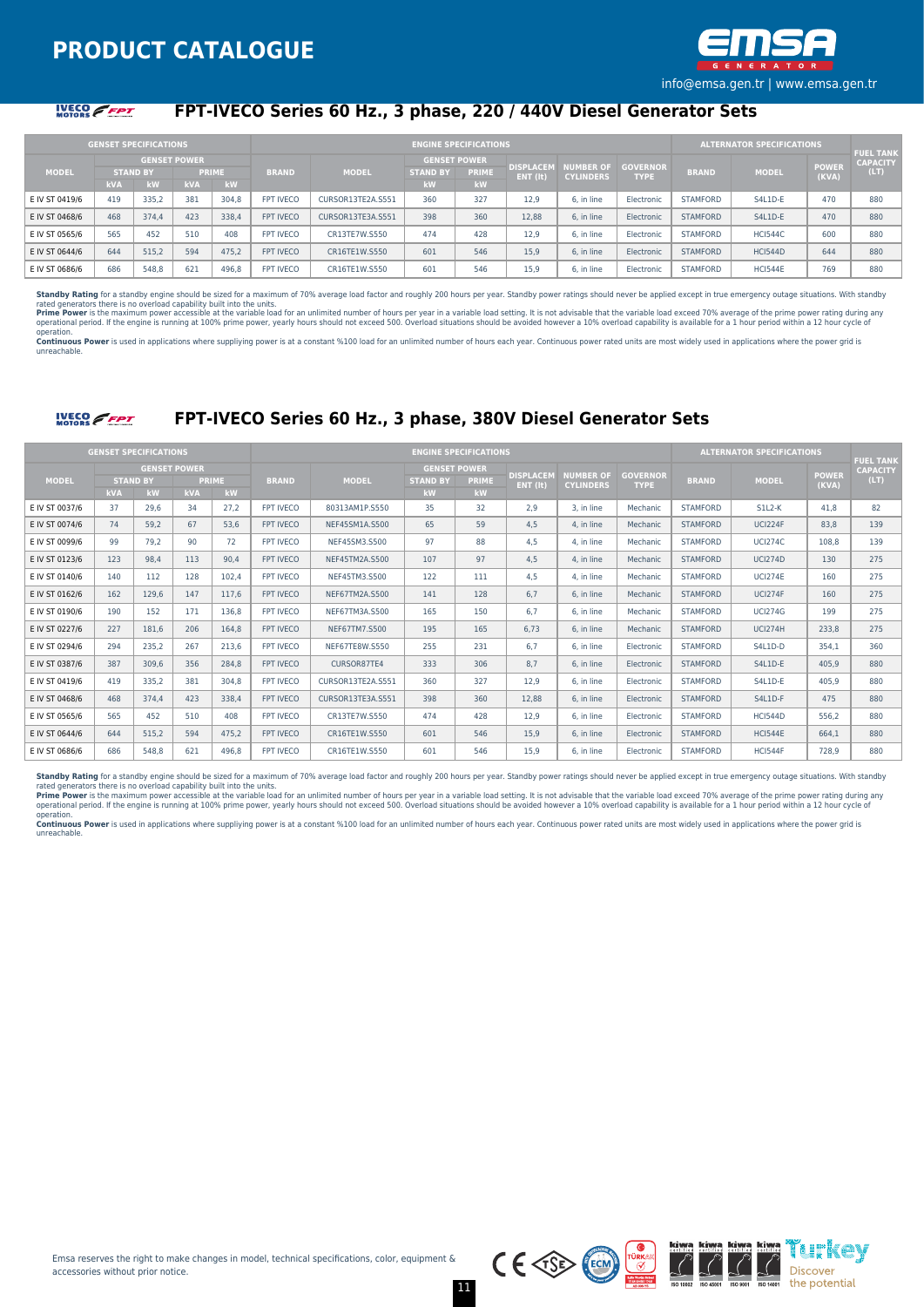# PRODUCT CATALOGUE

info@emsa.gen.tr | www.emsa.gen.tr

## FPT-IVECO Series 60 Hz., 3 phase, 220 / 440V Diesel Generator Sets

| GENSET SPECIFICATIONS | | | | | ENGINE SPECIFICATIONS | | | | | | | ALTERNATOR SPECIFICATIONS | | | FUEL TANK CAPACITY (LT) |
|---|---|---|---|---|---|---|---|---|---|---|---|---|---|---|---|
| MODEL | GENSET POWER | | | | BRAND | MODEL | GENSET POWER | | DISPLACEMENT (lt) | NUMBER OF CYLINDERS | GOVERNOR TYPE | BRAND | MODEL | POWER (KVA) | |
| | STAND BY | | PRIME | | | | STAND BY | PRIME | | | | | | | |
| | kVA | kW | kVA | kW | | | kW | kW | | | | | | | |
| E IV ST 0419/6 | 419 | 335,2 | 381 | 304,8 | FPT IVECO | CURSOR13TE2A.S551 | 360 | 327 | 12,9 | 6, in line | Electronic | STAMFORD | S4L1D-E | 470 | 880 |
| E IV ST 0468/6 | 468 | 374,4 | 423 | 338,4 | FPT IVECO | CURSOR13TE3A.S551 | 398 | 360 | 12,88 | 6, in line | Electronic | STAMFORD | S4L1D-E | 470 | 880 |
| E IV ST 0565/6 | 565 | 452 | 510 | 408 | FPT IVECO | CR13TE7W.S550 | 474 | 428 | 12,9 | 6, in line | Electronic | STAMFORD | HCI544C | 600 | 880 |
| E IV ST 0644/6 | 644 | 515,2 | 594 | 475,2 | FPT IVECO | CR16TE1W.S550 | 601 | 546 | 15,9 | 6, in line | Electronic | STAMFORD | HCI544D | 644 | 880 |
| E IV ST 0686/6 | 686 | 548,8 | 621 | 496,8 | FPT IVECO | CR16TE1W.S550 | 601 | 546 | 15,9 | 6, in line | Electronic | STAMFORD | HCI544E | 769 | 880 |

**Standby Rating** for a standby engine should be sized for a maximum of 70% average load factor and roughly 200 hours per year. Standby power ratings should never be applied except in true emergency outage situations. With standby rated generators there is no overload capability built into the units.
**Prime Power** is the maximum power accessible at the variable load for an unlimited number of hours per year in a variable load setting. It is not advisable that the variable load exceed 70% average of the prime power rating during any operational period. If the engine is running at 100% prime power, yearly hours should not exceed 500. Overload situations should be avoided however a 10% overload capability is available for a 1 hour period within a 12 hour cycle of operation.
**Continuous Power** is used in applications where suppliying power is at a constant %100 load for an unlimited number of hours each year. Continuous power rated units are most widely used in applications where the power grid is unreachable.

## FPT-IVECO Series 60 Hz., 3 phase, 380V Diesel Generator Sets

| GENSET SPECIFICATIONS | | | | | ENGINE SPECIFICATIONS | | | | | | | ALTERNATOR SPECIFICATIONS | | | FUEL TANK CAPACITY (LT) |
|---|---|---|---|---|---|---|---|---|---|---|---|---|---|---|---|
| MODEL | GENSET POWER | | | | BRAND | MODEL | GENSET POWER | | DISPLACEMENT (lt) | NUMBER OF CYLINDERS | GOVERNOR TYPE | BRAND | MODEL | POWER (KVA) | |
| | STAND BY | | PRIME | | | | STAND BY | PRIME | | | | | | | |
| | kVA | kW | kVA | kW | | | kW | kW | | | | | | | |
| E IV ST 0037/6 | 37 | 29,6 | 34 | 27,2 | FPT IVECO | 80313AM1P.S550 | 35 | 32 | 2,9 | 3, in line | Mechanic | STAMFORD | S1L2-K | 41,8 | 82 |
| E IV ST 0074/6 | 74 | 59,2 | 67 | 53,6 | FPT IVECO | NEF45SM1A.S500 | 65 | 59 | 4,5 | 4, in line | Mechanic | STAMFORD | UCI224F | 83,8 | 139 |
| E IV ST 0099/6 | 99 | 79,2 | 90 | 72 | FPT IVECO | NEF45SM3.S500 | 97 | 88 | 4,5 | 4, in line | Mechanic | STAMFORD | UCI274C | 108,8 | 139 |
| E IV ST 0123/6 | 123 | 98,4 | 113 | 90,4 | FPT IVECO | NEF45TM2A.S500 | 107 | 97 | 4,5 | 4, in line | Mechanic | STAMFORD | UCI274D | 130 | 275 |
| E IV ST 0140/6 | 140 | 112 | 128 | 102,4 | FPT IVECO | NEF45TM3.S500 | 122 | 111 | 4,5 | 4, in line | Mechanic | STAMFORD | UCI274E | 160 | 275 |
| E IV ST 0162/6 | 162 | 129,6 | 147 | 117,6 | FPT IVECO | NEF67TM2A.S500 | 141 | 128 | 6,7 | 6, in line | Mechanic | STAMFORD | UCI274F | 160 | 275 |
| E IV ST 0190/6 | 190 | 152 | 171 | 136,8 | FPT IVECO | NEF67TM3A.S500 | 165 | 150 | 6,7 | 6, in line | Mechanic | STAMFORD | UCI274G | 199 | 275 |
| E IV ST 0227/6 | 227 | 181,6 | 206 | 164,8 | FPT IVECO | NEF67TM7.S500 | 195 | 165 | 6,73 | 6, in line | Mechanic | STAMFORD | UCI274H | 233,8 | 275 |
| E IV ST 0294/6 | 294 | 235,2 | 267 | 213,6 | FPT IVECO | NEF67TE8W.S550 | 255 | 231 | 6,7 | 6, in line | Electronic | STAMFORD | S4L1D-D | 354,1 | 360 |
| E IV ST 0387/6 | 387 | 309,6 | 356 | 284,8 | FPT IVECO | CURSOR87TE4 | 333 | 306 | 8,7 | 6, in line | Electronic | STAMFORD | S4L1D-E | 405,9 | 880 |
| E IV ST 0419/6 | 419 | 335,2 | 381 | 304,8 | FPT IVECO | CURSOR13TE2A.S551 | 360 | 327 | 12,9 | 6, in line | Electronic | STAMFORD | S4L1D-E | 405,9 | 880 |
| E IV ST 0468/6 | 468 | 374,4 | 423 | 338,4 | FPT IVECO | CURSOR13TE3A.S551 | 398 | 360 | 12,88 | 6, in line | Electronic | STAMFORD | S4L1D-F | 475 | 880 |
| E IV ST 0565/6 | 565 | 452 | 510 | 408 | FPT IVECO | CR13TE7W.S550 | 474 | 428 | 12,9 | 6, in line | Electronic | STAMFORD | HCI544D | 556,2 | 880 |
| E IV ST 0644/6 | 644 | 515,2 | 594 | 475,2 | FPT IVECO | CR16TE1W.S550 | 601 | 546 | 15,9 | 6, in line | Electronic | STAMFORD | HCI544E | 664,1 | 880 |
| E IV ST 0686/6 | 686 | 548,8 | 621 | 496,8 | FPT IVECO | CR16TE1W.S550 | 601 | 546 | 15,9 | 6, in line | Electronic | STAMFORD | HCI544F | 728,9 | 880 |

**Standby Rating** for a standby engine should be sized for a maximum of 70% average load factor and roughly 200 hours per year. Standby power ratings should never be applied except in true emergency outage situations. With standby rated generators there is no overload capability built into the units.
**Prime Power** is the maximum power accessible at the variable load for an unlimited number of hours per year in a variable load setting. It is not advisable that the variable load exceed 70% average of the prime power rating during any operational period. If the engine is running at 100% prime power, yearly hours should not exceed 500. Overload situations should be avoided however a 10% overload capability is available for a 1 hour period within a 12 hour cycle of operation.
**Continuous Power** is used in applications where suppliying power is at a constant %100 load for an unlimited number of hours each year. Continuous power rated units are most widely used in applications where the power grid is unreachable.

Emsa reserves the right to make changes in model, technical specifications, color, equipment & accessories without prior notice.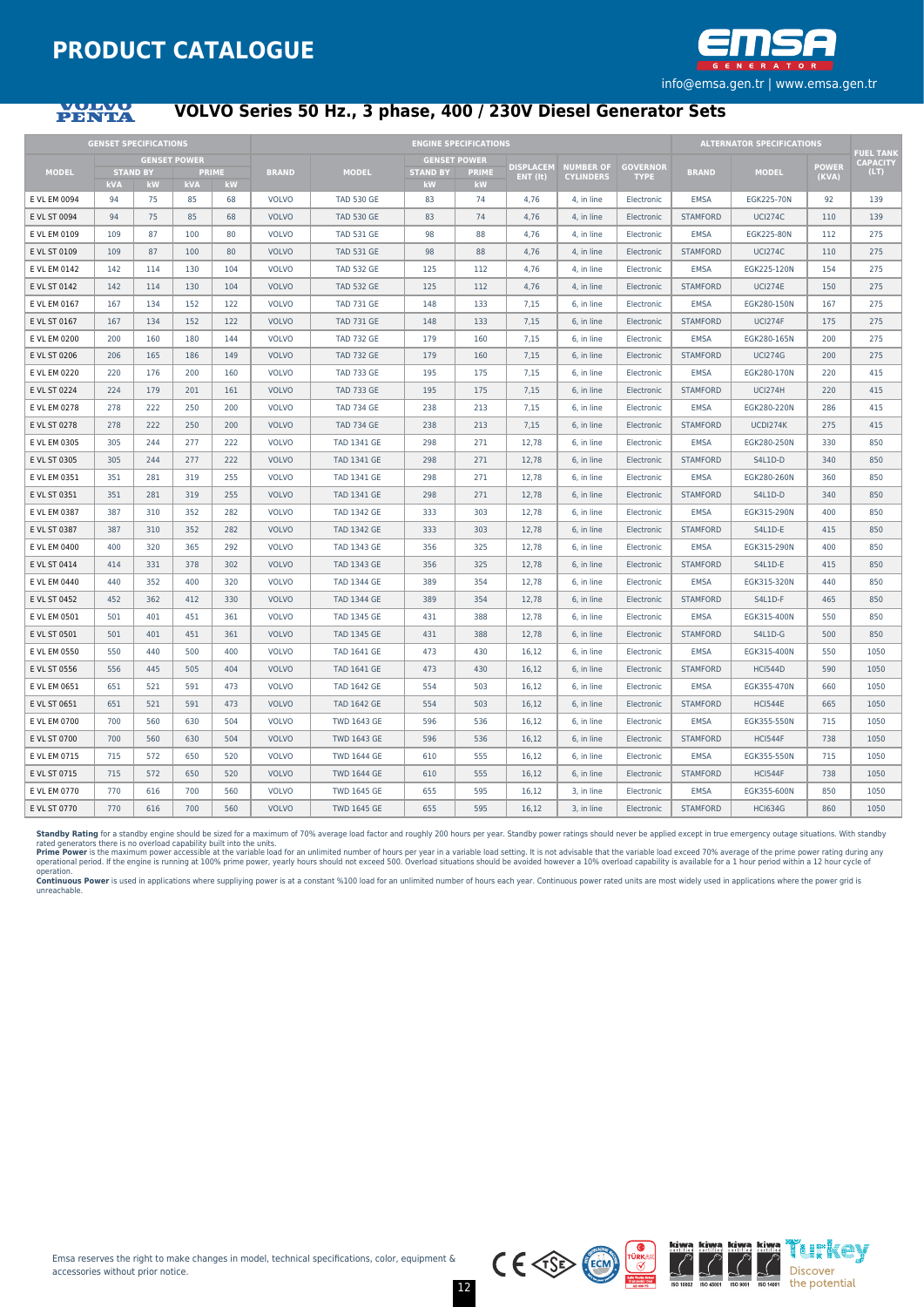# PRODUCT CATALOGUE

info@emsa.gen.tr | www.emsa.gen.tr

## VOLVO Series 50 Hz., 3 phase, 400 / 230V Diesel Generator Sets

| GENSET SPECIFICATIONS | | | | | ENGINE SPECIFICATIONS | | | | | | | ALTERNATOR SPECIFICATIONS | | | FUEL TANK CAPACITY (LT) |
|---|---|---|---|---|---|---|---|---|---|---|---|---|---|---|---|
| MODEL | GENSET POWER | | | | BRAND | MODEL | GENSET POWER | | DISPLACEMENT (lt) | NUMBER OF CYLINDERS | GOVERNOR TYPE | BRAND | MODEL | POWER (KVA) | |
| | STAND BY | | PRIME | | | | STAND BY | PRIME | | | | | | | |
| | kVA | kW | kVA | kW | | | kW | kW | | | | | | | |
| E VL EM 0094 | 94 | 75 | 85 | 68 | VOLVO | TAD 530 GE | 83 | 74 | 4,76 | 4, in line | Electronic | EMSA | EGK225-70N | 92 | 139 |
| E VL ST 0094 | 94 | 75 | 85 | 68 | VOLVO | TAD 530 GE | 83 | 74 | 4,76 | 4, in line | Electronic | STAMFORD | UCI274C | 110 | 139 |
| E VL EM 0109 | 109 | 87 | 100 | 80 | VOLVO | TAD 531 GE | 98 | 88 | 4,76 | 4, in line | Electronic | EMSA | EGK225-80N | 112 | 275 |
| E VL ST 0109 | 109 | 87 | 100 | 80 | VOLVO | TAD 531 GE | 98 | 88 | 4,76 | 4, in line | Electronic | STAMFORD | UCI274C | 110 | 275 |
| E VL EM 0142 | 142 | 114 | 130 | 104 | VOLVO | TAD 532 GE | 125 | 112 | 4,76 | 4, in line | Electronic | EMSA | EGK225-120N | 154 | 275 |
| E VL ST 0142 | 142 | 114 | 130 | 104 | VOLVO | TAD 532 GE | 125 | 112 | 4,76 | 4, in line | Electronic | STAMFORD | UCI274E | 150 | 275 |
| E VL EM 0167 | 167 | 134 | 152 | 122 | VOLVO | TAD 731 GE | 148 | 133 | 7,15 | 6, in line | Electronic | EMSA | EGK280-150N | 167 | 275 |
| E VL ST 0167 | 167 | 134 | 152 | 122 | VOLVO | TAD 731 GE | 148 | 133 | 7,15 | 6, in line | Electronic | STAMFORD | UCI274F | 175 | 275 |
| E VL EM 0200 | 200 | 160 | 180 | 144 | VOLVO | TAD 732 GE | 179 | 160 | 7,15 | 6, in line | Electronic | EMSA | EGK280-165N | 200 | 275 |
| E VL ST 0206 | 206 | 165 | 186 | 149 | VOLVO | TAD 732 GE | 179 | 160 | 7,15 | 6, in line | Electronic | STAMFORD | UCI274G | 200 | 275 |
| E VL EM 0220 | 220 | 176 | 200 | 160 | VOLVO | TAD 733 GE | 195 | 175 | 7,15 | 6, in line | Electronic | EMSA | EGK280-170N | 220 | 415 |
| E VL ST 0224 | 224 | 179 | 201 | 161 | VOLVO | TAD 733 GE | 195 | 175 | 7,15 | 6, in line | Electronic | STAMFORD | UCI274H | 220 | 415 |
| E VL EM 0278 | 278 | 222 | 250 | 200 | VOLVO | TAD 734 GE | 238 | 213 | 7,15 | 6, in line | Electronic | EMSA | EGK280-220N | 286 | 415 |
| E VL ST 0278 | 278 | 222 | 250 | 200 | VOLVO | TAD 734 GE | 238 | 213 | 7,15 | 6, in line | Electronic | STAMFORD | UCDI274K | 275 | 415 |
| E VL EM 0305 | 305 | 244 | 277 | 222 | VOLVO | TAD 1341 GE | 298 | 271 | 12,78 | 6, in line | Electronic | EMSA | EGK280-250N | 330 | 850 |
| E VL ST 0305 | 305 | 244 | 277 | 222 | VOLVO | TAD 1341 GE | 298 | 271 | 12,78 | 6, in line | Electronic | STAMFORD | S4L1D-D | 340 | 850 |
| E VL EM 0351 | 351 | 281 | 319 | 255 | VOLVO | TAD 1341 GE | 298 | 271 | 12,78 | 6, in line | Electronic | EMSA | EGK280-260N | 360 | 850 |
| E VL ST 0351 | 351 | 281 | 319 | 255 | VOLVO | TAD 1341 GE | 298 | 271 | 12,78 | 6, in line | Electronic | STAMFORD | S4L1D-D | 340 | 850 |
| E VL EM 0387 | 387 | 310 | 352 | 282 | VOLVO | TAD 1342 GE | 333 | 303 | 12,78 | 6, in line | Electronic | EMSA | EGK315-290N | 400 | 850 |
| E VL ST 0387 | 387 | 310 | 352 | 282 | VOLVO | TAD 1342 GE | 333 | 303 | 12,78 | 6, in line | Electronic | STAMFORD | S4L1D-E | 415 | 850 |
| E VL EM 0400 | 400 | 320 | 365 | 292 | VOLVO | TAD 1343 GE | 356 | 325 | 12,78 | 6, in line | Electronic | EMSA | EGK315-290N | 400 | 850 |
| E VL ST 0414 | 414 | 331 | 378 | 302 | VOLVO | TAD 1343 GE | 356 | 325 | 12,78 | 6, in line | Electronic | STAMFORD | S4L1D-E | 415 | 850 |
| E VL EM 0440 | 440 | 352 | 400 | 320 | VOLVO | TAD 1344 GE | 389 | 354 | 12,78 | 6, in line | Electronic | EMSA | EGK315-320N | 440 | 850 |
| E VL ST 0452 | 452 | 362 | 412 | 330 | VOLVO | TAD 1344 GE | 389 | 354 | 12,78 | 6, in line | Electronic | STAMFORD | S4L1D-F | 465 | 850 |
| E VL EM 0501 | 501 | 401 | 451 | 361 | VOLVO | TAD 1345 GE | 431 | 388 | 12,78 | 6, in line | Electronic | EMSA | EGK315-400N | 550 | 850 |
| E VL ST 0501 | 501 | 401 | 451 | 361 | VOLVO | TAD 1345 GE | 431 | 388 | 12,78 | 6, in line | Electronic | STAMFORD | S4L1D-G | 500 | 850 |
| E VL EM 0550 | 550 | 440 | 500 | 400 | VOLVO | TAD 1641 GE | 473 | 430 | 16,12 | 6, in line | Electronic | EMSA | EGK315-400N | 550 | 1050 |
| E VL ST 0556 | 556 | 445 | 505 | 404 | VOLVO | TAD 1641 GE | 473 | 430 | 16,12 | 6, in line | Electronic | STAMFORD | HCI544D | 590 | 1050 |
| E VL EM 0651 | 651 | 521 | 591 | 473 | VOLVO | TAD 1642 GE | 554 | 503 | 16,12 | 6, in line | Electronic | EMSA | EGK355-470N | 660 | 1050 |
| E VL ST 0651 | 651 | 521 | 591 | 473 | VOLVO | TAD 1642 GE | 554 | 503 | 16,12 | 6, in line | Electronic | STAMFORD | HCI544E | 665 | 1050 |
| E VL EM 0700 | 700 | 560 | 630 | 504 | VOLVO | TWD 1643 GE | 596 | 536 | 16,12 | 6, in line | Electronic | EMSA | EGK355-550N | 715 | 1050 |
| E VL ST 0700 | 700 | 560 | 630 | 504 | VOLVO | TWD 1643 GE | 596 | 536 | 16,12 | 6, in line | Electronic | STAMFORD | HCI544F | 738 | 1050 |
| E VL EM 0715 | 715 | 572 | 650 | 520 | VOLVO | TWD 1644 GE | 610 | 555 | 16,12 | 6, in line | Electronic | EMSA | EGK355-550N | 715 | 1050 |
| E VL ST 0715 | 715 | 572 | 650 | 520 | VOLVO | TWD 1644 GE | 610 | 555 | 16,12 | 6, in line | Electronic | STAMFORD | HCI544F | 738 | 1050 |
| E VL EM 0770 | 770 | 616 | 700 | 560 | VOLVO | TWD 1645 GE | 655 | 595 | 16,12 | 3, in line | Electronic | EMSA | EGK355-600N | 850 | 1050 |
| E VL ST 0770 | 770 | 616 | 700 | 560 | VOLVO | TWD 1645 GE | 655 | 595 | 16,12 | 3, in line | Electronic | STAMFORD | HCI634G | 860 | 1050 |

**Standby Rating** for a standby engine should be sized for a maximum of 70% average load factor and roughly 200 hours per year. Standby power ratings should never be applied except in true emergency outage situations. With standby rated generators there is no overload capability built into the units.
**Prime Power** is the maximum power accessible at the variable load for an unlimited number of hours per year in a variable load setting. It is not advisable that the variable load exceed 70% average of the prime power rating during any operational period. If the engine is running at 100% prime power, yearly hours should not exceed 500. Overload situations should be avoided however a 10% overload capability is available for a 1 hour period within a 12 hour cycle of operation.
**Continuous Power** is used in applications where suppliying power is at a constant %100 load for an unlimited number of hours each year. Continuous power rated units are most widely used in applications where the power grid is unreachable.

Emsa reserves the right to make changes in model, technical specifications, color, equipment & accessories without prior notice.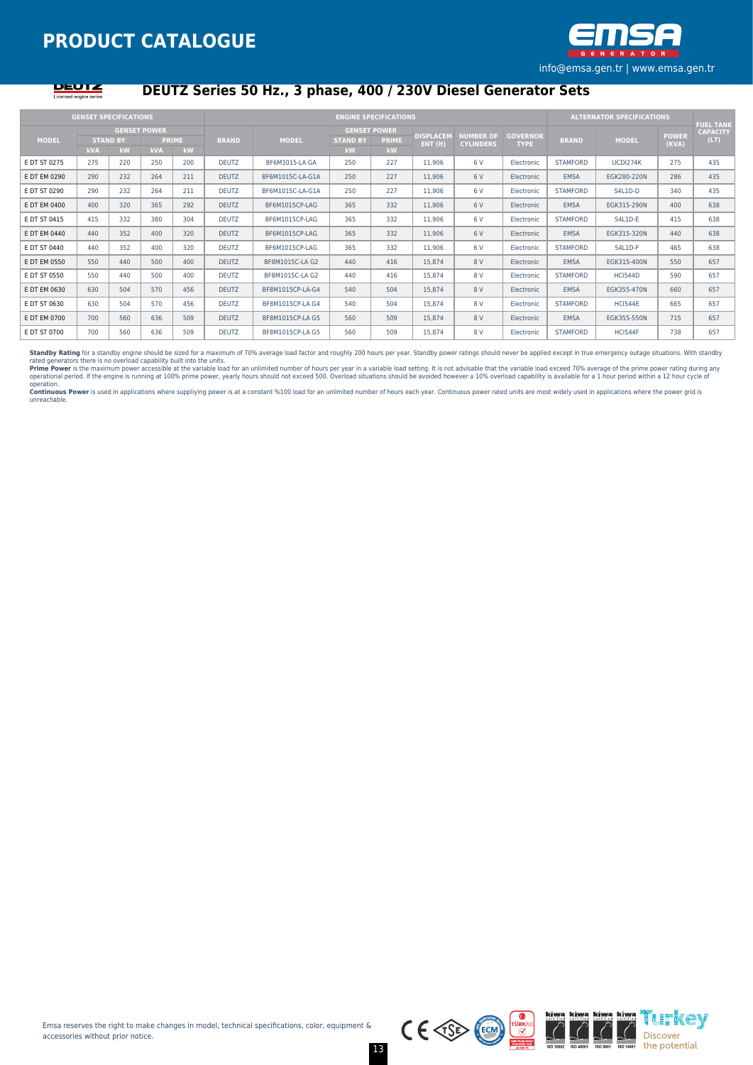# DEUTZ Series 50 Hz., 3 phase, 400 / 230V Diesel Generator Sets

| GENSET SPECIFICATIONS | | | | | ENGINE SPECIFICATIONS | | | | | | | ALTERNATOR SPECIFICATIONS | | | FUEL TANK CAPACITY (LT) |
|---|---|---|---|---|---|---|---|---|---|---|---|---|---|---|---|
| MODEL | GENSET POWER | | | | BRAND | MODEL | GENSET POWER | | DISPLACEMENT (lt) | NUMBER OF CYLINDERS | GOVERNOR TYPE | BRAND | MODEL | POWER (KVA) | |
| | STAND BY | | PRIME | | | | STAND BY | PRIME | | | | | | | |
| | kVA | kW | kVA | kW | | | kW | kW | | | | | | | |
| E DT ST 0275 | 275 | 220 | 250 | 200 | DEUTZ | BF6M1015-LA GA | 250 | 227 | 11,906 | 6 V | Electronic | STAMFORD | UCDI274K | 275 | 435 |
| E DT EM 0290 | 290 | 232 | 264 | 211 | DEUTZ | BF6M1015C-LA-G1A | 250 | 227 | 11,906 | 6 V | Electronic | EMSA | EGK280-220N | 286 | 435 |
| E DT ST 0290 | 290 | 232 | 264 | 211 | DEUTZ | BF6M1015C-LA-G1A | 250 | 227 | 11,906 | 6 V | Electronic | STAMFORD | S4L1D-D | 340 | 435 |
| E DT EM 0400 | 400 | 320 | 365 | 292 | DEUTZ | BF6M1015CP-LAG | 365 | 332 | 11,906 | 6 V | Electronic | EMSA | EGK315-290N | 400 | 638 |
| E DT ST 0415 | 415 | 332 | 380 | 304 | DEUTZ | BF6M1015CP-LAG | 365 | 332 | 11,906 | 6 V | Electronic | STAMFORD | S4L1D-E | 415 | 638 |
| E DT EM 0440 | 440 | 352 | 400 | 320 | DEUTZ | BF6M1015CP-LAG | 365 | 332 | 11,906 | 6 V | Electronic | EMSA | EGK315-320N | 440 | 638 |
| E DT ST 0440 | 440 | 352 | 400 | 320 | DEUTZ | BF6M1015CP-LAG | 365 | 332 | 11,906 | 6 V | Electronic | STAMFORD | S4L1D-F | 465 | 638 |
| E DT EM 0550 | 550 | 440 | 500 | 400 | DEUTZ | BF8M1015C-LA G2 | 440 | 416 | 15,874 | 8 V | Electronic | EMSA | EGK315-400N | 550 | 657 |
| E DT ST 0550 | 550 | 440 | 500 | 400 | DEUTZ | BF8M1015C-LA G2 | 440 | 416 | 15,874 | 8 V | Electronic | STAMFORD | HCI544D | 590 | 657 |
| E DT EM 0630 | 630 | 504 | 570 | 456 | DEUTZ | BF8M1015CP-LA-G4 | 540 | 504 | 15,874 | 8 V | Electronic | EMSA | EGK355-470N | 660 | 657 |
| E DT ST 0630 | 630 | 504 | 570 | 456 | DEUTZ | BF8M1015CP-LA G4 | 540 | 504 | 15,874 | 8 V | Electronic | STAMFORD | HCI544E | 665 | 657 |
| E DT EM 0700 | 700 | 560 | 636 | 509 | DEUTZ | BF8M1015CP-LA G5 | 560 | 509 | 15,874 | 8 V | Electronic | EMSA | EGK355-550N | 715 | 657 |
| E DT ST 0700 | 700 | 560 | 636 | 509 | DEUTZ | BF8M1015CP-LA G5 | 560 | 509 | 15,874 | 8 V | Electronic | STAMFORD | HCI544F | 738 | 657 |

**Standby Rating** for a standby engine should be sized for a maximum of 70% average load factor and roughly 200 hours per year. Standby power ratings should never be applied except in true emergency outage situations. With standby rated generators there is no overload capability built into the units.
**Prime Power** is the maximum power accessible at the variable load for an unlimited number of hours per year in a variable load setting. It is not advisable that the variable load exceed 70% average of the prime power rating during any operational period. If the engine is running at 100% prime power, yearly hours should not exceed 500. Overload situations should be avoided however a 10% overload capability is available for a 1 hour period within a 12 hour cycle of operation.
**Continuous Power** is used in applications where suppliying power is at a constant %100 load for an unlimited number of hours each year. Continuous power rated units are most widely used in applications where the power grid is unreachable.

Emsa reserves the right to make changes in model, technical specifications, color, equipment & accessories without prior notice.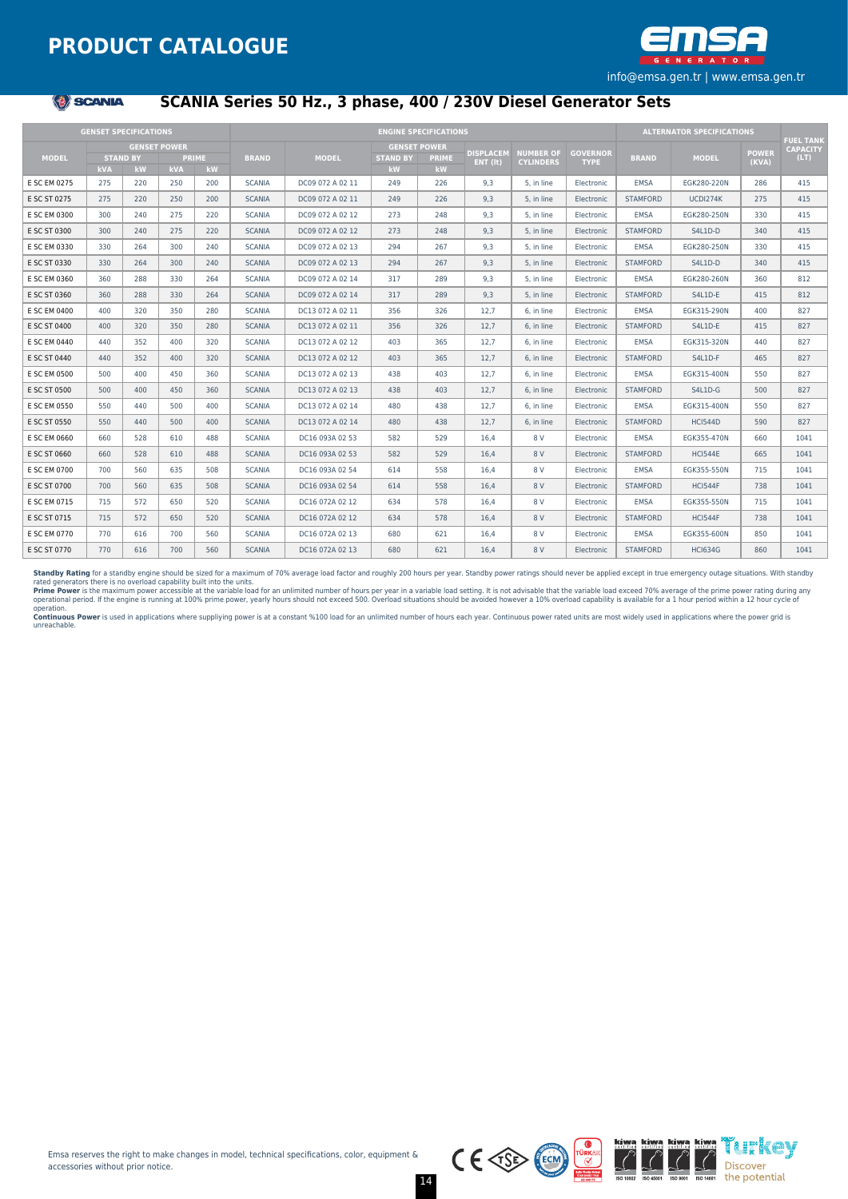# PRODUCT CATALOGUE

info@emsa.gen.tr | www.emsa.gen.tr

## SCANIA Series 50 Hz., 3 phase, 400 / 230V Diesel Generator Sets

| GENSET SPECIFICATIONS | | | | | ENGINE SPECIFICATIONS | | | | | | | ALTERNATOR SPECIFICATIONS | | | FUEL TANK CAPACITY (LT) |
|---|---|---|---|---|---|---|---|---|---|---|---|---|---|---|---|
| MODEL | GENSET POWER | | | | BRAND | MODEL | GENSET POWER | | DISPLACEMENT (lt) | NUMBER OF CYLINDERS | GOVERNOR TYPE | BRAND | MODEL | POWER (KVA) | |
| | STAND BY | | PRIME | | | | STAND BY | PRIME | | | | | | | |
| | kVA | kW | kVA | kW | | | kW | kW | | | | | | | |
| E SC EM 0275 | 275 | 220 | 250 | 200 | SCANIA | DC09 072 A 02 11 | 249 | 226 | 9,3 | 5, in line | Electronic | EMSA | EGK280-220N | 286 | 415 |
| E SC ST 0275 | 275 | 220 | 250 | 200 | SCANIA | DC09 072 A 02 11 | 249 | 226 | 9,3 | 5, in line | Electronic | STAMFORD | UCDI274K | 275 | 415 |
| E SC EM 0300 | 300 | 240 | 275 | 220 | SCANIA | DC09 072 A 02 12 | 273 | 248 | 9,3 | 5, in line | Electronic | EMSA | EGK280-250N | 330 | 415 |
| E SC ST 0300 | 300 | 240 | 275 | 220 | SCANIA | DC09 072 A 02 12 | 273 | 248 | 9,3 | 5, in line | Electronic | STAMFORD | S4L1D-D | 340 | 415 |
| E SC EM 0330 | 330 | 264 | 300 | 240 | SCANIA | DC09 072 A 02 13 | 294 | 267 | 9,3 | 5, in line | Electronic | EMSA | EGK280-250N | 330 | 415 |
| E SC ST 0330 | 330 | 264 | 300 | 240 | SCANIA | DC09 072 A 02 13 | 294 | 267 | 9,3 | 5, in line | Electronic | STAMFORD | S4L1D-D | 340 | 415 |
| E SC EM 0360 | 360 | 288 | 330 | 264 | SCANIA | DC09 072 A 02 14 | 317 | 289 | 9,3 | 5, in line | Electronic | EMSA | EGK280-260N | 360 | 812 |
| E SC ST 0360 | 360 | 288 | 330 | 264 | SCANIA | DC09 072 A 02 14 | 317 | 289 | 9,3 | 5, in line | Electronic | STAMFORD | S4L1D-E | 415 | 812 |
| E SC EM 0400 | 400 | 320 | 350 | 280 | SCANIA | DC13 072 A 02 11 | 356 | 326 | 12,7 | 6, in line | Electronic | EMSA | EGK315-290N | 400 | 827 |
| E SC ST 0400 | 400 | 320 | 350 | 280 | SCANIA | DC13 072 A 02 11 | 356 | 326 | 12,7 | 6, in line | Electronic | STAMFORD | S4L1D-E | 415 | 827 |
| E SC EM 0440 | 440 | 352 | 400 | 320 | SCANIA | DC13 072 A 02 12 | 403 | 365 | 12,7 | 6, in line | Electronic | EMSA | EGK315-320N | 440 | 827 |
| E SC ST 0440 | 440 | 352 | 400 | 320 | SCANIA | DC13 072 A 02 12 | 403 | 365 | 12,7 | 6, in line | Electronic | STAMFORD | S4L1D-F | 465 | 827 |
| E SC EM 0500 | 500 | 400 | 450 | 360 | SCANIA | DC13 072 A 02 13 | 438 | 403 | 12,7 | 6, in line | Electronic | EMSA | EGK315-400N | 550 | 827 |
| E SC ST 0500 | 500 | 400 | 450 | 360 | SCANIA | DC13 072 A 02 13 | 438 | 403 | 12,7 | 6, in line | Electronic | STAMFORD | S4L1D-G | 500 | 827 |
| E SC EM 0550 | 550 | 440 | 500 | 400 | SCANIA | DC13 072 A 02 14 | 480 | 438 | 12,7 | 6, in line | Electronic | EMSA | EGK315-400N | 550 | 827 |
| E SC ST 0550 | 550 | 440 | 500 | 400 | SCANIA | DC13 072 A 02 14 | 480 | 438 | 12,7 | 6, in line | Electronic | STAMFORD | HCI544D | 590 | 827 |
| E SC EM 0660 | 660 | 528 | 610 | 488 | SCANIA | DC16 093A 02 53 | 582 | 529 | 16,4 | 8 V | Electronic | EMSA | EGK355-470N | 660 | 1041 |
| E SC ST 0660 | 660 | 528 | 610 | 488 | SCANIA | DC16 093A 02 53 | 582 | 529 | 16,4 | 8 V | Electronic | STAMFORD | HCI544E | 665 | 1041 |
| E SC EM 0700 | 700 | 560 | 635 | 508 | SCANIA | DC16 093A 02 54 | 614 | 558 | 16,4 | 8 V | Electronic | EMSA | EGK355-550N | 715 | 1041 |
| E SC ST 0700 | 700 | 560 | 635 | 508 | SCANIA | DC16 093A 02 54 | 614 | 558 | 16,4 | 8 V | Electronic | STAMFORD | HCI544F | 738 | 1041 |
| E SC EM 0715 | 715 | 572 | 650 | 520 | SCANIA | DC16 072A 02 12 | 634 | 578 | 16,4 | 8 V | Electronic | EMSA | EGK355-550N | 715 | 1041 |
| E SC ST 0715 | 715 | 572 | 650 | 520 | SCANIA | DC16 072A 02 12 | 634 | 578 | 16,4 | 8 V | Electronic | STAMFORD | HCI544F | 738 | 1041 |
| E SC EM 0770 | 770 | 616 | 700 | 560 | SCANIA | DC16 072A 02 13 | 680 | 621 | 16,4 | 8 V | Electronic | EMSA | EGK355-600N | 850 | 1041 |
| E SC ST 0770 | 770 | 616 | 700 | 560 | SCANIA | DC16 072A 02 13 | 680 | 621 | 16,4 | 8 V | Electronic | STAMFORD | HCI634G | 860 | 1041 |

**Standby Rating** for a standby engine should be sized for a maximum of 70% average load factor and roughly 200 hours per year. Standby power ratings should never be applied except in true emergency outage situations. With standby rated generators there is no overload capability built into the units.
**Prime Power** is the maximum power accessible at the variable load for an unlimited number of hours per year in a variable load setting. It is not advisable that the variable load exceed 70% average of the prime power rating during any operational period. If the engine is running at 100% prime power, yearly hours should not exceed 500. Overload situations should be avoided however a 10% overload capability is available for a 1 hour period within a 12 hour cycle of operation.
**Continuous Power** is used in applications where suppliying power is at a constant %100 load for an unlimited number of hours each year. Continuous power rated units are most widely used in applications where the power grid is unreachable.

Emsa reserves the right to make changes in model, technical specifications, color, equipment & accessories without prior notice.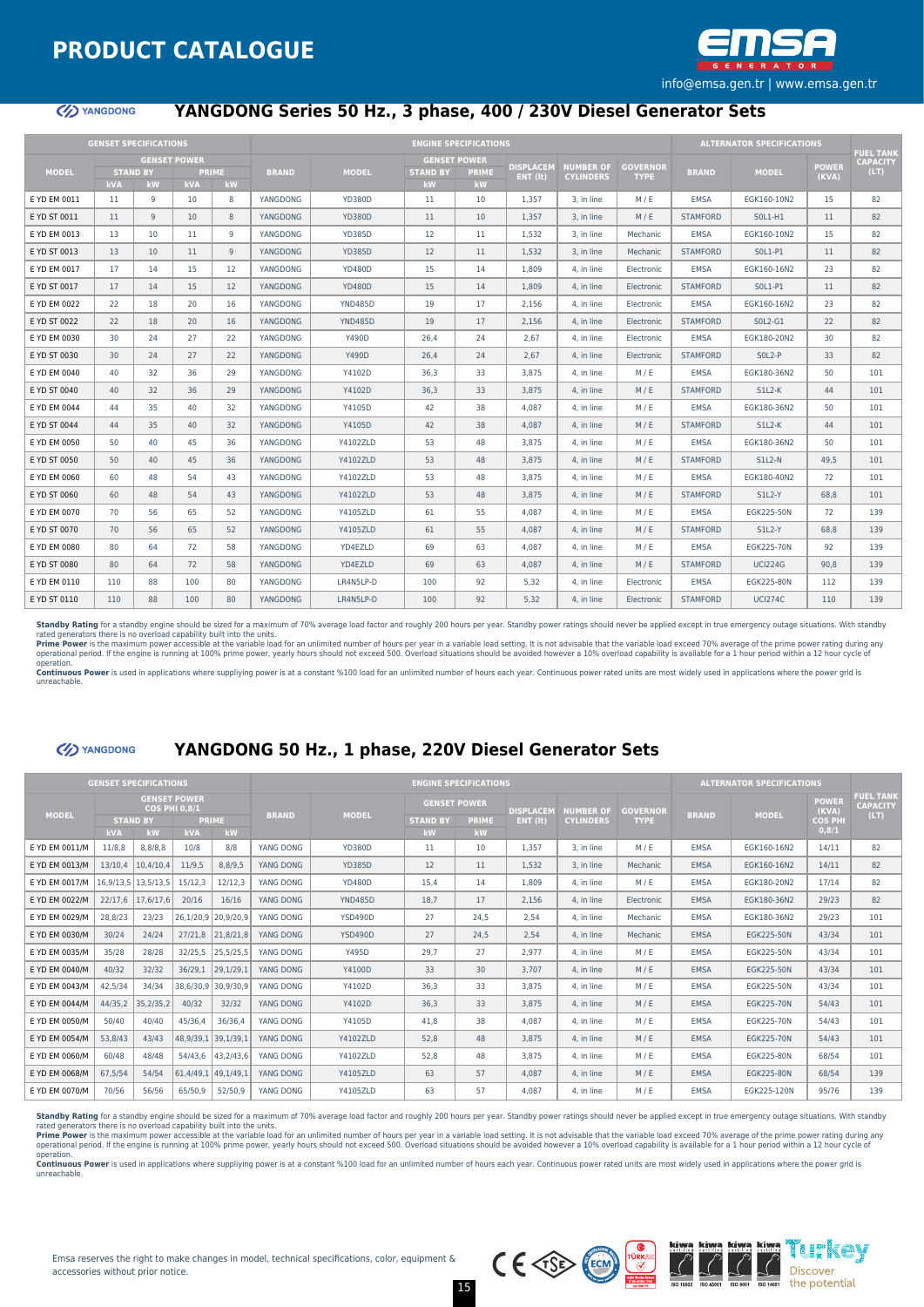# PRODUCT CATALOGUE

info@emsa.gen.tr | www.emsa.gen.tr

## YANGDONG Series 50 Hz., 3 phase, 400 / 230V Diesel Generator Sets

| GENSET SPECIFICATIONS | | | | | ENGINE SPECIFICATIONS | | | | | | | ALTERNATOR SPECIFICATIONS | | | FUEL TANK CAPACITY (LT) |
|---|---|---|---|---|---|---|---|---|---|---|---|---|---|---|---|
| MODEL | GENSET POWER | | | | BRAND | MODEL | GENSET POWER | | DISPLACEMENT (lt) | NUMBER OF CYLINDERS | GOVERNOR TYPE | BRAND | MODEL | POWER (KVA) | |
| | STAND BY | | PRIME | | | | STAND BY | PRIME | | | | | | | |
| | kVA | kW | kVA | kW | | | kW | kW | | | | | | | |
| E YD EM 0011 | 11 | 9 | 10 | 8 | YANGDONG | YD380D | 11 | 10 | 1,357 | 3, in line | M / E | EMSA | EGK160-10N2 | 15 | 82 |
| E YD ST 0011 | 11 | 9 | 10 | 8 | YANGDONG | YD380D | 11 | 10 | 1,357 | 3, in line | M / E | STAMFORD | S0L1-H1 | 11 | 82 |
| E YD EM 0013 | 13 | 10 | 11 | 9 | YANGDONG | YD385D | 12 | 11 | 1,532 | 3, in line | Mechanic | EMSA | EGK160-10N2 | 15 | 82 |
| E YD ST 0013 | 13 | 10 | 11 | 9 | YANGDONG | YD385D | 12 | 11 | 1,532 | 3, in line | Mechanic | STAMFORD | S0L1-P1 | 11 | 82 |
| E YD EM 0017 | 17 | 14 | 15 | 12 | YANGDONG | YD480D | 15 | 14 | 1,809 | 4, in line | Electronic | EMSA | EGK160-16N2 | 23 | 82 |
| E YD ST 0017 | 17 | 14 | 15 | 12 | YANGDONG | YD480D | 15 | 14 | 1,809 | 4, in line | Electronic | STAMFORD | S0L1-P1 | 11 | 82 |
| E YD EM 0022 | 22 | 18 | 20 | 16 | YANGDONG | YND485D | 19 | 17 | 2,156 | 4, in line | Electronic | EMSA | EGK160-16N2 | 23 | 82 |
| E YD ST 0022 | 22 | 18 | 20 | 16 | YANGDONG | YND485D | 19 | 17 | 2,156 | 4, in line | Electronic | STAMFORD | S0L2-G1 | 22 | 82 |
| E YD EM 0030 | 30 | 24 | 27 | 22 | YANGDONG | Y490D | 26,4 | 24 | 2,67 | 4, in line | Electronic | EMSA | EGK180-20N2 | 30 | 82 |
| E YD ST 0030 | 30 | 24 | 27 | 22 | YANGDONG | Y490D | 26,4 | 24 | 2,67 | 4, in line | Electronic | STAMFORD | S0L2-P | 33 | 82 |
| E YD EM 0040 | 40 | 32 | 36 | 29 | YANGDONG | Y4102D | 36,3 | 33 | 3,875 | 4, in line | M / E | EMSA | EGK180-36N2 | 50 | 101 |
| E YD ST 0040 | 40 | 32 | 36 | 29 | YANGDONG | Y4102D | 36,3 | 33 | 3,875 | 4, in line | M / E | STAMFORD | S1L2-K | 44 | 101 |
| E YD EM 0044 | 44 | 35 | 40 | 32 | YANGDONG | Y4105D | 42 | 38 | 4,087 | 4, in line | M / E | EMSA | EGK180-36N2 | 50 | 101 |
| E YD ST 0044 | 44 | 35 | 40 | 32 | YANGDONG | Y4105D | 42 | 38 | 4,087 | 4, in line | M / E | STAMFORD | S1L2-K | 44 | 101 |
| E YD EM 0050 | 50 | 40 | 45 | 36 | YANGDONG | Y4102ZLD | 53 | 48 | 3,875 | 4, in line | M / E | EMSA | EGK180-36N2 | 50 | 101 |
| E YD ST 0050 | 50 | 40 | 45 | 36 | YANGDONG | Y4102ZLD | 53 | 48 | 3,875 | 4, in line | M / E | STAMFORD | S1L2-N | 49,5 | 101 |
| E YD EM 0060 | 60 | 48 | 54 | 43 | YANGDONG | Y4102ZLD | 53 | 48 | 3,875 | 4, in line | M / E | EMSA | EGK180-40N2 | 72 | 101 |
| E YD ST 0060 | 60 | 48 | 54 | 43 | YANGDONG | Y4102ZLD | 53 | 48 | 3,875 | 4, in line | M / E | STAMFORD | S1L2-Y | 68,8 | 101 |
| E YD EM 0070 | 70 | 56 | 65 | 52 | YANGDONG | Y4105ZLD | 61 | 55 | 4,087 | 4, in line | M / E | EMSA | EGK225-50N | 72 | 139 |
| E YD ST 0070 | 70 | 56 | 65 | 52 | YANGDONG | Y4105ZLD | 61 | 55 | 4,087 | 4, in line | M / E | STAMFORD | S1L2-Y | 68,8 | 139 |
| E YD EM 0080 | 80 | 64 | 72 | 58 | YANGDONG | YD4EZLD | 69 | 63 | 4,087 | 4, in line | M / E | EMSA | EGK225-70N | 92 | 139 |
| E YD ST 0080 | 80 | 64 | 72 | 58 | YANGDONG | YD4EZLD | 69 | 63 | 4,087 | 4, in line | M / E | STAMFORD | UCI224G | 90,8 | 139 |
| E YD EM 0110 | 110 | 88 | 100 | 80 | YANGDONG | LR4N5LP-D | 100 | 92 | 5,32 | 4, in line | Electronic | EMSA | EGK225-80N | 112 | 139 |
| E YD ST 0110 | 110 | 88 | 100 | 80 | YANGDONG | LR4N5LP-D | 100 | 92 | 5,32 | 4, in line | Electronic | STAMFORD | UCI274C | 110 | 139 |

**Standby Rating** for a standby engine should be sized for a maximum of 70% average load factor and roughly 200 hours per year. Standby power ratings should never be applied except in true emergency outage situations. With standby rated generators there is no overload capability built into the units.
**Prime Power** is the maximum power accessible at the variable load for an unlimited number of hours per year in a variable load setting. It is not advisable that the variable load exceed 70% average of the prime power rating during any operational period. If the engine is running at 100% prime power, yearly hours should not exceed 500. Overload situations should be avoided however a 10% overload capability is available for a 1 hour period within a 12 hour cycle of operation.
**Continuous Power** is used in applications where suppliying power is at a constant %100 load for an unlimited number of hours each year. Continuous power rated units are most widely used in applications where the power grid is unreachable.

## YANGDONG 50 Hz., 1 phase, 220V Diesel Generator Sets

| GENSET SPECIFICATIONS | | | | | ENGINE SPECIFICATIONS | | | | | | | ALTERNATOR SPECIFICATIONS | | | FUEL TANK CAPACITY (LT) |
|---|---|---|---|---|---|---|---|---|---|---|---|---|---|---|---|
| MODEL | GENSET POWER COS PHI 0,8/1 | | | | BRAND | MODEL | GENSET POWER | | DISPLACEMENT (lt) | NUMBER OF CYLINDERS | GOVERNOR TYPE | BRAND | MODEL | POWER (KVA) COS PHI 0,8/1 | |
| | STAND BY | | PRIME | | | | STAND BY | PRIME | | | | | | | |
| | kVA | kW | kVA | kW | | | kW | kW | | | | | | | |
| E YD EM 0011/M | 11/8,8 | 8,8/8,8 | 10/8 | 8/8 | YANG DONG | YD380D | 11 | 10 | 1,357 | 3, in line | M / E | EMSA | EGK160-16N2 | 14/11 | 82 |
| E YD EM 0013/M | 13/10,4 | 10,4/10,4 | 11/9,5 | 8,8/9,5 | YANG DONG | YD385D | 12 | 11 | 1,532 | 3, in line | Mechanic | EMSA | EGK160-16N2 | 14/11 | 82 |
| E YD EM 0017/M | 16,9/13,5 | 13,5/13,5 | 15/12,3 | 12/12,3 | YANG DONG | YD480D | 15,4 | 14 | 1,809 | 4, in line | M / E | EMSA | EGK180-20N2 | 17/14 | 82 |
| E YD EM 0022/M | 22/17,6 | 17,6/17,6 | 20/16 | 16/16 | YANG DONG | YND485D | 18,7 | 17 | 2,156 | 4, in line | Electronic | EMSA | EGK180-36N2 | 29/23 | 82 |
| E YD EM 0029/M | 28,8/23 | 23/23 | 26,1/20,9 | 20,9/20,9 | YANG DONG | YSD490D | 27 | 24,5 | 2,54 | 4, in line | Mechanic | EMSA | EGK180-36N2 | 29/23 | 101 |
| E YD EM 0030/M | 30/24 | 24/24 | 27/21,8 | 21,8/21,8 | YANG DONG | YSD490D | 27 | 24,5 | 2,54 | 4, in line | Mechanic | EMSA | EGK225-50N | 43/34 | 101 |
| E YD EM 0035/M | 35/28 | 28/28 | 32/25,5 | 25,5/25,5 | YANG DONG | Y495D | 29,7 | 27 | 2,977 | 4, in line | M / E | EMSA | EGK225-50N | 43/34 | 101 |
| E YD EM 0040/M | 40/32 | 32/32 | 36/29,1 | 29,1/29,1 | YANG DONG | Y4100D | 33 | 30 | 3,707 | 4, in line | M / E | EMSA | EGK225-50N | 43/34 | 101 |
| E YD EM 0043/M | 42,5/34 | 34/34 | 38,6/30,9 | 30,9/30,9 | YANG DONG | Y4102D | 36,3 | 33 | 3,875 | 4, in line | M / E | EMSA | EGK225-50N | 43/34 | 101 |
| E YD EM 0044/M | 44/35,2 | 35,2/35,2 | 40/32 | 32/32 | YANG DONG | Y4102D | 36,3 | 33 | 3,875 | 4, in line | M / E | EMSA | EGK225-70N | 54/43 | 101 |
| E YD EM 0050/M | 50/40 | 40/40 | 45/36,4 | 36/36,4 | YANG DONG | Y4105D | 41,8 | 38 | 4,087 | 4, in line | M / E | EMSA | EGK225-70N | 54/43 | 101 |
| E YD EM 0054/M | 53,8/43 | 43/43 | 48,9/39,1 | 39,1/39,1 | YANG DONG | Y4102ZLD | 52,8 | 48 | 3,875 | 4, in line | M / E | EMSA | EGK225-70N | 54/43 | 101 |
| E YD EM 0060/M | 60/48 | 48/48 | 54/43,6 | 43,2/43,6 | YANG DONG | Y4102ZLD | 52,8 | 48 | 3,875 | 4, in line | M / E | EMSA | EGK225-80N | 68/54 | 101 |
| E YD EM 0068/M | 67,5/54 | 54/54 | 61,4/49,1 | 49,1/49,1 | YANG DONG | Y4105ZLD | 63 | 57 | 4,087 | 4, in line | M / E | EMSA | EGK225-80N | 68/54 | 139 |
| E YD EM 0070/M | 70/56 | 56/56 | 65/50,9 | 52/50,9 | YANG DONG | Y4105ZLD | 63 | 57 | 4,087 | 4, in line | M / E | EMSA | EGK225-120N | 95/76 | 139 |

**Standby Rating** for a standby engine should be sized for a maximum of 70% average load factor and roughly 200 hours per year. Standby power ratings should never be applied except in true emergency outage situations. With standby rated generators there is no overload capability built into the units.
**Prime Power** is the maximum power accessible at the variable load for an unlimited number of hours per year in a variable load setting. It is not advisable that the variable load exceed 70% average of the prime power rating during any operational period. If the engine is running at 100% prime power, yearly hours should not exceed 500. Overload situations should be avoided however a 10% overload capability is available for a 1 hour period within a 12 hour cycle of operation.
**Continuous Power** is used in applications where suppliying power is at a constant %100 load for an unlimited number of hours each year. Continuous power rated units are most widely used in applications where the power grid is unreachable.

Emsa reserves the right to make changes in model, technical specifications, color, equipment & accessories without prior notice.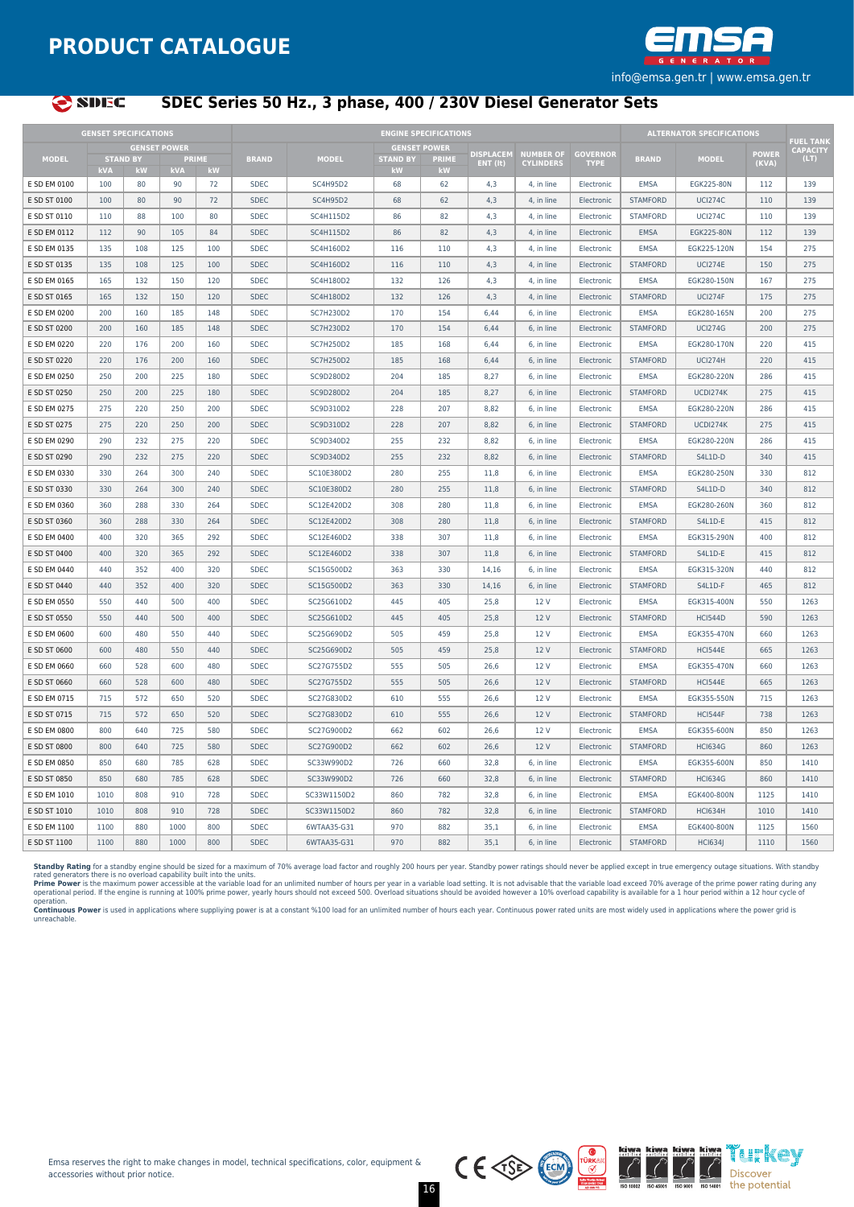# PRODUCT CATALOGUE

info@emsa.gen.tr | www.emsa.gen.tr

## SDEC Series 50 Hz., 3 phase, 400 / 230V Diesel Generator Sets

| GENSET SPECIFICATIONS | | | | | ENGINE SPECIFICATIONS | | | | | | | ALTERNATOR SPECIFICATIONS | | | FUEL TANK CAPACITY (LT) |
|---|---|---|---|---|---|---|---|---|---|---|---|---|---|---|---|
| MODEL | GENSET POWER | | | | BRAND | MODEL | GENSET POWER | | DISPLACEMENT (lt) | NUMBER OF CYLINDERS | GOVERNOR TYPE | BRAND | MODEL | POWER (KVA) | |
| | STAND BY | | PRIME | | | | STAND BY | PRIME | | | | | | | |
| | kVA | kW | kVA | kW | | | kW | kW | | | | | | | |
| E SD EM 0100 | 100 | 80 | 90 | 72 | SDEC | SC4H95D2 | 68 | 62 | 4,3 | 4, in line | Electronic | EMSA | EGK225-80N | 112 | 139 |
| E SD ST 0100 | 100 | 80 | 90 | 72 | SDEC | SC4H95D2 | 68 | 62 | 4,3 | 4, in line | Electronic | STAMFORD | UCI274C | 110 | 139 |
| E SD ST 0110 | 110 | 88 | 100 | 80 | SDEC | SC4H115D2 | 86 | 82 | 4,3 | 4, in line | Electronic | STAMFORD | UCI274C | 110 | 139 |
| E SD EM 0112 | 112 | 90 | 105 | 84 | SDEC | SC4H115D2 | 86 | 82 | 4,3 | 4, in line | Electronic | EMSA | EGK225-80N | 112 | 139 |
| E SD EM 0135 | 135 | 108 | 125 | 100 | SDEC | SC4H160D2 | 116 | 110 | 4,3 | 4, in line | Electronic | EMSA | EGK225-120N | 154 | 275 |
| E SD ST 0135 | 135 | 108 | 125 | 100 | SDEC | SC4H160D2 | 116 | 110 | 4,3 | 4, in line | Electronic | STAMFORD | UCI274E | 150 | 275 |
| E SD EM 0165 | 165 | 132 | 150 | 120 | SDEC | SC4H180D2 | 132 | 126 | 4,3 | 4, in line | Electronic | EMSA | EGK280-150N | 167 | 275 |
| E SD ST 0165 | 165 | 132 | 150 | 120 | SDEC | SC4H180D2 | 132 | 126 | 4,3 | 4, in line | Electronic | STAMFORD | UCI274F | 175 | 275 |
| E SD EM 0200 | 200 | 160 | 185 | 148 | SDEC | SC7H230D2 | 170 | 154 | 6,44 | 6, in line | Electronic | EMSA | EGK280-165N | 200 | 275 |
| E SD ST 0200 | 200 | 160 | 185 | 148 | SDEC | SC7H230D2 | 170 | 154 | 6,44 | 6, in line | Electronic | STAMFORD | UCI274G | 200 | 275 |
| E SD EM 0220 | 220 | 176 | 200 | 160 | SDEC | SC7H250D2 | 185 | 168 | 6,44 | 6, in line | Electronic | EMSA | EGK280-170N | 220 | 415 |
| E SD ST 0220 | 220 | 176 | 200 | 160 | SDEC | SC7H250D2 | 185 | 168 | 6,44 | 6, in line | Electronic | STAMFORD | UCI274H | 220 | 415 |
| E SD EM 0250 | 250 | 200 | 225 | 180 | SDEC | SC9D280D2 | 204 | 185 | 8,27 | 6, in line | Electronic | EMSA | EGK280-220N | 286 | 415 |
| E SD ST 0250 | 250 | 200 | 225 | 180 | SDEC | SC9D280D2 | 204 | 185 | 8,27 | 6, in line | Electronic | STAMFORD | UCDI274K | 275 | 415 |
| E SD EM 0275 | 275 | 220 | 250 | 200 | SDEC | SC9D310D2 | 228 | 207 | 8,82 | 6, in line | Electronic | EMSA | EGK280-220N | 286 | 415 |
| E SD ST 0275 | 275 | 220 | 250 | 200 | SDEC | SC9D310D2 | 228 | 207 | 8,82 | 6, in line | Electronic | STAMFORD | UCDI274K | 275 | 415 |
| E SD EM 0290 | 290 | 232 | 275 | 220 | SDEC | SC9D340D2 | 255 | 232 | 8,82 | 6, in line | Electronic | EMSA | EGK280-220N | 286 | 415 |
| E SD ST 0290 | 290 | 232 | 275 | 220 | SDEC | SC9D340D2 | 255 | 232 | 8,82 | 6, in line | Electronic | STAMFORD | S4L1D-D | 340 | 415 |
| E SD EM 0330 | 330 | 264 | 300 | 240 | SDEC | SC10E380D2 | 280 | 255 | 11,8 | 6, in line | Electronic | EMSA | EGK280-250N | 330 | 812 |
| E SD ST 0330 | 330 | 264 | 300 | 240 | SDEC | SC10E380D2 | 280 | 255 | 11,8 | 6, in line | Electronic | STAMFORD | S4L1D-D | 340 | 812 |
| E SD EM 0360 | 360 | 288 | 330 | 264 | SDEC | SC12E420D2 | 308 | 280 | 11,8 | 6, in line | Electronic | EMSA | EGK280-260N | 360 | 812 |
| E SD ST 0360 | 360 | 288 | 330 | 264 | SDEC | SC12E420D2 | 308 | 280 | 11,8 | 6, in line | Electronic | STAMFORD | S4L1D-E | 415 | 812 |
| E SD EM 0400 | 400 | 320 | 365 | 292 | SDEC | SC12E460D2 | 338 | 307 | 11,8 | 6, in line | Electronic | EMSA | EGK315-290N | 400 | 812 |
| E SD ST 0400 | 400 | 320 | 365 | 292 | SDEC | SC12E460D2 | 338 | 307 | 11,8 | 6, in line | Electronic | STAMFORD | S4L1D-E | 415 | 812 |
| E SD EM 0440 | 440 | 352 | 400 | 320 | SDEC | SC15G500D2 | 363 | 330 | 14,16 | 6, in line | Electronic | EMSA | EGK315-320N | 440 | 812 |
| E SD ST 0440 | 440 | 352 | 400 | 320 | SDEC | SC15G500D2 | 363 | 330 | 14,16 | 6, in line | Electronic | STAMFORD | S4L1D-F | 465 | 812 |
| E SD EM 0550 | 550 | 440 | 500 | 400 | SDEC | SC25G610D2 | 445 | 405 | 25,8 | 12 V | Electronic | EMSA | EGK315-400N | 550 | 1263 |
| E SD ST 0550 | 550 | 440 | 500 | 400 | SDEC | SC25G610D2 | 445 | 405 | 25,8 | 12 V | Electronic | STAMFORD | HCI544D | 590 | 1263 |
| E SD EM 0600 | 600 | 480 | 550 | 440 | SDEC | SC25G690D2 | 505 | 459 | 25,8 | 12 V | Electronic | EMSA | EGK355-470N | 660 | 1263 |
| E SD ST 0600 | 600 | 480 | 550 | 440 | SDEC | SC25G690D2 | 505 | 459 | 25,8 | 12 V | Electronic | STAMFORD | HCI544E | 665 | 1263 |
| E SD EM 0660 | 660 | 528 | 600 | 480 | SDEC | SC27G755D2 | 555 | 505 | 26,6 | 12 V | Electronic | EMSA | EGK355-470N | 660 | 1263 |
| E SD ST 0660 | 660 | 528 | 600 | 480 | SDEC | SC27G755D2 | 555 | 505 | 26,6 | 12 V | Electronic | STAMFORD | HCI544E | 665 | 1263 |
| E SD EM 0715 | 715 | 572 | 650 | 520 | SDEC | SC27G830D2 | 610 | 555 | 26,6 | 12 V | Electronic | EMSA | EGK355-550N | 715 | 1263 |
| E SD ST 0715 | 715 | 572 | 650 | 520 | SDEC | SC27G830D2 | 610 | 555 | 26,6 | 12 V | Electronic | STAMFORD | HCI544F | 738 | 1263 |
| E SD EM 0800 | 800 | 640 | 725 | 580 | SDEC | SC27G900D2 | 662 | 602 | 26,6 | 12 V | Electronic | EMSA | EGK355-600N | 850 | 1263 |
| E SD ST 0800 | 800 | 640 | 725 | 580 | SDEC | SC27G900D2 | 662 | 602 | 26,6 | 12 V | Electronic | STAMFORD | HCI634G | 860 | 1263 |
| E SD EM 0850 | 850 | 680 | 785 | 628 | SDEC | SC33W990D2 | 726 | 660 | 32,8 | 6, in line | Electronic | EMSA | EGK355-600N | 850 | 1410 |
| E SD ST 0850 | 850 | 680 | 785 | 628 | SDEC | SC33W990D2 | 726 | 660 | 32,8 | 6, in line | Electronic | STAMFORD | HCI634G | 860 | 1410 |
| E SD EM 1010 | 1010 | 808 | 910 | 728 | SDEC | SC33W1150D2 | 860 | 782 | 32,8 | 6, in line | Electronic | EMSA | EGK400-800N | 1125 | 1410 |
| E SD ST 1010 | 1010 | 808 | 910 | 728 | SDEC | SC33W1150D2 | 860 | 782 | 32,8 | 6, in line | Electronic | STAMFORD | HCI634H | 1010 | 1410 |
| E SD EM 1100 | 1100 | 880 | 1000 | 800 | SDEC | 6WTAA35-G31 | 970 | 882 | 35,1 | 6, in line | Electronic | EMSA | EGK400-800N | 1125 | 1560 |
| E SD ST 1100 | 1100 | 880 | 1000 | 800 | SDEC | 6WTAA35-G31 | 970 | 882 | 35,1 | 6, in line | Electronic | STAMFORD | HCI634J | 1110 | 1560 |

**Standby Rating** for a standby engine should be sized for a maximum of 70% average load factor and roughly 200 hours per year. Standby power ratings should never be applied except in true emergency outage situations. With standby rated generators there is no overload capability built into the units.
**Prime Power** is the maximum power accessible at the variable load for an unlimited number of hours per year in a variable load setting. It is not advisable that the variable load exceed 70% average of the prime power rating during any operational period. If the engine is running at 100% prime power, yearly hours should not exceed 500. Overload situations should be avoided however a 10% overload capability is available for a 1 hour period within a 12 hour cycle of operation.
**Continuous Power** is used in applications where suppliying power is at a constant %100 load for an unlimited number of hours each year. Continuous power rated units are most widely used in applications where the power grid is unreachable.

Emsa reserves the right to make changes in model, technical specifications, color, equipment & accessories without prior notice.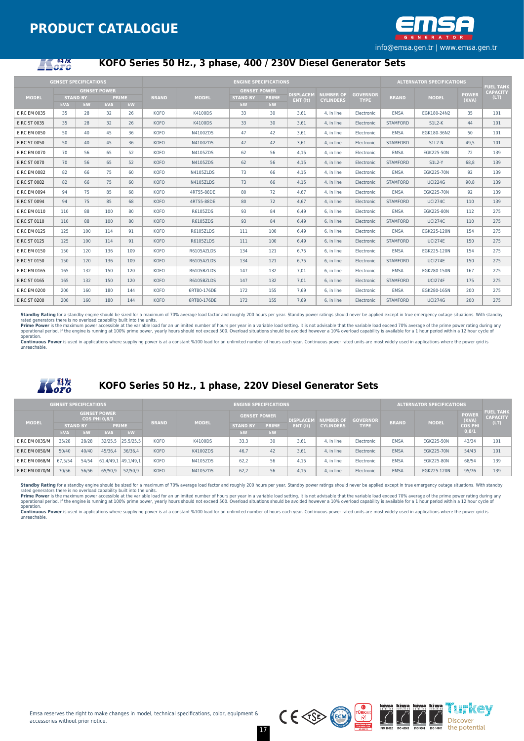# PRODUCT CATALOGUE

info@emsa.gen.tr | www.emsa.gen.tr

## KOFO Series 50 Hz., 3 phase, 400 / 230V Diesel Generator Sets

| GENSET SPECIFICATIONS | | | | | ENGINE SPECIFICATIONS | | | | | | | ALTERNATOR SPECIFICATIONS | | | FUEL TANK CAPACITY (LT) |
|---|---|---|---|---|---|---|---|---|---|---|---|---|---|---|---|
| MODEL | GENSET POWER | | | | BRAND | MODEL | GENSET POWER | | DISPLACEMENT (lt) | NUMBER OF CYLINDERS | GOVERNOR TYPE | BRAND | MODEL | POWER (KVA) | |
| | STAND BY | | PRIME | | | | STAND BY | PRIME | | | | | | | |
| | kVA | kW | kVA | kW | | | kW | kW | | | | | | | |
| E RC EM 0035 | 35 | 28 | 32 | 26 | KOFO | K4100DS | 33 | 30 | 3,61 | 4, in line | Electronic | EMSA | EGK180-24N2 | 35 | 101 |
| E RC ST 0035 | 35 | 28 | 32 | 26 | KOFO | K4100DS | 33 | 30 | 3,61 | 4, in line | Electronic | STAMFORD | S1L2-K | 44 | 101 |
| E RC EM 0050 | 50 | 40 | 45 | 36 | KOFO | N4100ZDS | 47 | 42 | 3,61 | 4, in line | Electronic | EMSA | EGK180-36N2 | 50 | 101 |
| E RC ST 0050 | 50 | 40 | 45 | 36 | KOFO | N4100ZDS | 47 | 42 | 3,61 | 4, in line | Electronic | STAMFORD | S1L2-N | 49,5 | 101 |
| E RC EM 0070 | 70 | 56 | 65 | 52 | KOFO | N4105ZDS | 62 | 56 | 4,15 | 4, in line | Electronic | EMSA | EGK225-50N | 72 | 139 |
| E RC ST 0070 | 70 | 56 | 65 | 52 | KOFO | N4105ZDS | 62 | 56 | 4,15 | 4, in line | Electronic | STAMFORD | S1L2-Y | 68,8 | 139 |
| E RC EM 0082 | 82 | 66 | 75 | 60 | KOFO | N4105ZLDS | 73 | 66 | 4,15 | 4, in line | Electronic | EMSA | EGK225-70N | 92 | 139 |
| E RC ST 0082 | 82 | 66 | 75 | 60 | KOFO | N4105ZLDS | 73 | 66 | 4,15 | 4, in line | Electronic | STAMFORD | UCI224G | 90,8 | 139 |
| E RC EM 0094 | 94 | 75 | 85 | 68 | KOFO | 4RT55-88DE | 80 | 72 | 4,67 | 4, in line | Electronic | EMSA | EGK225-70N | 92 | 139 |
| E RC ST 0094 | 94 | 75 | 85 | 68 | KOFO | 4RT55-88DE | 80 | 72 | 4,67 | 4, in line | Electronic | STAMFORD | UCI274C | 110 | 139 |
| E RC EM 0110 | 110 | 88 | 100 | 80 | KOFO | R6105ZDS | 93 | 84 | 6,49 | 6, in line | Electronic | EMSA | EGK225-80N | 112 | 275 |
| E RC ST 0110 | 110 | 88 | 100 | 80 | KOFO | R6105ZDS | 93 | 84 | 6,49 | 6, in line | Electronic | STAMFORD | UCI274C | 110 | 275 |
| E RC EM 0125 | 125 | 100 | 114 | 91 | KOFO | R6105ZLDS | 111 | 100 | 6,49 | 6, in line | Electronic | EMSA | EGK225-120N | 154 | 275 |
| E RC ST 0125 | 125 | 100 | 114 | 91 | KOFO | R6105ZLDS | 111 | 100 | 6,49 | 6, in line | Electronic | STAMFORD | UCI274E | 150 | 275 |
| E RC EM 0150 | 150 | 120 | 136 | 109 | KOFO | R6105AZLDS | 134 | 121 | 6,75 | 6, in line | Electronic | EMSA | EGK225-120N | 154 | 275 |
| E RC ST 0150 | 150 | 120 | 136 | 109 | KOFO | R6105AZLDS | 134 | 121 | 6,75 | 6, in line | Electronic | STAMFORD | UCI274E | 150 | 275 |
| E RC EM 0165 | 165 | 132 | 150 | 120 | KOFO | R6105BZLDS | 147 | 132 | 7,01 | 6, in line | Electronic | EMSA | EGK280-150N | 167 | 275 |
| E RC ST 0165 | 165 | 132 | 150 | 120 | KOFO | R6105BZLDS | 147 | 132 | 7,01 | 6, in line | Electronic | STAMFORD | UCI274F | 175 | 275 |
| E RC EM 0200 | 200 | 160 | 180 | 144 | KOFO | 6RT80-176DE | 172 | 155 | 7,69 | 6, in line | Electronic | EMSA | EGK280-165N | 200 | 275 |
| E RC ST 0200 | 200 | 160 | 180 | 144 | KOFO | 6RT80-176DE | 172 | 155 | 7,69 | 6, in line | Electronic | STAMFORD | UCI274G | 200 | 275 |

**Standby Rating** for a standby engine should be sized for a maximum of 70% average load factor and roughly 200 hours per year. Standby power ratings should never be applied except in true emergency outage situations. With standby rated generators there is no overload capability built into the units.
**Prime Power** is the maximum power accessible at the variable load for an unlimited number of hours per year in a variable load setting. It is not advisable that the variable load exceed 70% average of the prime power rating during any operational period. If the engine is running at 100% prime power, yearly hours should not exceed 500. Overload situations should be avoided however a 10% overload capability is available for a 1 hour period within a 12 hour cycle of operation.
**Continuous Power** is used in applications where suppliying power is at a constant %100 load for an unlimited number of hours each year. Continuous power rated units are most widely used in applications where the power grid is unreachable.

## KOFO Series 50 Hz., 1 phase, 220V Diesel Generator Sets

| GENSET SPECIFICATIONS | | | | | ENGINE SPECIFICATIONS | | | | | | | ALTERNATOR SPECIFICATIONS | | | FUEL TANK CAPACITY (LT) |
|---|---|---|---|---|---|---|---|---|---|---|---|---|---|---|---|
| MODEL | GENSET POWER COS PHI 0,8/1 | | | | BRAND | MODEL | GENSET POWER | | DISPLACEMENT (lt) | NUMBER OF CYLINDERS | GOVERNOR TYPE | BRAND | MODEL | POWER (KVA) COS PHI 0,8/1 | |
| | STAND BY | | PRIME | | | | STAND BY | PRIME | | | | | | | |
| | kVA | kW | kVA | kW | | | kW | kW | | | | | | | |
| E RC EM 0035/M | 35/28 | 28/28 | 32/25,5 | 25,5/25,5 | KOFO | K4100DS | 33,3 | 30 | 3,61 | 4, in line | Electronic | EMSA | EGK225-50N | 43/34 | 101 |
| E RC EM 0050/M | 50/40 | 40/40 | 45/36,4 | 36/36,4 | KOFO | K4100ZDS | 46,7 | 42 | 3,61 | 4, in line | Electronic | EMSA | EGK225-70N | 54/43 | 101 |
| E RC EM 0068/M | 67,5/54 | 54/54 | 61,4/49,1 | 49,1/49,1 | KOFO | N4105ZDS | 62,2 | 56 | 4,15 | 4, in line | Electronic | EMSA | EGK225-80N | 68/54 | 139 |
| E RC EM 0070/M | 70/56 | 56/56 | 65/50,9 | 52/50,9 | KOFO | N4105ZDS | 62,2 | 56 | 4,15 | 4, in line | Electronic | EMSA | EGK225-120N | 95/76 | 139 |

**Standby Rating** for a standby engine should be sized for a maximum of 70% average load factor and roughly 200 hours per year. Standby power ratings should never be applied except in true emergency outage situations. With standby rated generators there is no overload capability built into the units.
**Prime Power** is the maximum power accessible at the variable load for an unlimited number of hours per year in a variable load setting. It is not advisable that the variable load exceed 70% average of the prime power rating during any operational period. If the engine is running at 100% prime power, yearly hours should not exceed 500. Overload situations should be avoided however a 10% overload capability is available for a 1 hour period within a 12 hour cycle of operation.
**Continuous Power** is used in applications where suppliying power is at a constant %100 load for an unlimited number of hours each year. Continuous power rated units are most widely used in applications where the power grid is unreachable.

Emsa reserves the right to make changes in model, technical specifications, color, equipment & accessories without prior notice.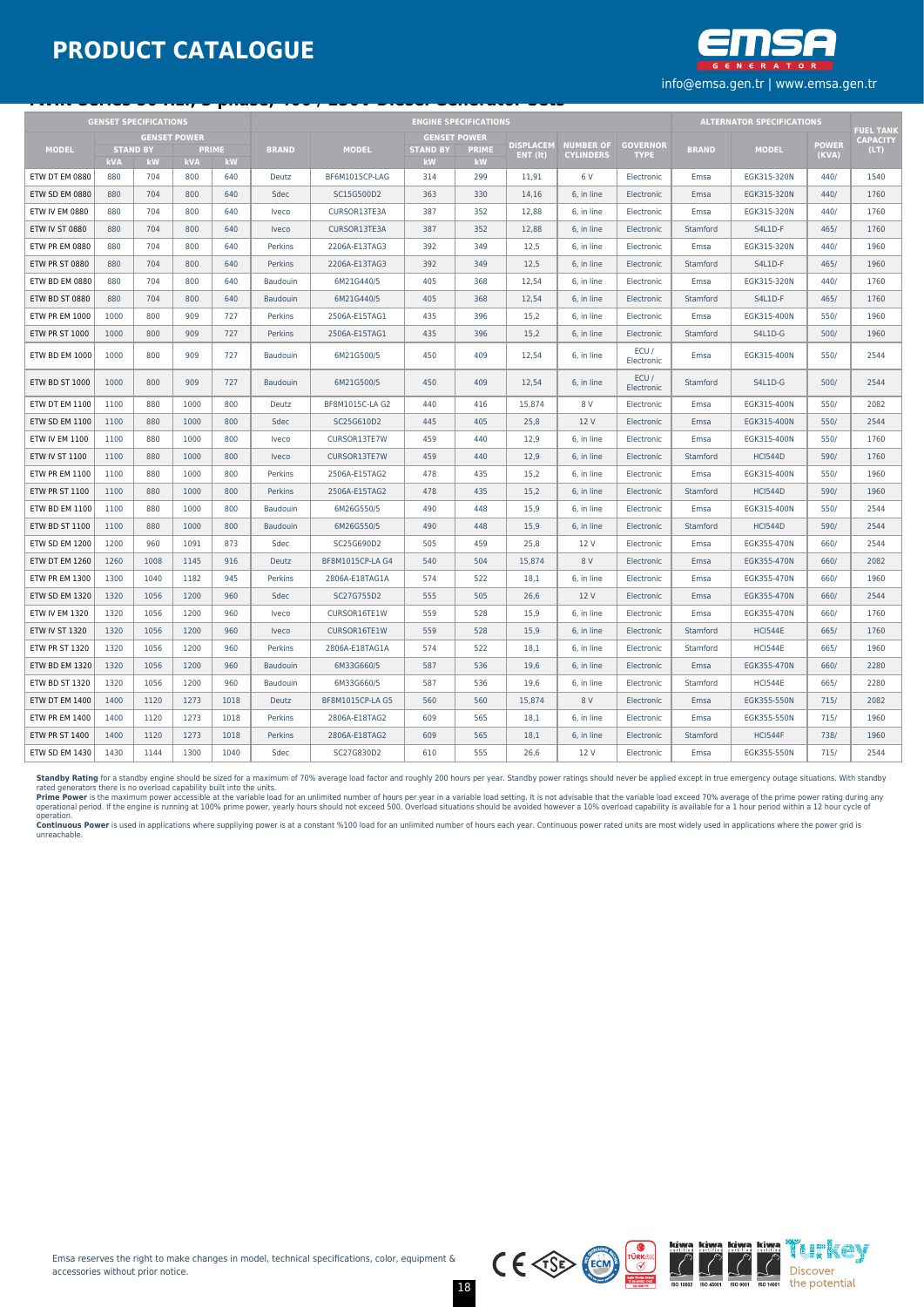# PRODUCT CATALOGUE

info@emsa.gen.tr | www.emsa.gen.tr

| GENSET SPECIFICATIONS | | | | | ENGINE SPECIFICATIONS | | | | | | | ALTERNATOR SPECIFICATIONS | | | FUEL TANK CAPACITY (LT) |
|---|---|---|---|---|---|---|---|---|---|---|---|---|---|---|---|
| MODEL | GENSET POWER | | | | BRAND | MODEL | GENSET POWER | | DISPLACEMENT (lt) | NUMBER OF CYLINDERS | GOVERNOR TYPE | BRAND | MODEL | POWER (KVA) | |
| | STAND BY | | PRIME | | | | STAND BY | PRIME | | | | | | | |
| | kVA | kW | kVA | kW | | | kW | kW | | | | | | | |
| ETW DT EM 0880 | 880 | 704 | 800 | 640 | Deutz | BF6M1015CP-LAG | 314 | 299 | 11,91 | 6 V | Electronic | Emsa | EGK315-320N | 440/ | 1540 |
| ETW SD EM 0880 | 880 | 704 | 800 | 640 | Sdec | SC15G500D2 | 363 | 330 | 14,16 | 6, in line | Electronic | Emsa | EGK315-320N | 440/ | 1760 |
| ETW IV EM 0880 | 880 | 704 | 800 | 640 | Iveco | CURSOR13TE3A | 387 | 352 | 12,88 | 6, in line | Electronic | Emsa | EGK315-320N | 440/ | 1760 |
| ETW IV ST 0880 | 880 | 704 | 800 | 640 | Iveco | CURSOR13TE3A | 387 | 352 | 12,88 | 6, in line | Electronic | Stamford | S4L1D-F | 465/ | 1760 |
| ETW PR EM 0880 | 880 | 704 | 800 | 640 | Perkins | 2206A-E13TAG3 | 392 | 349 | 12,5 | 6, in line | Electronic | Emsa | EGK315-320N | 440/ | 1960 |
| ETW PR ST 0880 | 880 | 704 | 800 | 640 | Perkins | 2206A-E13TAG3 | 392 | 349 | 12,5 | 6, in line | Electronic | Stamford | S4L1D-F | 465/ | 1960 |
| ETW BD EM 0880 | 880 | 704 | 800 | 640 | Baudouin | 6M21G440/5 | 405 | 368 | 12,54 | 6, in line | Electronic | Emsa | EGK315-320N | 440/ | 1760 |
| ETW BD ST 0880 | 880 | 704 | 800 | 640 | Baudouin | 6M21G440/5 | 405 | 368 | 12,54 | 6, in line | Electronic | Stamford | S4L1D-F | 465/ | 1760 |
| ETW PR EM 1000 | 1000 | 800 | 909 | 727 | Perkins | 2506A-E15TAG1 | 435 | 396 | 15,2 | 6, in line | Electronic | Emsa | EGK315-400N | 550/ | 1960 |
| ETW PR ST 1000 | 1000 | 800 | 909 | 727 | Perkins | 2506A-E15TAG1 | 435 | 396 | 15,2 | 6, in line | Electronic | Stamford | S4L1D-G | 500/ | 1960 |
| ETW BD EM 1000 | 1000 | 800 | 909 | 727 | Baudouin | 6M21G500/5 | 450 | 409 | 12,54 | 6, in line | ECU / Electronic | Emsa | EGK315-400N | 550/ | 2544 |
| ETW BD ST 1000 | 1000 | 800 | 909 | 727 | Baudouin | 6M21G500/5 | 450 | 409 | 12,54 | 6, in line | ECU / Electronic | Stamford | S4L1D-G | 500/ | 2544 |
| ETW DT EM 1100 | 1100 | 880 | 1000 | 800 | Deutz | BF8M1015C-LA G2 | 440 | 416 | 15,874 | 8 V | Electronic | Emsa | EGK315-400N | 550/ | 2082 |
| ETW SD EM 1100 | 1100 | 880 | 1000 | 800 | Sdec | SC25G610D2 | 445 | 405 | 25,8 | 12 V | Electronic | Emsa | EGK315-400N | 550/ | 2544 |
| ETW IV EM 1100 | 1100 | 880 | 1000 | 800 | Iveco | CURSOR13TE7W | 459 | 440 | 12,9 | 6, in line | Electronic | Emsa | EGK315-400N | 550/ | 1760 |
| ETW IV ST 1100 | 1100 | 880 | 1000 | 800 | Iveco | CURSOR13TE7W | 459 | 440 | 12,9 | 6, in line | Electronic | Stamford | HCI544D | 590/ | 1760 |
| ETW PR EM 1100 | 1100 | 880 | 1000 | 800 | Perkins | 2506A-E15TAG2 | 478 | 435 | 15,2 | 6, in line | Electronic | Emsa | EGK315-400N | 550/ | 1960 |
| ETW PR ST 1100 | 1100 | 880 | 1000 | 800 | Perkins | 2506A-E15TAG2 | 478 | 435 | 15,2 | 6, in line | Electronic | Stamford | HCI544D | 590/ | 1960 |
| ETW BD EM 1100 | 1100 | 880 | 1000 | 800 | Baudouin | 6M26G550/5 | 490 | 448 | 15,9 | 6, in line | Electronic | Emsa | EGK315-400N | 550/ | 2544 |
| ETW BD ST 1100 | 1100 | 880 | 1000 | 800 | Baudouin | 6M26G550/5 | 490 | 448 | 15,9 | 6, in line | Electronic | Stamford | HCI544D | 590/ | 2544 |
| ETW SD EM 1200 | 1200 | 960 | 1091 | 873 | Sdec | SC25G690D2 | 505 | 459 | 25,8 | 12 V | Electronic | Emsa | EGK355-470N | 660/ | 2544 |
| ETW DT EM 1260 | 1260 | 1008 | 1145 | 916 | Deutz | BF8M1015CP-LA G4 | 540 | 504 | 15,874 | 8 V | Electronic | Emsa | EGK355-470N | 660/ | 2082 |
| ETW PR EM 1300 | 1300 | 1040 | 1182 | 945 | Perkins | 2806A-E18TAG1A | 574 | 522 | 18,1 | 6, in line | Electronic | Emsa | EGK355-470N | 660/ | 1960 |
| ETW SD EM 1320 | 1320 | 1056 | 1200 | 960 | Sdec | SC27G755D2 | 555 | 505 | 26,6 | 12 V | Electronic | Emsa | EGK355-470N | 660/ | 2544 |
| ETW IV EM 1320 | 1320 | 1056 | 1200 | 960 | Iveco | CURSOR16TE1W | 559 | 528 | 15,9 | 6, in line | Electronic | Emsa | EGK355-470N | 660/ | 1760 |
| ETW IV ST 1320 | 1320 | 1056 | 1200 | 960 | Iveco | CURSOR16TE1W | 559 | 528 | 15,9 | 6, in line | Electronic | Stamford | HCI544E | 665/ | 1760 |
| ETW PR ST 1320 | 1320 | 1056 | 1200 | 960 | Perkins | 2806A-E18TAG1A | 574 | 522 | 18,1 | 6, in line | Electronic | Stamford | HCI544E | 665/ | 1960 |
| ETW BD EM 1320 | 1320 | 1056 | 1200 | 960 | Baudouin | 6M33G660/5 | 587 | 536 | 19,6 | 6, in line | Electronic | Emsa | EGK355-470N | 660/ | 2280 |
| ETW BD ST 1320 | 1320 | 1056 | 1200 | 960 | Baudouin | 6M33G660/5 | 587 | 536 | 19,6 | 6, in line | Electronic | Stamford | HCI544E | 665/ | 2280 |
| ETW DT EM 1400 | 1400 | 1120 | 1273 | 1018 | Deutz | BF8M1015CP-LA G5 | 560 | 560 | 15,874 | 8 V | Electronic | Emsa | EGK355-550N | 715/ | 2082 |
| ETW PR EM 1400 | 1400 | 1120 | 1273 | 1018 | Perkins | 2806A-E18TAG2 | 609 | 565 | 18,1 | 6, in line | Electronic | Emsa | EGK355-550N | 715/ | 1960 |
| ETW PR ST 1400 | 1400 | 1120 | 1273 | 1018 | Perkins | 2806A-E18TAG2 | 609 | 565 | 18,1 | 6, in line | Electronic | Stamford | HCI544F | 738/ | 1960 |
| ETW SD EM 1430 | 1430 | 1144 | 1300 | 1040 | Sdec | SC27G830D2 | 610 | 555 | 26,6 | 12 V | Electronic | Emsa | EGK355-550N | 715/ | 2544 |

**Standby Rating** for a standby engine should be sized for a maximum of 70% average load factor and roughly 200 hours per year. Standby power ratings should never be applied except in true emergency outage situations. With standby rated generators there is no overload capability built into the units.
**Prime Power** is the maximum power accessible at the variable load for an unlimited number of hours per year in a variable load setting. It is not advisable that the variable load exceed 70% average of the prime power rating during any operational period. If the engine is running at 100% prime power, yearly hours should not exceed 500. Overload situations should be avoided however a 10% overload capability is available for a 1 hour period within a 12 hour cycle of operation.
**Continuous Power** is used in applications where suppliying power is at a constant %100 load for an unlimited number of hours each year. Continuous power rated units are most widely used in applications where the power grid is unreachable.

Emsa reserves the right to make changes in model, technical specifications, color, equipment & accessories without prior notice.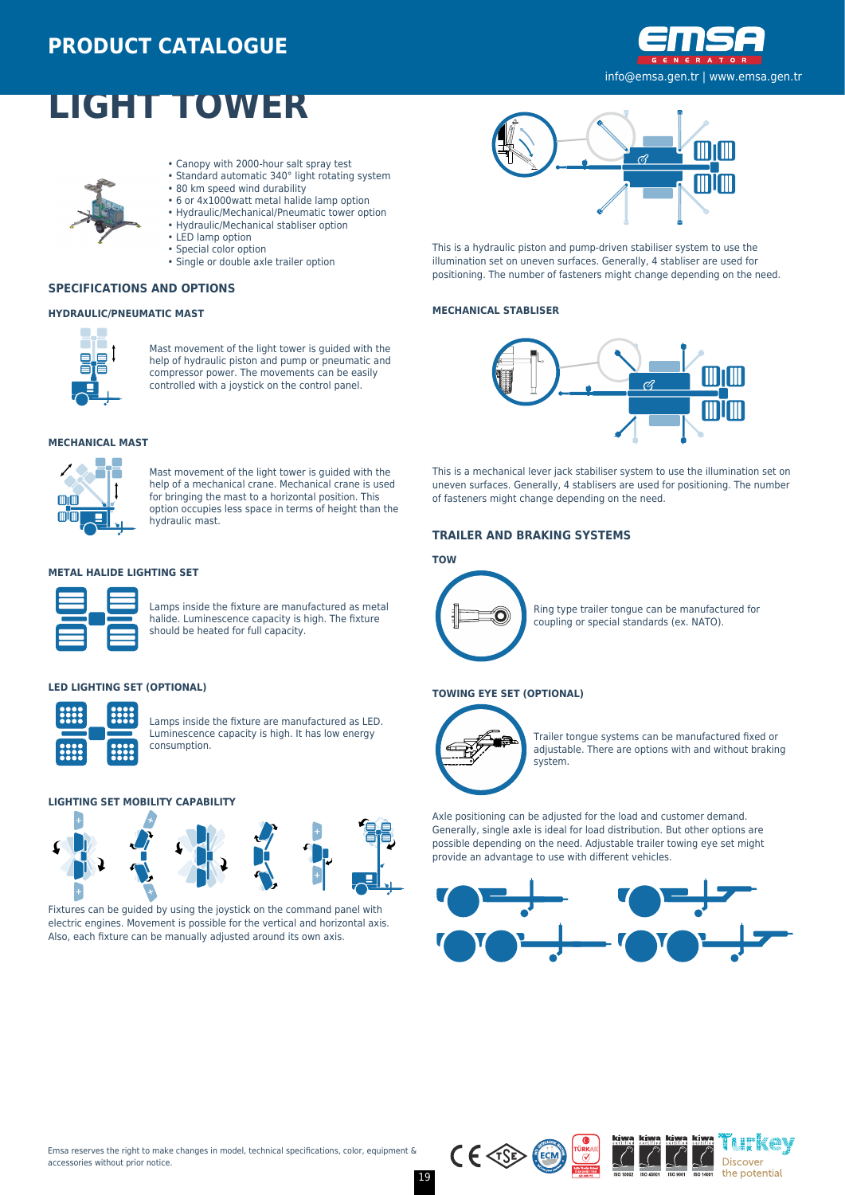# LIGHT TOWER

- Canopy with 2000-hour salt spray test
- Standard automatic 340° light rotating system
- 80 km speed wind durability
- 6 or 4x1000watt metal halide lamp option
- Hydraulic/Mechanical/Pneumatic tower option
- Hydraulic/Mechanical stabliser option
- LED lamp option
- Special color option
- Single or double axle trailer option

## SPECIFICATIONS AND OPTIONS

### HYDRAULIC/PNEUMATIC MAST

Mast movement of the light tower is guided with the help of hydraulic piston and pump or pneumatic and compressor power. The movements can be easily controlled with a joystick on the control panel.

### MECHANICAL MAST

Mast movement of the light tower is guided with the help of a mechanical crane. Mechanical crane is used for bringing the mast to a horizontal position. This option occupies less space in terms of height than the hydraulic mast.

### METAL HALIDE LIGHTING SET

Lamps inside the fixture are manufactured as metal halide. Luminescence capacity is high. The fixture should be heated for full capacity.

### LED LIGHTING SET (OPTIONAL)

Lamps inside the fixture are manufactured as LED. Luminescence capacity is high. It has low energy consumption.

### LIGHTING SET MOBILITY CAPABILITY

Fixtures can be guided by using the joystick on the command panel with electric engines. Movement is possible for the vertical and horizontal axis. Also, each fixture can be manually adjusted around its own axis.

This is a hydraulic piston and pump-driven stabiliser system to use the illumination set on uneven surfaces. Generally, 4 stabliser are used for positioning. The number of fasteners might change depending on the need.

### MECHANICAL STABLISER

This is a mechanical lever jack stabiliser system to use the illumination set on uneven surfaces. Generally, 4 stablisers are used for positioning. The number of fasteners might change depending on the need.

## TRAILER AND BRAKING SYSTEMS

### TOW

Ring type trailer tongue can be manufactured for coupling or special standards (ex. NATO).

### TOWING EYE SET (OPTIONAL)

Trailer tongue systems can be manufactured fixed or adjustable. There are options with and without braking system.

Axle positioning can be adjusted for the load and customer demand. Generally, single axle is ideal for load distribution. But other options are possible depending on the need. Adjustable trailer towing eye set might provide an advantage to use with different vehicles.

Emsa reserves the right to make changes in model, technical specifications, color, equipment & accessories without prior notice.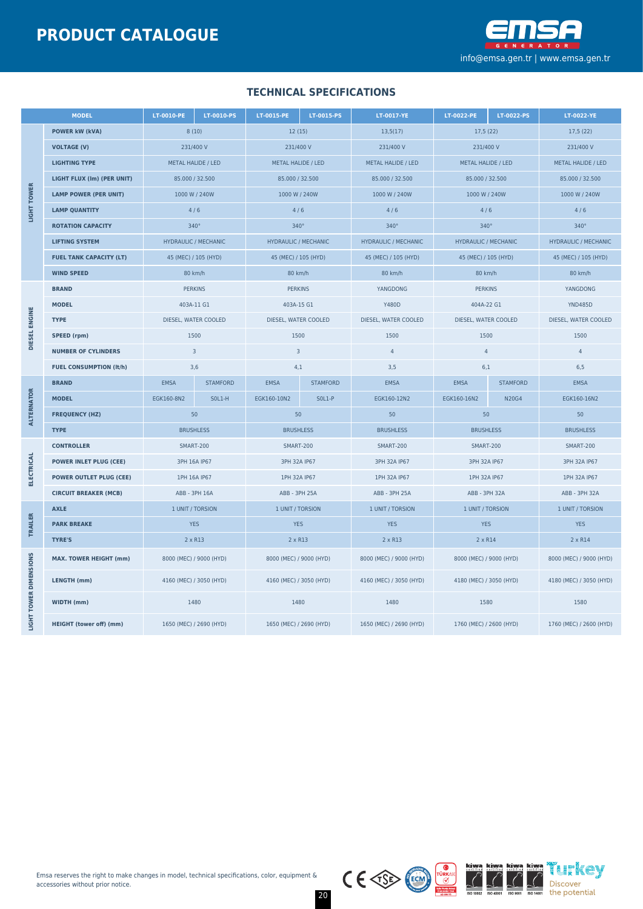# PRODUCT CATALOGUE

info@emsa.gen.tr | www.emsa.gen.tr

## TECHNICAL SPECIFICATIONS

| | MODEL | LT-0010-PE | LT-0010-PS | LT-0015-PE | LT-0015-PS | LT-0017-YE | LT-0022-PE | LT-0022-PS | LT-0022-YE |
|---|---|---|---|---|---|---|---|---|---|
| LIGHT TOWER | POWER kW (kVA) | 8 (10) | | 12 (15) | | 13,5(17) | 17,5 (22) | | 17,5 (22) |
| | VOLTAGE (V) | 231/400 V | | 231/400 V | | 231/400 V | 231/400 V | | 231/400 V |
| | LIGHTING TYPE | METAL HALIDE / LED | | METAL HALIDE / LED | | METAL HALIDE / LED | METAL HALIDE / LED | | METAL HALIDE / LED |
| | LIGHT FLUX (lm) (PER UNIT) | 85.000 / 32.500 | | 85.000 / 32.500 | | 85.000 / 32.500 | 85.000 / 32.500 | | 85.000 / 32.500 |
| | LAMP POWER (PER UNIT) | 1000 W / 240W | | 1000 W / 240W | | 1000 W / 240W | 1000 W / 240W | | 1000 W / 240W |
| | LAMP QUANTITY | 4 / 6 | | 4 / 6 | | 4 / 6 | 4 / 6 | | 4 / 6 |
| | ROTATION CAPACITY | 340° | | 340° | | 340° | 340° | | 340° |
| | LIFTING SYSTEM | HYDRAULIC / MECHANIC | | HYDRAULIC / MECHANIC | | HYDRAULIC / MECHANIC | HYDRAULIC / MECHANIC | | HYDRAULIC / MECHANIC |
| | FUEL TANK CAPACITY (LT) | 45 (MEC) / 105 (HYD) | | 45 (MEC) / 105 (HYD) | | 45 (MEC) / 105 (HYD) | 45 (MEC) / 105 (HYD) | | 45 (MEC) / 105 (HYD) |
| | WIND SPEED | 80 km/h | | 80 km/h | | 80 km/h | 80 km/h | | 80 km/h |
| DIESEL ENGINE | BRAND | PERKINS | | PERKINS | | YANGDONG | PERKINS | | YANGDONG |
| | MODEL | 403A-11 G1 | | 403A-15 G1 | | Y480D | 404A-22 G1 | | YND485D |
| | TYPE | DIESEL, WATER COOLED | | DIESEL, WATER COOLED | | DIESEL, WATER COOLED | DIESEL, WATER COOLED | | DIESEL, WATER COOLED |
| | SPEED (rpm) | 1500 | | 1500 | | 1500 | 1500 | | 1500 |
| | NUMBER OF CYLINDERS | 3 | | 3 | | 4 | 4 | | 4 |
| | FUEL CONSUMPTION (lt/h) | 3,6 | | 4,1 | | 3,5 | 6,1 | | 6,5 |
| ALTERNATOR | BRAND | EMSA | STAMFORD | EMSA | STAMFORD | EMSA | EMSA | STAMFORD | EMSA |
| | MODEL | EGK160-8N2 | S0L1-H | EGK160-10N2 | S0L1-P | EGK160-12N2 | EGK160-16N2 | N20G4 | EGK160-16N2 |
| | FREQUENCY (HZ) | 50 | | 50 | | 50 | 50 | | 50 |
| | TYPE | BRUSHLESS | | BRUSHLESS | | BRUSHLESS | BRUSHLESS | | BRUSHLESS |
| ELECTRICAL | CONTROLLER | SMART-200 | | SMART-200 | | SMART-200 | SMART-200 | | SMART-200 |
| | POWER INLET PLUG (CEE) | 3PH 16A IP67 | | 3PH 32A IP67 | | 3PH 32A IP67 | 3PH 32A IP67 | | 3PH 32A IP67 |
| | POWER OUTLET PLUG (CEE) | 1PH 16A IP67 | | 1PH 32A IP67 | | 1PH 32A IP67 | 1PH 32A IP67 | | 1PH 32A IP67 |
| | CIRCUIT BREAKER (MCB) | ABB - 3PH 16A | | ABB - 3PH 25A | | ABB - 3PH 25A | ABB - 3PH 32A | | ABB - 3PH 32A |
| TRAILER | AXLE | 1 UNIT / TORSION | | 1 UNIT / TORSION | | 1 UNIT / TORSION | 1 UNIT / TORSION | | 1 UNIT / TORSION |
| | PARK BREAKE | YES | | YES | | YES | YES | | YES |
| | TYRE'S | 2 x R13 | | 2 x R13 | | 2 x R13 | 2 x R14 | | 2 x R14 |
| LIGHT TOWER DIMENSIONS | MAX. TOWER HEIGHT (mm) | 8000 (MEC) / 9000 (HYD) | | 8000 (MEC) / 9000 (HYD) | | 8000 (MEC) / 9000 (HYD) | 8000 (MEC) / 9000 (HYD) | | 8000 (MEC) / 9000 (HYD) |
| | LENGTH (mm) | 4160 (MEC) / 3050 (HYD) | | 4160 (MEC) / 3050 (HYD) | | 4160 (MEC) / 3050 (HYD) | 4180 (MEC) / 3050 (HYD) | | 4180 (MEC) / 3050 (HYD) |
| | WIDTH (mm) | 1480 | | 1480 | | 1480 | 1580 | | 1580 |
| | HEIGHT (tower off) (mm) | 1650 (MEC) / 2690 (HYD) | | 1650 (MEC) / 2690 (HYD) | | 1650 (MEC) / 2690 (HYD) | 1760 (MEC) / 2600 (HYD) | | 1760 (MEC) / 2600 (HYD) |

Emsa reserves the right to make changes in model, technical specifications, color, equipment & accessories without prior notice.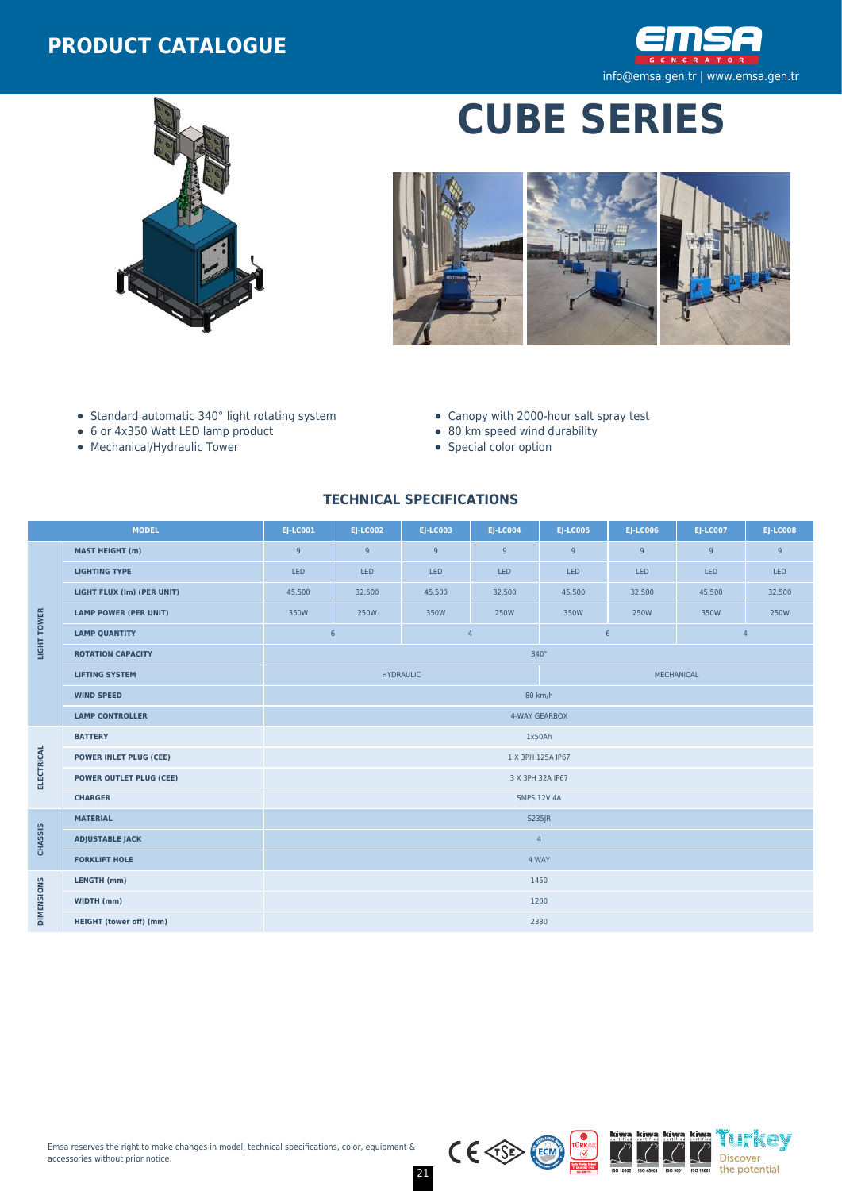# CUBE SERIES

- Standard automatic 340° light rotating system
- 6 or 4x350 Watt LED lamp product
- Mechanical/Hydraulic Tower
- Canopy with 2000-hour salt spray test
- 80 km speed wind durability
- Special color option

## TECHNICAL SPECIFICATIONS

| MODEL | | EJ-LC001 | EJ-LC002 | EJ-LC003 | EJ-LC004 | EJ-LC005 | EJ-LC006 | EJ-LC007 | EJ-LC008 |
|---|---|---|---|---|---|---|---|---|---|
| LIGHT TOWER | MAST HEIGHT (m) | 9 | 9 | 9 | 9 | 9 | 9 | 9 | 9 |
| | LIGHTING TYPE | LED | LED | LED | LED | LED | LED | LED | LED |
| | LIGHT FLUX (lm) (PER UNIT) | 45.500 | 32.500 | 45.500 | 32.500 | 45.500 | 32.500 | 45.500 | 32.500 |
| | LAMP POWER (PER UNIT) | 350W | 250W | 350W | 250W | 350W | 250W | 350W | 250W |
| | LAMP QUANTITY | 6 | | 4 | | 6 | | 4 | |
| | ROTATION CAPACITY | 340° | | | | | | | |
| | LIFTING SYSTEM | HYDRAULIC | | | | MECHANICAL | | | |
| | WIND SPEED | 80 km/h | | | | | | | |
| | LAMP CONTROLLER | 4-WAY GEARBOX | | | | | | | |
| ELECTRICAL | BATTERY | 1x50Ah | | | | | | | |
| | POWER INLET PLUG (CEE) | 1 X 3PH 125A IP67 | | | | | | | |
| | POWER OUTLET PLUG (CEE) | 3 X 3PH 32A IP67 | | | | | | | |
| | CHARGER | SMPS 12V 4A | | | | | | | |
| CHASSIS | MATERIAL | S235JR | | | | | | | |
| | ADJUSTABLE JACK | 4 | | | | | | | |
| | FORKLIFT HOLE | 4 WAY | | | | | | | |
| DIMENSIONS | LENGTH (mm) | 1450 | | | | | | | |
| | WIDTH (mm) | 1200 | | | | | | | |
| | HEIGHT (tower off) (mm) | 2330 | | | | | | | |

Emsa reserves the right to make changes in model, technical specifications, color, equipment & accessories without prior notice.